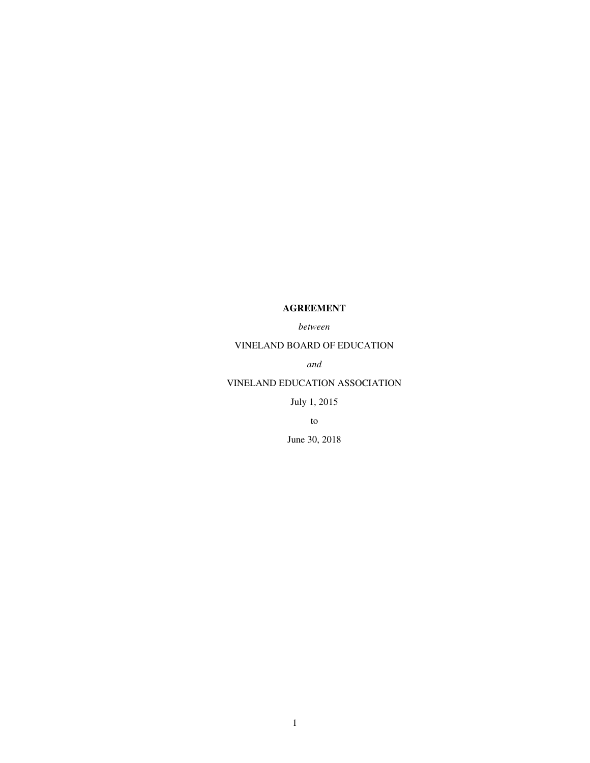**AGREEMENT**

*between*

VINELAND BOARD OF EDUCATION

*and*

VINELAND EDUCATION ASSOCIATION

July 1, 2015

to

June 30, 2018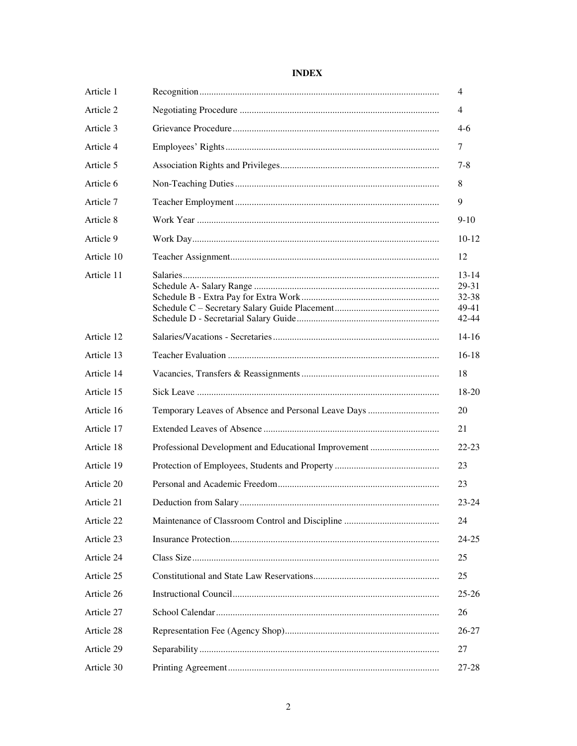# INDEX

| | | |
|---|---|---|
| Article 1 | Recognition | 4 |
| Article 2 | Negotiating Procedure | 4 |
| Article 3 | Grievance Procedure | 4-6 |
| Article 4 | Employees' Rights | 7 |
| Article 5 | Association Rights and Privileges | 7-8 |
| Article 6 | Non-Teaching Duties | 8 |
| Article 7 | Teacher Employment | 9 |
| Article 8 | Work Year | 9-10 |
| Article 9 | Work Day | 10-12 |
| Article 10 | Teacher Assignment | 12 |
| Article 11 | Salaries | 13-14 |
| | Schedule A- Salary Range | 29-31 |
| | Schedule B - Extra Pay for Extra Work | 32-38 |
| | Schedule C – Secretary Salary Guide Placement | 49-41 |
| | Schedule D - Secretarial Salary Guide | 42-44 |
| Article 12 | Salaries/Vacations - Secretaries | 14-16 |
| Article 13 | Teacher Evaluation | 16-18 |
| Article 14 | Vacancies, Transfers & Reassignments | 18 |
| Article 15 | Sick Leave | 18-20 |
| Article 16 | Temporary Leaves of Absence and Personal Leave Days | 20 |
| Article 17 | Extended Leaves of Absence | 21 |
| Article 18 | Professional Development and Educational Improvement | 22-23 |
| Article 19 | Protection of Employees, Students and Property | 23 |
| Article 20 | Personal and Academic Freedom | 23 |
| Article 21 | Deduction from Salary | 23-24 |
| Article 22 | Maintenance of Classroom Control and Discipline | 24 |
| Article 23 | Insurance Protection | 24-25 |
| Article 24 | Class Size | 25 |
| Article 25 | Constitutional and State Law Reservations | 25 |
| Article 26 | Instructional Council | 25-26 |
| Article 27 | School Calendar | 26 |
| Article 28 | Representation Fee (Agency Shop) | 26-27 |
| Article 29 | Separability | 27 |
| Article 30 | Printing Agreement | 27-28 |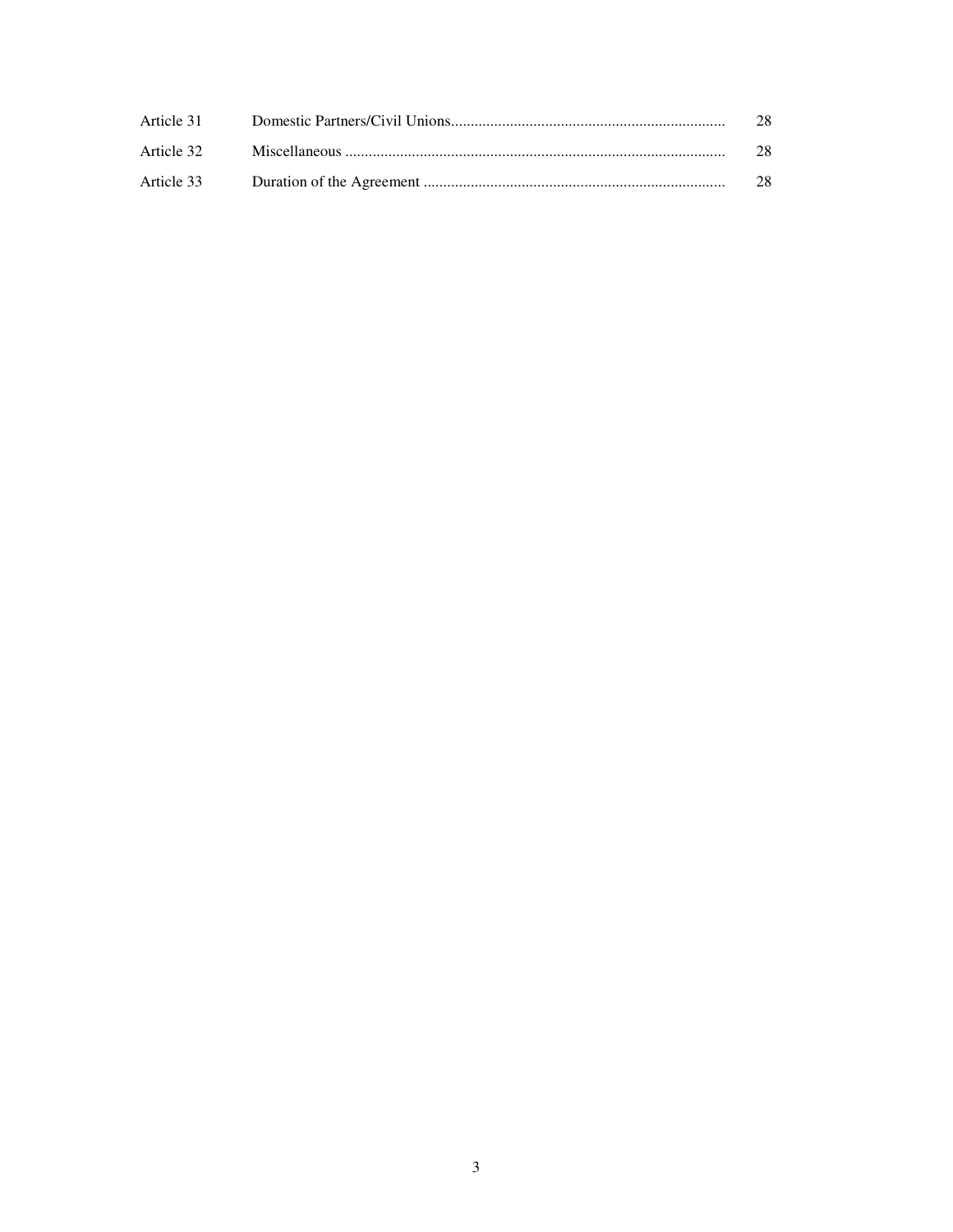| | | |
|---|---|---|
| Article 31 | Domestic Partners/Civil Unions | 28 |
| Article 32 | Miscellaneous | 28 |
| Article 33 | Duration of the Agreement | 28 |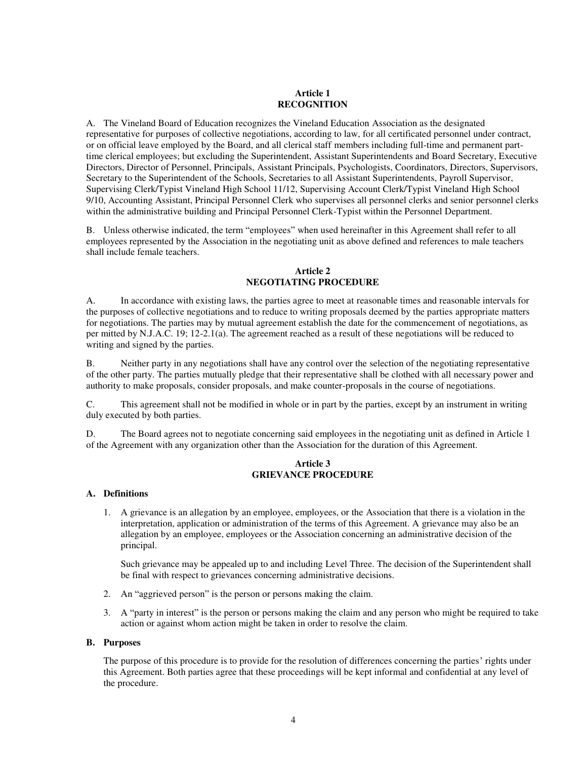## Article 1
## RECOGNITION

A. The Vineland Board of Education recognizes the Vineland Education Association as the designated representative for purposes of collective negotiations, according to law, for all certificated personnel under contract, or on official leave employed by the Board, and all clerical staff members including full-time and permanent part-time clerical employees; but excluding the Superintendent, Assistant Superintendents and Board Secretary, Executive Directors, Director of Personnel, Principals, Assistant Principals, Psychologists, Coordinators, Directors, Supervisors, Secretary to the Superintendent of the Schools, Secretaries to all Assistant Superintendents, Payroll Supervisor, Supervising Clerk/Typist Vineland High School 11/12, Supervising Account Clerk/Typist Vineland High School 9/10, Accounting Assistant, Principal Personnel Clerk who supervises all personnel clerks and senior personnel clerks within the administrative building and Principal Personnel Clerk-Typist within the Personnel Department.

B. Unless otherwise indicated, the term "employees" when used hereinafter in this Agreement shall refer to all employees represented by the Association in the negotiating unit as above defined and references to male teachers shall include female teachers.

## Article 2
## NEGOTIATING PROCEDURE

A. In accordance with existing laws, the parties agree to meet at reasonable times and reasonable intervals for the purposes of collective negotiations and to reduce to writing proposals deemed by the parties appropriate matters for negotiations. The parties may by mutual agreement establish the date for the commencement of negotiations, as per mitted by N.J.A.C. 19; 12-2.1(a). The agreement reached as a result of these negotiations will be reduced to writing and signed by the parties.

B. Neither party in any negotiations shall have any control over the selection of the negotiating representative of the other party. The parties mutually pledge that their representative shall be clothed with all necessary power and authority to make proposals, consider proposals, and make counter-proposals in the course of negotiations.

C. This agreement shall not be modified in whole or in part by the parties, except by an instrument in writing duly executed by both parties.

D. The Board agrees not to negotiate concerning said employees in the negotiating unit as defined in Article 1 of the Agreement with any organization other than the Association for the duration of this Agreement.

## Article 3
## GRIEVANCE PROCEDURE

### A. Definitions

1. A grievance is an allegation by an employee, employees, or the Association that there is a violation in the interpretation, application or administration of the terms of this Agreement. A grievance may also be an allegation by an employee, employees or the Association concerning an administrative decision of the principal.

   Such grievance may be appealed up to and including Level Three. The decision of the Superintendent shall be final with respect to grievances concerning administrative decisions.

2. An "aggrieved person" is the person or persons making the claim.

3. A "party in interest" is the person or persons making the claim and any person who might be required to take action or against whom action might be taken in order to resolve the claim.

### B. Purposes

The purpose of this procedure is to provide for the resolution of differences concerning the parties' rights under this Agreement. Both parties agree that these proceedings will be kept informal and confidential at any level of the procedure.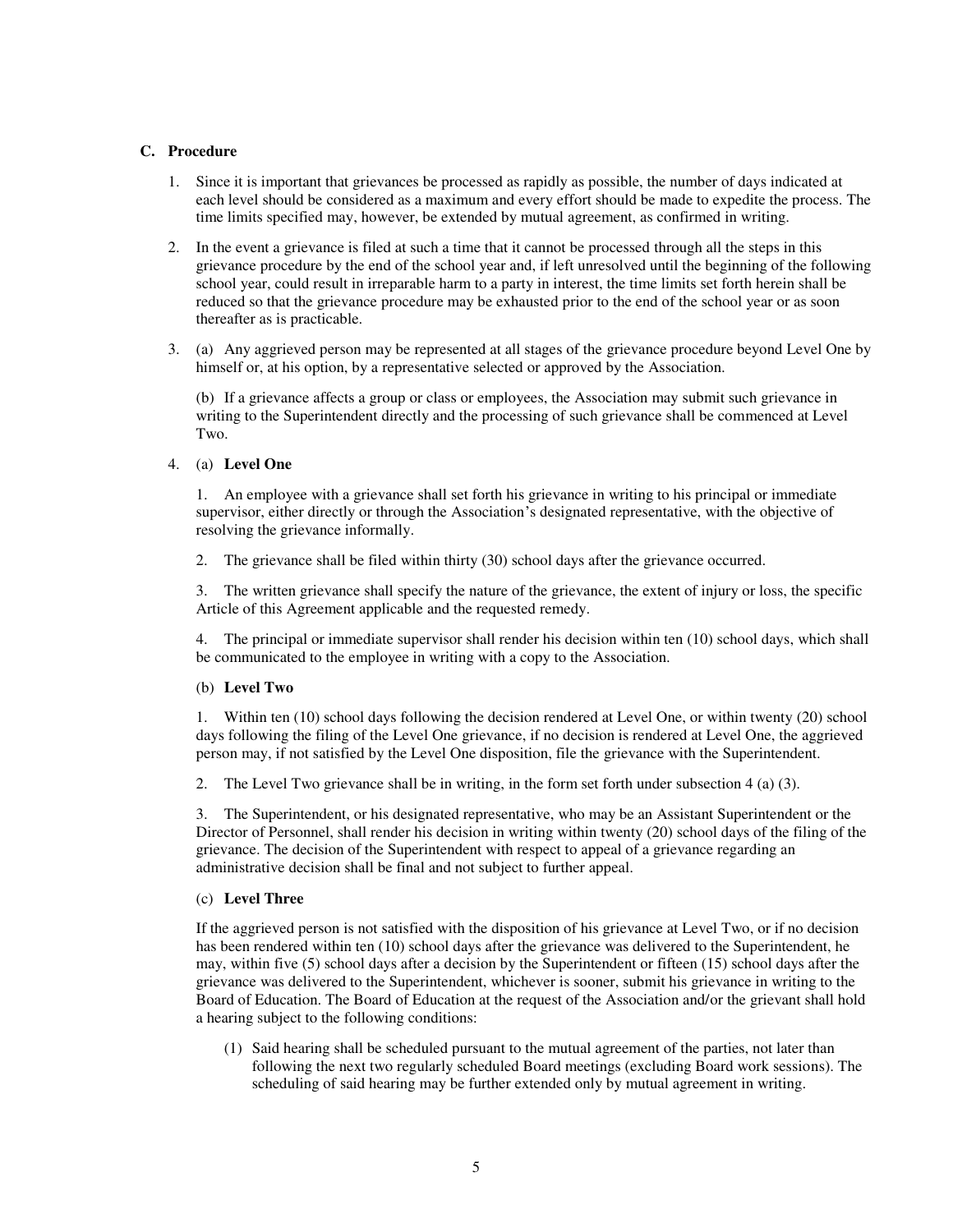### C. Procedure

1. Since it is important that grievances be processed as rapidly as possible, the number of days indicated at each level should be considered as a maximum and every effort should be made to expedite the process. The time limits specified may, however, be extended by mutual agreement, as confirmed in writing.

2. In the event a grievance is filed at such a time that it cannot be processed through all the steps in this grievance procedure by the end of the school year and, if left unresolved until the beginning of the following school year, could result in irreparable harm to a party in interest, the time limits set forth herein shall be reduced so that the grievance procedure may be exhausted prior to the end of the school year or as soon thereafter as is practicable.

3. (a) Any aggrieved person may be represented at all stages of the grievance procedure beyond Level One by himself or, at his option, by a representative selected or approved by the Association.

   (b) If a grievance affects a group or class or employees, the Association may submit such grievance in writing to the Superintendent directly and the processing of such grievance shall be commenced at Level Two.

4. (a) **Level One**

   1. An employee with a grievance shall set forth his grievance in writing to his principal or immediate supervisor, either directly or through the Association's designated representative, with the objective of resolving the grievance informally.

   2. The grievance shall be filed within thirty (30) school days after the grievance occurred.

   3. The written grievance shall specify the nature of the grievance, the extent of injury or loss, the specific Article of this Agreement applicable and the requested remedy.

   4. The principal or immediate supervisor shall render his decision within ten (10) school days, which shall be communicated to the employee in writing with a copy to the Association.

   (b) **Level Two**

   1. Within ten (10) school days following the decision rendered at Level One, or within twenty (20) school days following the filing of the Level One grievance, if no decision is rendered at Level One, the aggrieved person may, if not satisfied by the Level One disposition, file the grievance with the Superintendent.

   2. The Level Two grievance shall be in writing, in the form set forth under subsection 4 (a) (3).

   3. The Superintendent, or his designated representative, who may be an Assistant Superintendent or the Director of Personnel, shall render his decision in writing within twenty (20) school days of the filing of the grievance. The decision of the Superintendent with respect to appeal of a grievance regarding an administrative decision shall be final and not subject to further appeal.

   (c) **Level Three**

   If the aggrieved person is not satisfied with the disposition of his grievance at Level Two, or if no decision has been rendered within ten (10) school days after the grievance was delivered to the Superintendent, he may, within five (5) school days after a decision by the Superintendent or fifteen (15) school days after the grievance was delivered to the Superintendent, whichever is sooner, submit his grievance in writing to the Board of Education. The Board of Education at the request of the Association and/or the grievant shall hold a hearing subject to the following conditions:

   (1) Said hearing shall be scheduled pursuant to the mutual agreement of the parties, not later than following the next two regularly scheduled Board meetings (excluding Board work sessions). The scheduling of said hearing may be further extended only by mutual agreement in writing.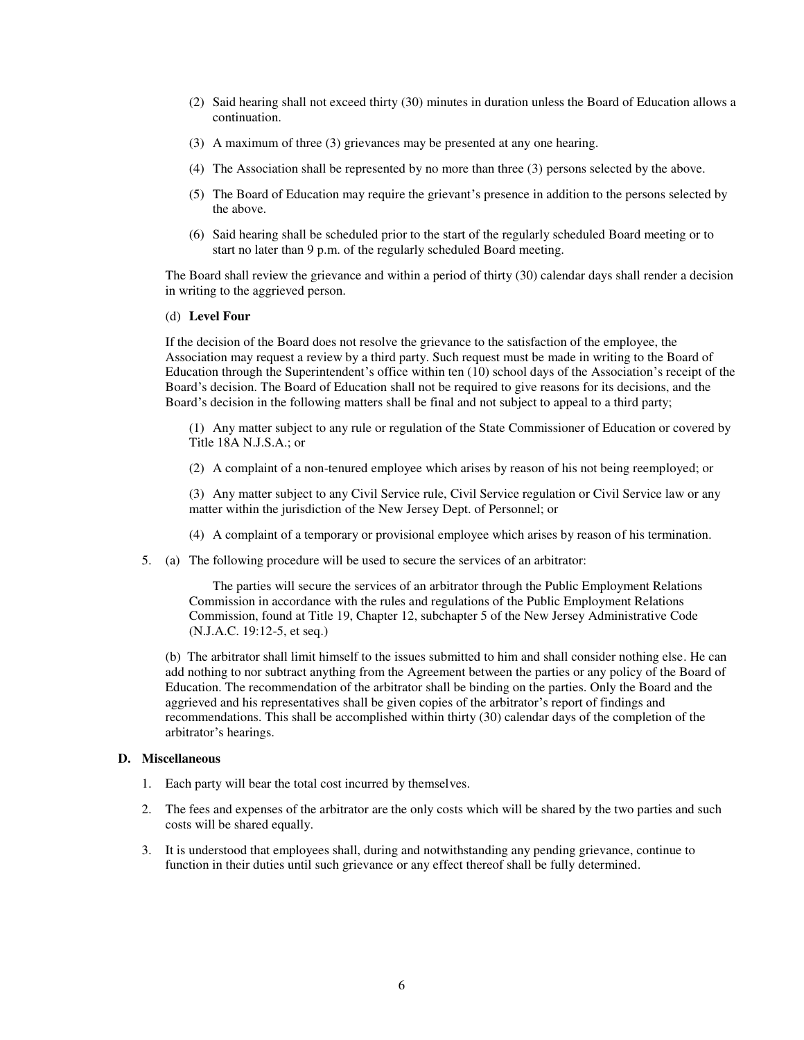(2) Said hearing shall not exceed thirty (30) minutes in duration unless the Board of Education allows a continuation.

(3) A maximum of three (3) grievances may be presented at any one hearing.

(4) The Association shall be represented by no more than three (3) persons selected by the above.

(5) The Board of Education may require the grievant's presence in addition to the persons selected by the above.

(6) Said hearing shall be scheduled prior to the start of the regularly scheduled Board meeting or to start no later than 9 p.m. of the regularly scheduled Board meeting.

The Board shall review the grievance and within a period of thirty (30) calendar days shall render a decision in writing to the aggrieved person.

(d) **Level Four**

If the decision of the Board does not resolve the grievance to the satisfaction of the employee, the Association may request a review by a third party. Such request must be made in writing to the Board of Education through the Superintendent's office within ten (10) school days of the Association's receipt of the Board's decision. The Board of Education shall not be required to give reasons for its decisions, and the Board's decision in the following matters shall be final and not subject to appeal to a third party;

(1) Any matter subject to any rule or regulation of the State Commissioner of Education or covered by Title 18A N.J.S.A.; or

(2) A complaint of a non-tenured employee which arises by reason of his not being reemployed; or

(3) Any matter subject to any Civil Service rule, Civil Service regulation or Civil Service law or any matter within the jurisdiction of the New Jersey Dept. of Personnel; or

(4) A complaint of a temporary or provisional employee which arises by reason of his termination.

5. (a) The following procedure will be used to secure the services of an arbitrator:

   The parties will secure the services of an arbitrator through the Public Employment Relations Commission in accordance with the rules and regulations of the Public Employment Relations Commission, found at Title 19, Chapter 12, subchapter 5 of the New Jersey Administrative Code (N.J.A.C. 19:12-5, et seq.)

   (b) The arbitrator shall limit himself to the issues submitted to him and shall consider nothing else. He can add nothing to nor subtract anything from the Agreement between the parties or any policy of the Board of Education. The recommendation of the arbitrator shall be binding on the parties. Only the Board and the aggrieved and his representatives shall be given copies of the arbitrator's report of findings and recommendations. This shall be accomplished within thirty (30) calendar days of the completion of the arbitrator's hearings.

### D. Miscellaneous

1. Each party will bear the total cost incurred by themselves.
2. The fees and expenses of the arbitrator are the only costs which will be shared by the two parties and such costs will be shared equally.
3. It is understood that employees shall, during and notwithstanding any pending grievance, continue to function in their duties until such grievance or any effect thereof shall be fully determined.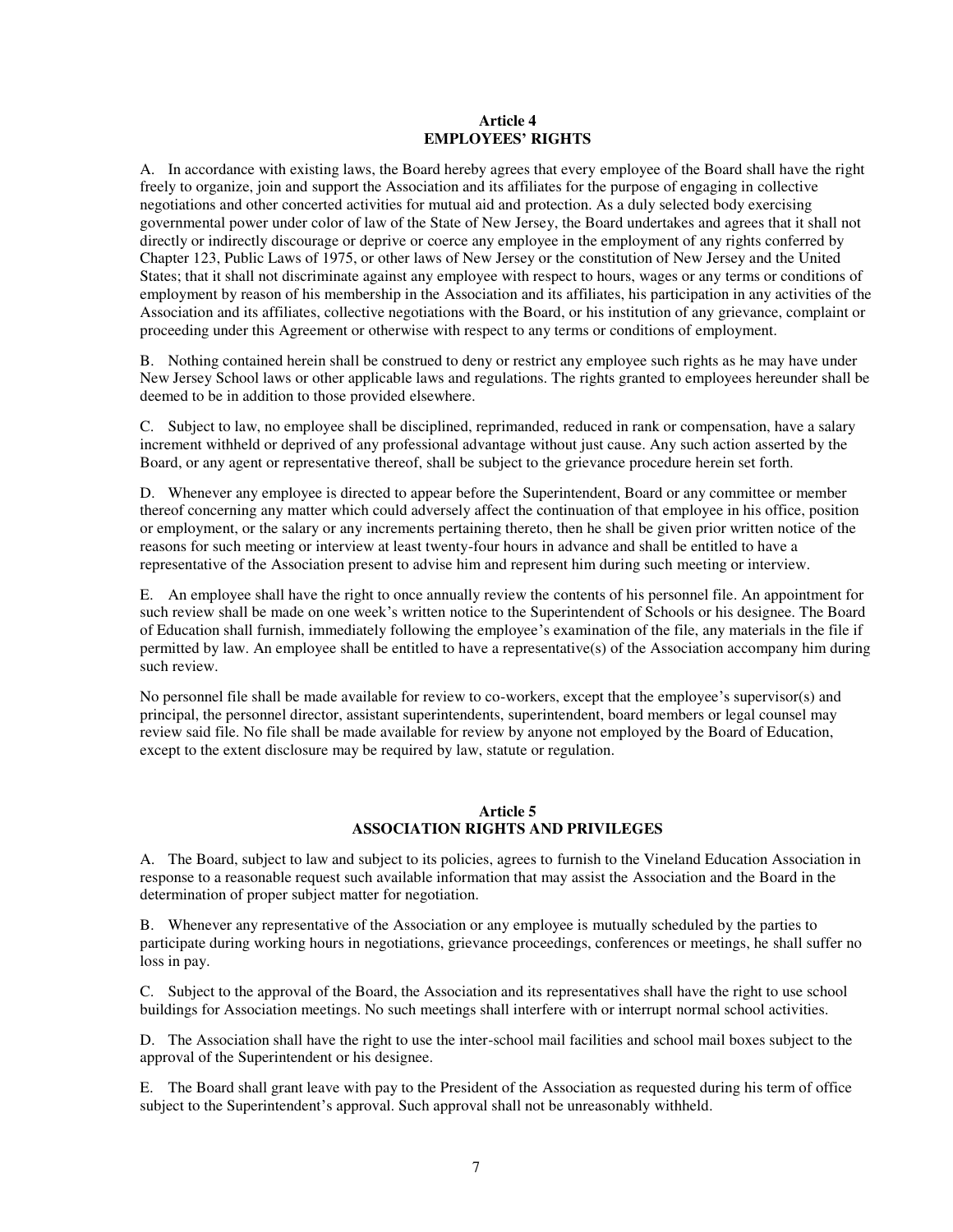## Article 4
## EMPLOYEES' RIGHTS

A. In accordance with existing laws, the Board hereby agrees that every employee of the Board shall have the right freely to organize, join and support the Association and its affiliates for the purpose of engaging in collective negotiations and other concerted activities for mutual aid and protection. As a duly selected body exercising governmental power under color of law of the State of New Jersey, the Board undertakes and agrees that it shall not directly or indirectly discourage or deprive or coerce any employee in the employment of any rights conferred by Chapter 123, Public Laws of 1975, or other laws of New Jersey or the constitution of New Jersey and the United States; that it shall not discriminate against any employee with respect to hours, wages or any terms or conditions of employment by reason of his membership in the Association and its affiliates, his participation in any activities of the Association and its affiliates, collective negotiations with the Board, or his institution of any grievance, complaint or proceeding under this Agreement or otherwise with respect to any terms or conditions of employment.

B. Nothing contained herein shall be construed to deny or restrict any employee such rights as he may have under New Jersey School laws or other applicable laws and regulations. The rights granted to employees hereunder shall be deemed to be in addition to those provided elsewhere.

C. Subject to law, no employee shall be disciplined, reprimanded, reduced in rank or compensation, have a salary increment withheld or deprived of any professional advantage without just cause. Any such action asserted by the Board, or any agent or representative thereof, shall be subject to the grievance procedure herein set forth.

D. Whenever any employee is directed to appear before the Superintendent, Board or any committee or member thereof concerning any matter which could adversely affect the continuation of that employee in his office, position or employment, or the salary or any increments pertaining thereto, then he shall be given prior written notice of the reasons for such meeting or interview at least twenty-four hours in advance and shall be entitled to have a representative of the Association present to advise him and represent him during such meeting or interview.

E. An employee shall have the right to once annually review the contents of his personnel file. An appointment for such review shall be made on one week's written notice to the Superintendent of Schools or his designee. The Board of Education shall furnish, immediately following the employee's examination of the file, any materials in the file if permitted by law. An employee shall be entitled to have a representative(s) of the Association accompany him during such review.

No personnel file shall be made available for review to co-workers, except that the employee's supervisor(s) and principal, the personnel director, assistant superintendents, superintendent, board members or legal counsel may review said file. No file shall be made available for review by anyone not employed by the Board of Education, except to the extent disclosure may be required by law, statute or regulation.

## Article 5
## ASSOCIATION RIGHTS AND PRIVILEGES

A. The Board, subject to law and subject to its policies, agrees to furnish to the Vineland Education Association in response to a reasonable request such available information that may assist the Association and the Board in the determination of proper subject matter for negotiation.

B. Whenever any representative of the Association or any employee is mutually scheduled by the parties to participate during working hours in negotiations, grievance proceedings, conferences or meetings, he shall suffer no loss in pay.

C. Subject to the approval of the Board, the Association and its representatives shall have the right to use school buildings for Association meetings. No such meetings shall interfere with or interrupt normal school activities.

D. The Association shall have the right to use the inter-school mail facilities and school mail boxes subject to the approval of the Superintendent or his designee.

E. The Board shall grant leave with pay to the President of the Association as requested during his term of office subject to the Superintendent's approval. Such approval shall not be unreasonably withheld.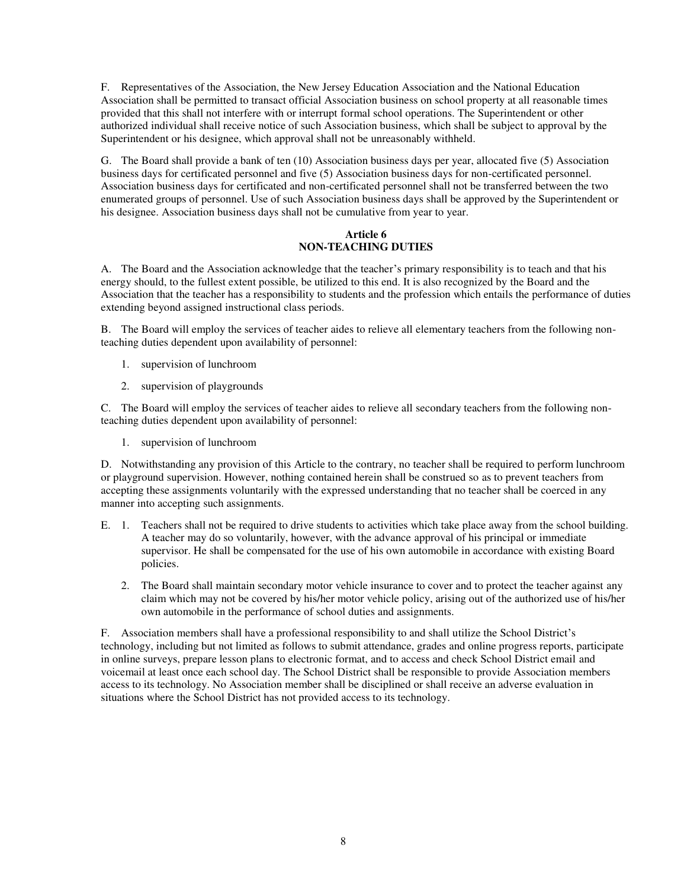F. Representatives of the Association, the New Jersey Education Association and the National Education Association shall be permitted to transact official Association business on school property at all reasonable times provided that this shall not interfere with or interrupt formal school operations. The Superintendent or other authorized individual shall receive notice of such Association business, which shall be subject to approval by the Superintendent or his designee, which approval shall not be unreasonably withheld.

G. The Board shall provide a bank of ten (10) Association business days per year, allocated five (5) Association business days for certificated personnel and five (5) Association business days for non-certificated personnel. Association business days for certificated and non-certificated personnel shall not be transferred between the two enumerated groups of personnel. Use of such Association business days shall be approved by the Superintendent or his designee. Association business days shall not be cumulative from year to year.

## Article 6
## NON-TEACHING DUTIES

A. The Board and the Association acknowledge that the teacher's primary responsibility is to teach and that his energy should, to the fullest extent possible, be utilized to this end. It is also recognized by the Board and the Association that the teacher has a responsibility to students and the profession which entails the performance of duties extending beyond assigned instructional class periods.

B. The Board will employ the services of teacher aides to relieve all elementary teachers from the following non-teaching duties dependent upon availability of personnel:

1. supervision of lunchroom
2. supervision of playgrounds

C. The Board will employ the services of teacher aides to relieve all secondary teachers from the following non-teaching duties dependent upon availability of personnel:

1. supervision of lunchroom

D. Notwithstanding any provision of this Article to the contrary, no teacher shall be required to perform lunchroom or playground supervision. However, nothing contained herein shall be construed so as to prevent teachers from accepting these assignments voluntarily with the expressed understanding that no teacher shall be coerced in any manner into accepting such assignments.

E. 1. Teachers shall not be required to drive students to activities which take place away from the school building. A teacher may do so voluntarily, however, with the advance approval of his principal or immediate supervisor. He shall be compensated for the use of his own automobile in accordance with existing Board policies.

2. The Board shall maintain secondary motor vehicle insurance to cover and to protect the teacher against any claim which may not be covered by his/her motor vehicle policy, arising out of the authorized use of his/her own automobile in the performance of school duties and assignments.

F. Association members shall have a professional responsibility to and shall utilize the School District's technology, including but not limited as follows to submit attendance, grades and online progress reports, participate in online surveys, prepare lesson plans to electronic format, and to access and check School District email and voicemail at least once each school day. The School District shall be responsible to provide Association members access to its technology. No Association member shall be disciplined or shall receive an adverse evaluation in situations where the School District has not provided access to its technology.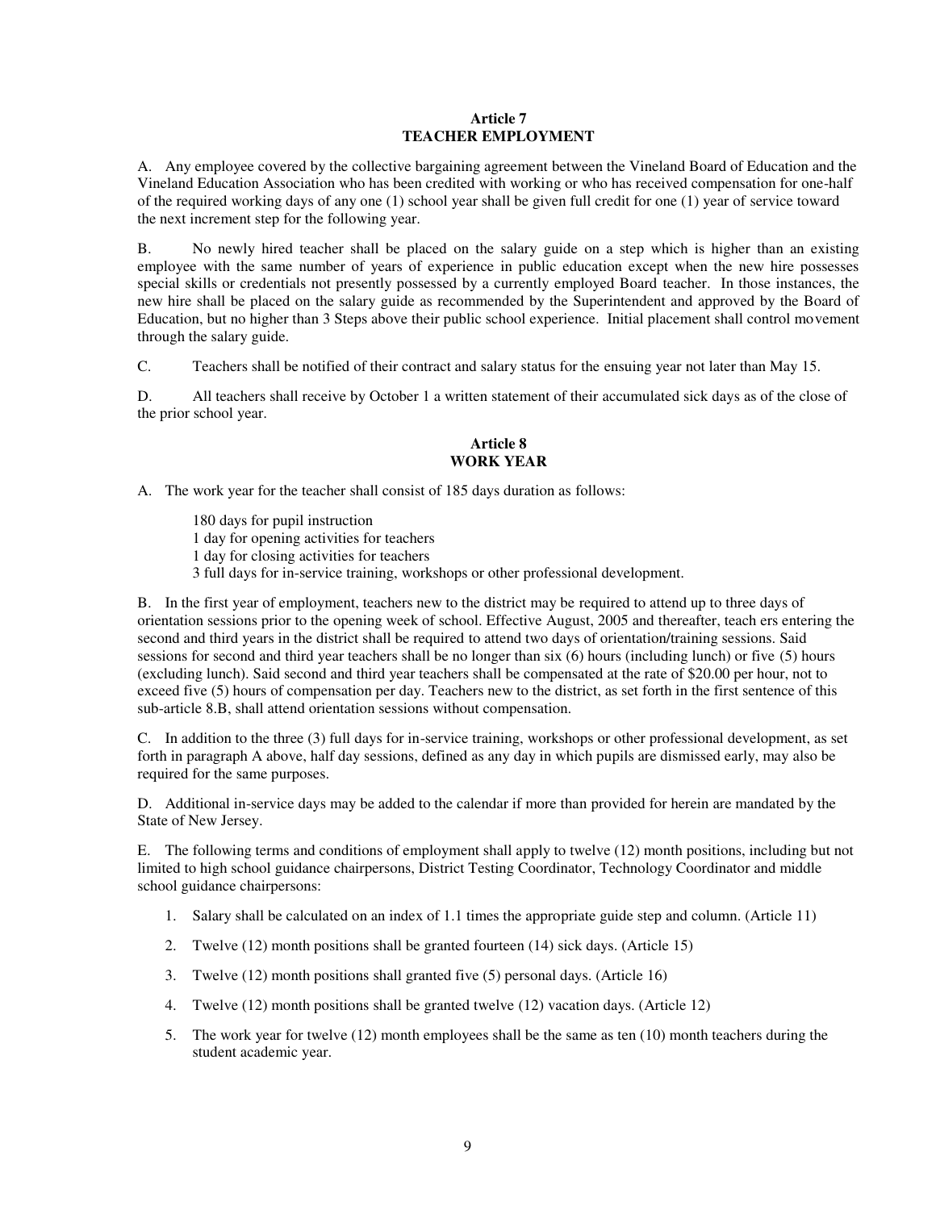## Article 7
## TEACHER EMPLOYMENT

A. Any employee covered by the collective bargaining agreement between the Vineland Board of Education and the Vineland Education Association who has been credited with working or who has received compensation for one-half of the required working days of any one (1) school year shall be given full credit for one (1) year of service toward the next increment step for the following year.

B. No newly hired teacher shall be placed on the salary guide on a step which is higher than an existing employee with the same number of years of experience in public education except when the new hire possesses special skills or credentials not presently possessed by a currently employed Board teacher. In those instances, the new hire shall be placed on the salary guide as recommended by the Superintendent and approved by the Board of Education, but no higher than 3 Steps above their public school experience. Initial placement shall control movement through the salary guide.

C. Teachers shall be notified of their contract and salary status for the ensuing year not later than May 15.

D. All teachers shall receive by October 1 a written statement of their accumulated sick days as of the close of the prior school year.

## Article 8
## WORK YEAR

A. The work year for the teacher shall consist of 185 days duration as follows:

180 days for pupil instruction
1 day for opening activities for teachers
1 day for closing activities for teachers
3 full days for in-service training, workshops or other professional development.

B. In the first year of employment, teachers new to the district may be required to attend up to three days of orientation sessions prior to the opening week of school. Effective August, 2005 and thereafter, teach ers entering the second and third years in the district shall be required to attend two days of orientation/training sessions. Said sessions for second and third year teachers shall be no longer than six (6) hours (including lunch) or five (5) hours (excluding lunch). Said second and third year teachers shall be compensated at the rate of $20.00 per hour, not to exceed five (5) hours of compensation per day. Teachers new to the district, as set forth in the first sentence of this sub-article 8.B, shall attend orientation sessions without compensation.

C. In addition to the three (3) full days for in-service training, workshops or other professional development, as set forth in paragraph A above, half day sessions, defined as any day in which pupils are dismissed early, may also be required for the same purposes.

D. Additional in-service days may be added to the calendar if more than provided for herein are mandated by the State of New Jersey.

E. The following terms and conditions of employment shall apply to twelve (12) month positions, including but not limited to high school guidance chairpersons, District Testing Coordinator, Technology Coordinator and middle school guidance chairpersons:

1. Salary shall be calculated on an index of 1.1 times the appropriate guide step and column. (Article 11)
2. Twelve (12) month positions shall be granted fourteen (14) sick days. (Article 15)
3. Twelve (12) month positions shall granted five (5) personal days. (Article 16)
4. Twelve (12) month positions shall be granted twelve (12) vacation days. (Article 12)
5. The work year for twelve (12) month employees shall be the same as ten (10) month teachers during the student academic year.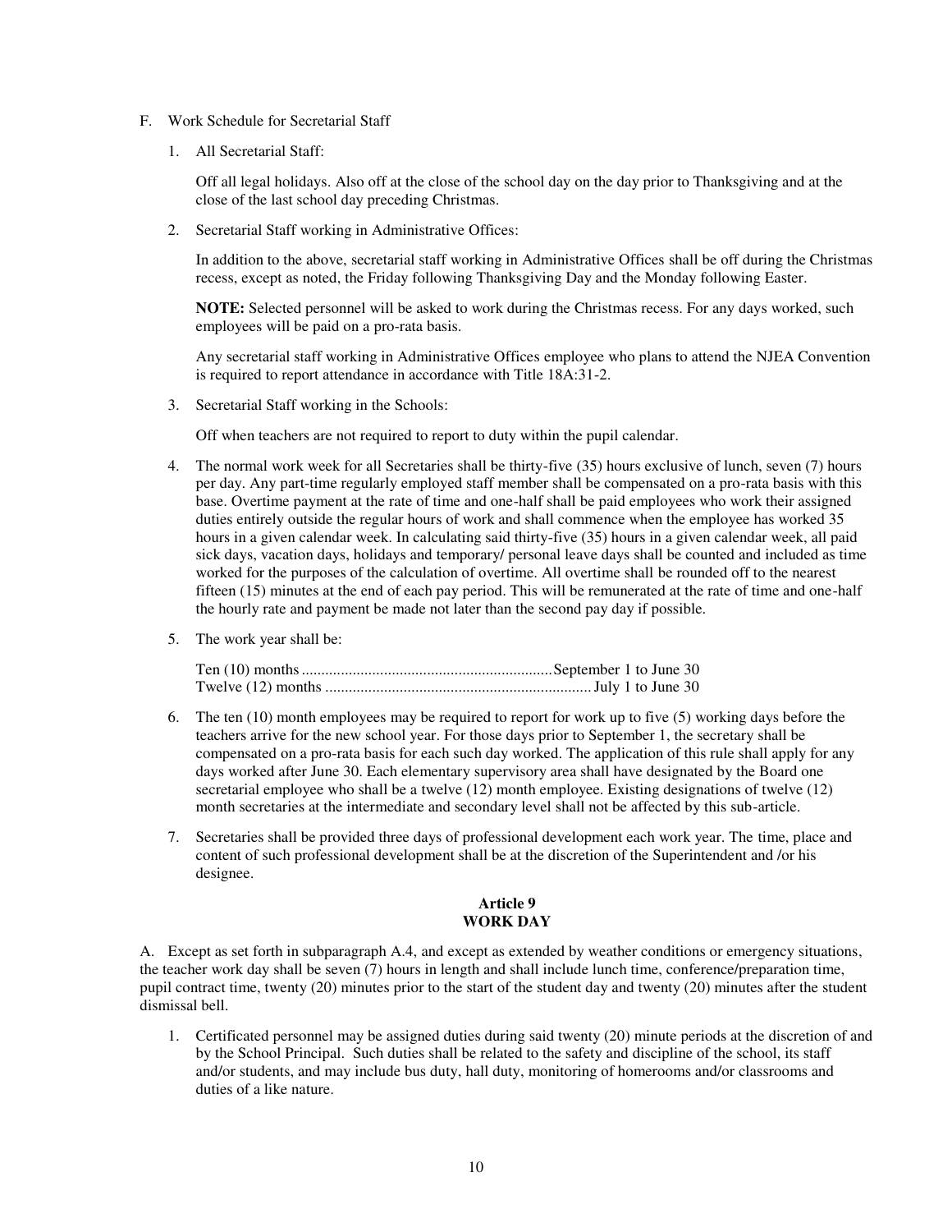F. Work Schedule for Secretarial Staff

1. All Secretarial Staff:

   Off all legal holidays. Also off at the close of the school day on the day prior to Thanksgiving and at the close of the last school day preceding Christmas.

2. Secretarial Staff working in Administrative Offices:

   In addition to the above, secretarial staff working in Administrative Offices shall be off during the Christmas recess, except as noted, the Friday following Thanksgiving Day and the Monday following Easter.

   **NOTE:** Selected personnel will be asked to work during the Christmas recess. For any days worked, such employees will be paid on a pro-rata basis.

   Any secretarial staff working in Administrative Offices employee who plans to attend the NJEA Convention is required to report attendance in accordance with Title 18A:31-2.

3. Secretarial Staff working in the Schools:

   Off when teachers are not required to report to duty within the pupil calendar.

4. The normal work week for all Secretaries shall be thirty-five (35) hours exclusive of lunch, seven (7) hours per day. Any part-time regularly employed staff member shall be compensated on a pro-rata basis with this base. Overtime payment at the rate of time and one-half shall be paid employees who work their assigned duties entirely outside the regular hours of work and shall commence when the employee has worked 35 hours in a given calendar week. In calculating said thirty-five (35) hours in a given calendar week, all paid sick days, vacation days, holidays and temporary/ personal leave days shall be counted and included as time worked for the purposes of the calculation of overtime. All overtime shall be rounded off to the nearest fifteen (15) minutes at the end of each pay period. This will be remunerated at the rate of time and one-half the hourly rate and payment be made not later than the second pay day if possible.

5. The work year shall be:

   Ten (10) months................................................................September 1 to June 30
   Twelve (12) months ...................................................................July 1 to June 30

6. The ten (10) month employees may be required to report for work up to five (5) working days before the teachers arrive for the new school year. For those days prior to September 1, the secretary shall be compensated on a pro-rata basis for each such day worked. The application of this rule shall apply for any days worked after June 30. Each elementary supervisory area shall have designated by the Board one secretarial employee who shall be a twelve (12) month employee. Existing designations of twelve (12) month secretaries at the intermediate and secondary level shall not be affected by this sub-article.

7. Secretaries shall be provided three days of professional development each work year. The time, place and content of such professional development shall be at the discretion of the Superintendent and /or his designee.

## Article 9
## WORK DAY

A. Except as set forth in subparagraph A.4, and except as extended by weather conditions or emergency situations, the teacher work day shall be seven (7) hours in length and shall include lunch time, conference/preparation time, pupil contract time, twenty (20) minutes prior to the start of the student day and twenty (20) minutes after the student dismissal bell.

1. Certificated personnel may be assigned duties during said twenty (20) minute periods at the discretion of and by the School Principal. Such duties shall be related to the safety and discipline of the school, its staff and/or students, and may include bus duty, hall duty, monitoring of homerooms and/or classrooms and duties of a like nature.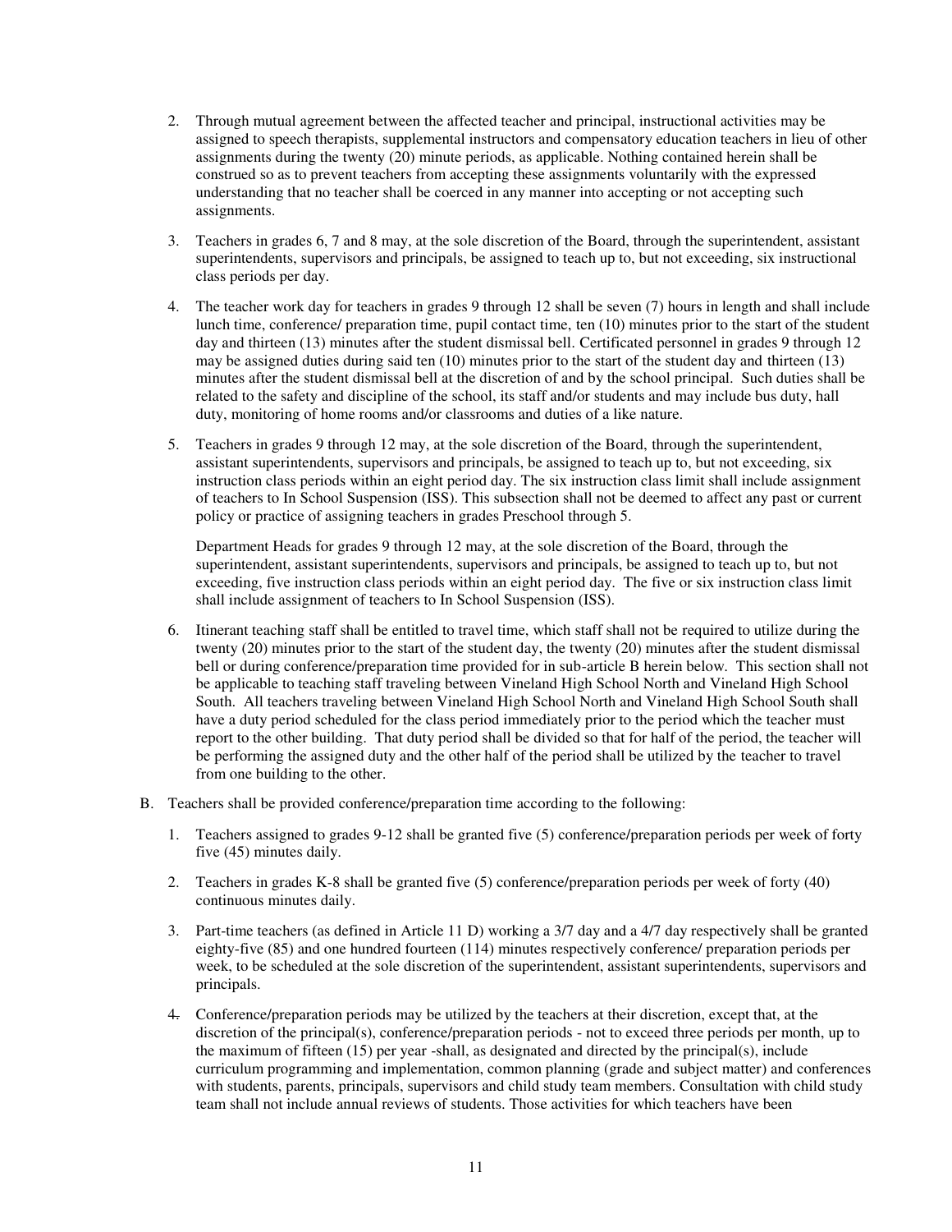2. Through mutual agreement between the affected teacher and principal, instructional activities may be assigned to speech therapists, supplemental instructors and compensatory education teachers in lieu of other assignments during the twenty (20) minute periods, as applicable. Nothing contained herein shall be construed so as to prevent teachers from accepting these assignments voluntarily with the expressed understanding that no teacher shall be coerced in any manner into accepting or not accepting such assignments.

3. Teachers in grades 6, 7 and 8 may, at the sole discretion of the Board, through the superintendent, assistant superintendents, supervisors and principals, be assigned to teach up to, but not exceeding, six instructional class periods per day.

4. The teacher work day for teachers in grades 9 through 12 shall be seven (7) hours in length and shall include lunch time, conference/ preparation time, pupil contact time, ten (10) minutes prior to the start of the student day and thirteen (13) minutes after the student dismissal bell. Certificated personnel in grades 9 through 12 may be assigned duties during said ten (10) minutes prior to the start of the student day and thirteen (13) minutes after the student dismissal bell at the discretion of and by the school principal. Such duties shall be related to the safety and discipline of the school, its staff and/or students and may include bus duty, hall duty, monitoring of home rooms and/or classrooms and duties of a like nature.

5. Teachers in grades 9 through 12 may, at the sole discretion of the Board, through the superintendent, assistant superintendents, supervisors and principals, be assigned to teach up to, but not exceeding, six instruction class periods within an eight period day. The six instruction class limit shall include assignment of teachers to In School Suspension (ISS). This subsection shall not be deemed to affect any past or current policy or practice of assigning teachers in grades Preschool through 5.

   Department Heads for grades 9 through 12 may, at the sole discretion of the Board, through the superintendent, assistant superintendents, supervisors and principals, be assigned to teach up to, but not exceeding, five instruction class periods within an eight period day. The five or six instruction class limit shall include assignment of teachers to In School Suspension (ISS).

6. Itinerant teaching staff shall be entitled to travel time, which staff shall not be required to utilize during the twenty (20) minutes prior to the start of the student day, the twenty (20) minutes after the student dismissal bell or during conference/preparation time provided for in sub-article B herein below. This section shall not be applicable to teaching staff traveling between Vineland High School North and Vineland High School South. All teachers traveling between Vineland High School North and Vineland High School South shall have a duty period scheduled for the class period immediately prior to the period which the teacher must report to the other building. That duty period shall be divided so that for half of the period, the teacher will be performing the assigned duty and the other half of the period shall be utilized by the teacher to travel from one building to the other.

B. Teachers shall be provided conference/preparation time according to the following:

1. Teachers assigned to grades 9-12 shall be granted five (5) conference/preparation periods per week of forty five (45) minutes daily.

2. Teachers in grades K-8 shall be granted five (5) conference/preparation periods per week of forty (40) continuous minutes daily.

3. Part-time teachers (as defined in Article 11 D) working a 3/7 day and a 4/7 day respectively shall be granted eighty-five (85) and one hundred fourteen (114) minutes respectively conference/ preparation periods per week, to be scheduled at the sole discretion of the superintendent, assistant superintendents, supervisors and principals.

4. Conference/preparation periods may be utilized by the teachers at their discretion, except that, at the discretion of the principal(s), conference/preparation periods - not to exceed three periods per month, up to the maximum of fifteen (15) per year -shall, as designated and directed by the principal(s), include curriculum programming and implementation, common planning (grade and subject matter) and conferences with students, parents, principals, supervisors and child study team members. Consultation with child study team shall not include annual reviews of students. Those activities for which teachers have been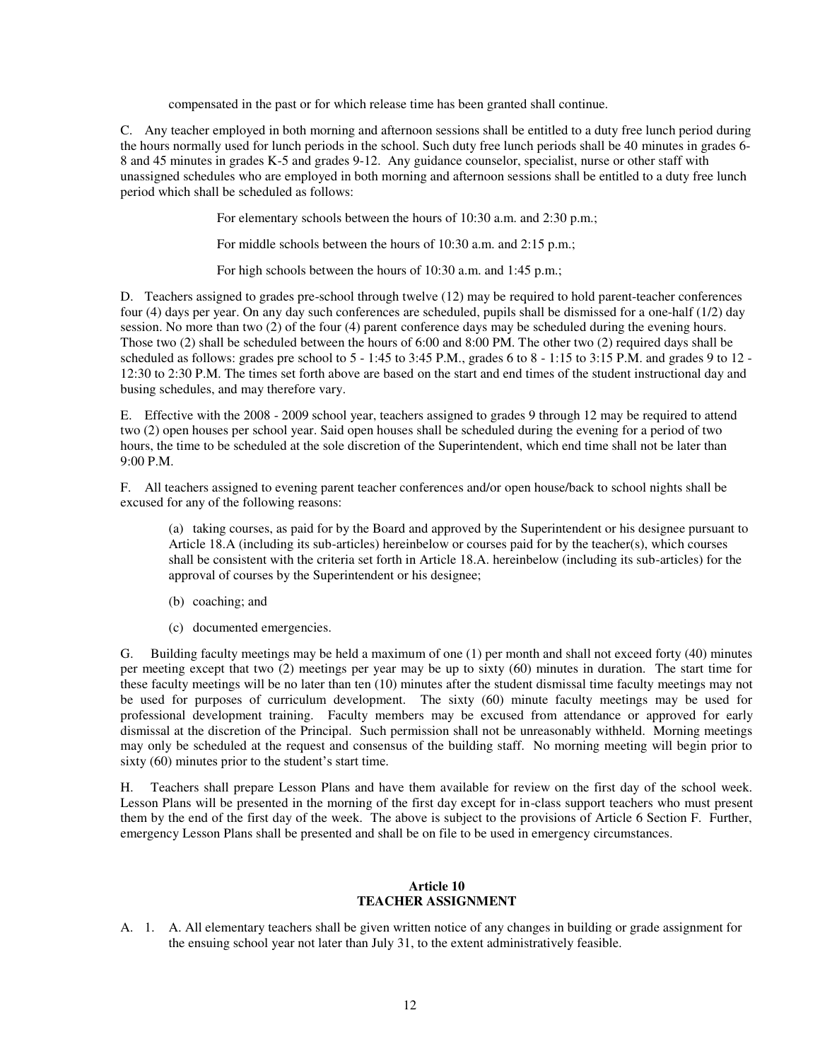compensated in the past or for which release time has been granted shall continue.

C. Any teacher employed in both morning and afternoon sessions shall be entitled to a duty free lunch period during the hours normally used for lunch periods in the school. Such duty free lunch periods shall be 40 minutes in grades 6-8 and 45 minutes in grades K-5 and grades 9-12. Any guidance counselor, specialist, nurse or other staff with unassigned schedules who are employed in both morning and afternoon sessions shall be entitled to a duty free lunch period which shall be scheduled as follows:

For elementary schools between the hours of 10:30 a.m. and 2:30 p.m.;

For middle schools between the hours of 10:30 a.m. and 2:15 p.m.;

For high schools between the hours of 10:30 a.m. and 1:45 p.m.;

D. Teachers assigned to grades pre-school through twelve (12) may be required to hold parent-teacher conferences four (4) days per year. On any day such conferences are scheduled, pupils shall be dismissed for a one-half (1/2) day session. No more than two (2) of the four (4) parent conference days may be scheduled during the evening hours. Those two (2) shall be scheduled between the hours of 6:00 and 8:00 PM. The other two (2) required days shall be scheduled as follows: grades pre school to 5 - 1:45 to 3:45 P.M., grades 6 to 8 - 1:15 to 3:15 P.M. and grades 9 to 12 - 12:30 to 2:30 P.M. The times set forth above are based on the start and end times of the student instructional day and busing schedules, and may therefore vary.

E. Effective with the 2008 - 2009 school year, teachers assigned to grades 9 through 12 may be required to attend two (2) open houses per school year. Said open houses shall be scheduled during the evening for a period of two hours, the time to be scheduled at the sole discretion of the Superintendent, which end time shall not be later than 9:00 P.M.

F. All teachers assigned to evening parent teacher conferences and/or open house/back to school nights shall be excused for any of the following reasons:

(a) taking courses, as paid for by the Board and approved by the Superintendent or his designee pursuant to Article 18.A (including its sub-articles) hereinbelow or courses paid for by the teacher(s), which courses shall be consistent with the criteria set forth in Article 18.A. hereinbelow (including its sub-articles) for the approval of courses by the Superintendent or his designee;

(b) coaching; and

(c) documented emergencies.

G. Building faculty meetings may be held a maximum of one (1) per month and shall not exceed forty (40) minutes per meeting except that two (2) meetings per year may be up to sixty (60) minutes in duration. The start time for these faculty meetings will be no later than ten (10) minutes after the student dismissal time faculty meetings may not be used for purposes of curriculum development. The sixty (60) minute faculty meetings may be used for professional development training. Faculty members may be excused from attendance or approved for early dismissal at the discretion of the Principal. Such permission shall not be unreasonably withheld. Morning meetings may only be scheduled at the request and consensus of the building staff. No morning meeting will begin prior to sixty (60) minutes prior to the student's start time.

H. Teachers shall prepare Lesson Plans and have them available for review on the first day of the school week. Lesson Plans will be presented in the morning of the first day except for in-class support teachers who must present them by the end of the first day of the week. The above is subject to the provisions of Article 6 Section F. Further, emergency Lesson Plans shall be presented and shall be on file to be used in emergency circumstances.

## Article 10
## TEACHER ASSIGNMENT

A. 1. A. All elementary teachers shall be given written notice of any changes in building or grade assignment for the ensuing school year not later than July 31, to the extent administratively feasible.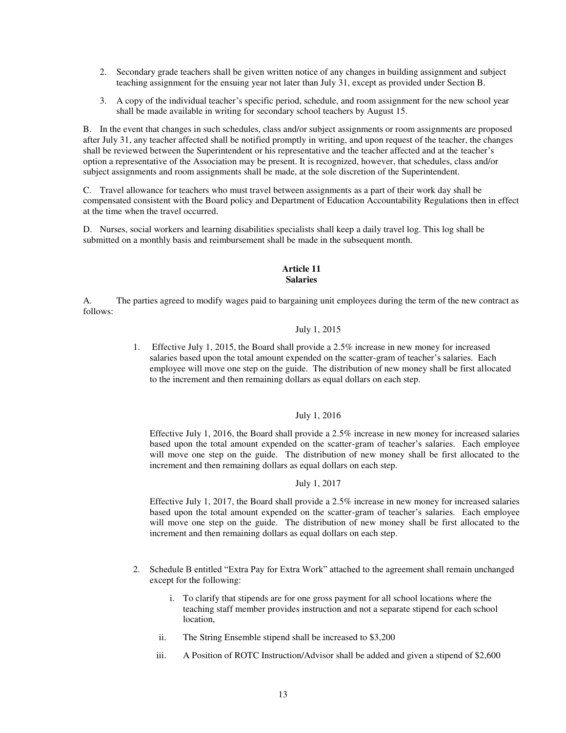2. Secondary grade teachers shall be given written notice of any changes in building assignment and subject teaching assignment for the ensuing year not later than July 31, except as provided under Section B.

3. A copy of the individual teacher's specific period, schedule, and room assignment for the new school year shall be made available in writing for secondary school teachers by August 15.

B. In the event that changes in such schedules, class and/or subject assignments or room assignments are proposed after July 31, any teacher affected shall be notified promptly in writing, and upon request of the teacher, the changes shall be reviewed between the Superintendent or his representative and the teacher affected and at the teacher's option a representative of the Association may be present. It is recognized, however, that schedules, class and/or subject assignments and room assignments shall be made, at the sole discretion of the Superintendent.

C. Travel allowance for teachers who must travel between assignments as a part of their work day shall be compensated consistent with the Board policy and Department of Education Accountability Regulations then in effect at the time when the travel occurred.

D. Nurses, social workers and learning disabilities specialists shall keep a daily travel log. This log shall be submitted on a monthly basis and reimbursement shall be made in the subsequent month.

## Article 11
## Salaries

A. The parties agreed to modify wages paid to bargaining unit employees during the term of the new contract as follows:

July 1, 2015

1. Effective July 1, 2015, the Board shall provide a 2.5% increase in new money for increased salaries based upon the total amount expended on the scatter-gram of teacher's salaries. Each employee will move one step on the guide. The distribution of new money shall be first allocated to the increment and then remaining dollars as equal dollars on each step.

July 1, 2016

Effective July 1, 2016, the Board shall provide a 2.5% increase in new money for increased salaries based upon the total amount expended on the scatter-gram of teacher's salaries. Each employee will move one step on the guide. The distribution of new money shall be first allocated to the increment and then remaining dollars as equal dollars on each step.

July 1, 2017

Effective July 1, 2017, the Board shall provide a 2.5% increase in new money for increased salaries based upon the total amount expended on the scatter-gram of teacher's salaries. Each employee will move one step on the guide. The distribution of new money shall be first allocated to the increment and then remaining dollars as equal dollars on each step.

2. Schedule B entitled "Extra Pay for Extra Work" attached to the agreement shall remain unchanged except for the following:

   i. To clarify that stipends are for one gross payment for all school locations where the teaching staff member provides instruction and not a separate stipend for each school location,

   ii. The String Ensemble stipend shall be increased to $3,200

   iii. A Position of ROTC Instruction/Advisor shall be added and given a stipend of $2,600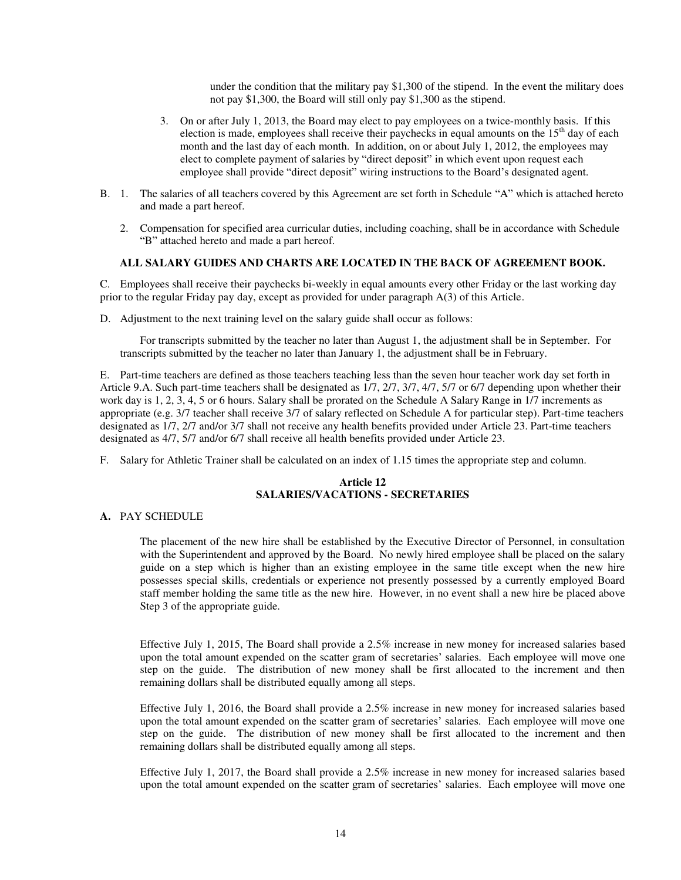under the condition that the military pay $1,300 of the stipend. In the event the military does not pay $1,300, the Board will still only pay $1,300 as the stipend.

3. On or after July 1, 2013, the Board may elect to pay employees on a twice-monthly basis. If this election is made, employees shall receive their paychecks in equal amounts on the 15th day of each month and the last day of each month. In addition, on or about July 1, 2012, the employees may elect to complete payment of salaries by "direct deposit" in which event upon request each employee shall provide "direct deposit" wiring instructions to the Board's designated agent.

B. 1. The salaries of all teachers covered by this Agreement are set forth in Schedule "A" which is attached hereto and made a part hereof.

2. Compensation for specified area curricular duties, including coaching, shall be in accordance with Schedule "B" attached hereto and made a part hereof.

**ALL SALARY GUIDES AND CHARTS ARE LOCATED IN THE BACK OF AGREEMENT BOOK.**

C. Employees shall receive their paychecks bi-weekly in equal amounts every other Friday or the last working day prior to the regular Friday pay day, except as provided for under paragraph A(3) of this Article.

D. Adjustment to the next training level on the salary guide shall occur as follows:

For transcripts submitted by the teacher no later than August 1, the adjustment shall be in September. For transcripts submitted by the teacher no later than January 1, the adjustment shall be in February.

E. Part-time teachers are defined as those teachers teaching less than the seven hour teacher work day set forth in Article 9.A. Such part-time teachers shall be designated as 1/7, 2/7, 3/7, 4/7, 5/7 or 6/7 depending upon whether their work day is 1, 2, 3, 4, 5 or 6 hours. Salary shall be prorated on the Schedule A Salary Range in 1/7 increments as appropriate (e.g. 3/7 teacher shall receive 3/7 of salary reflected on Schedule A for particular step). Part-time teachers designated as 1/7, 2/7 and/or 3/7 shall not receive any health benefits provided under Article 23. Part-time teachers designated as 4/7, 5/7 and/or 6/7 shall receive all health benefits provided under Article 23.

F. Salary for Athletic Trainer shall be calculated on an index of 1.15 times the appropriate step and column.

## Article 12
## SALARIES/VACATIONS - SECRETARIES

**A.** PAY SCHEDULE

The placement of the new hire shall be established by the Executive Director of Personnel, in consultation with the Superintendent and approved by the Board. No newly hired employee shall be placed on the salary guide on a step which is higher than an existing employee in the same title except when the new hire possesses special skills, credentials or experience not presently possessed by a currently employed Board staff member holding the same title as the new hire. However, in no event shall a new hire be placed above Step 3 of the appropriate guide.

Effective July 1, 2015, The Board shall provide a 2.5% increase in new money for increased salaries based upon the total amount expended on the scatter gram of secretaries' salaries. Each employee will move one step on the guide. The distribution of new money shall be first allocated to the increment and then remaining dollars shall be distributed equally among all steps.

Effective July 1, 2016, the Board shall provide a 2.5% increase in new money for increased salaries based upon the total amount expended on the scatter gram of secretaries' salaries. Each employee will move one step on the guide. The distribution of new money shall be first allocated to the increment and then remaining dollars shall be distributed equally among all steps.

Effective July 1, 2017, the Board shall provide a 2.5% increase in new money for increased salaries based upon the total amount expended on the scatter gram of secretaries' salaries. Each employee will move one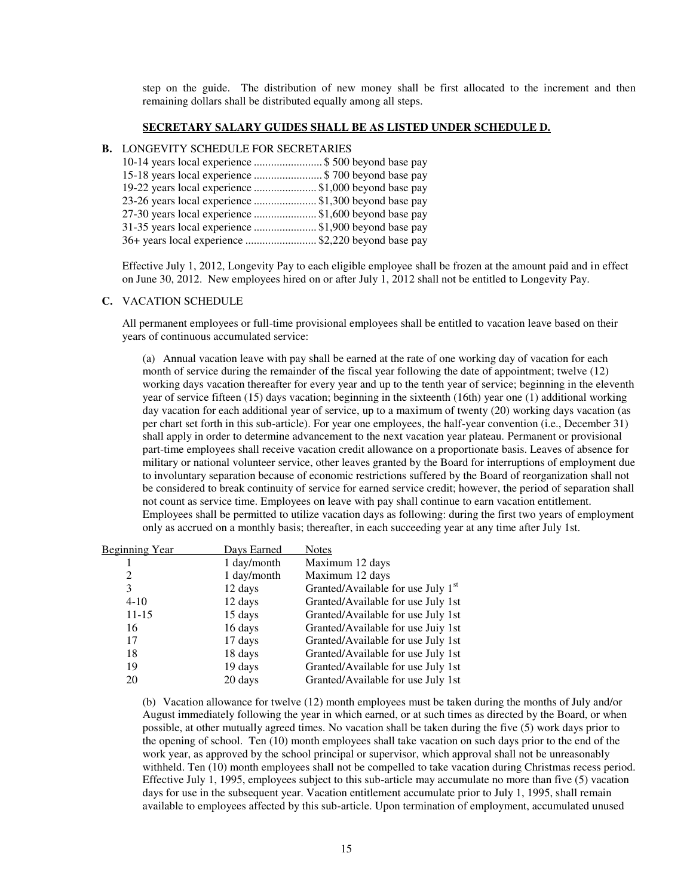step on the guide. The distribution of new money shall be first allocated to the increment and then remaining dollars shall be distributed equally among all steps.

**SECRETARY SALARY GUIDES SHALL BE AS LISTED UNDER SCHEDULE D.**

**B.** LONGEVITY SCHEDULE FOR SECRETARIES

10-14 years local experience ........................ $ 500 beyond base pay
15-18 years local experience ........................ $ 700 beyond base pay
19-22 years local experience ...................... $1,000 beyond base pay
23-26 years local experience ...................... $1,300 beyond base pay
27-30 years local experience ...................... $1,600 beyond base pay
31-35 years local experience ...................... $1,900 beyond base pay
36+ years local experience ......................... $2,220 beyond base pay

Effective July 1, 2012, Longevity Pay to each eligible employee shall be frozen at the amount paid and in effect on June 30, 2012. New employees hired on or after July 1, 2012 shall not be entitled to Longevity Pay.

**C.** VACATION SCHEDULE

All permanent employees or full-time provisional employees shall be entitled to vacation leave based on their years of continuous accumulated service:

(a) Annual vacation leave with pay shall be earned at the rate of one working day of vacation for each month of service during the remainder of the fiscal year following the date of appointment; twelve (12) working days vacation thereafter for every year and up to the tenth year of service; beginning in the eleventh year of service fifteen (15) days vacation; beginning in the sixteenth (16th) year one (1) additional working day vacation for each additional year of service, up to a maximum of twenty (20) working days vacation (as per chart set forth in this sub-article). For year one employees, the half-year convention (i.e., December 31) shall apply in order to determine advancement to the next vacation year plateau. Permanent or provisional part-time employees shall receive vacation credit allowance on a proportionate basis. Leaves of absence for military or national volunteer service, other leaves granted by the Board for interruptions of employment due to involuntary separation because of economic restrictions suffered by the Board of reorganization shall not be considered to break continuity of service for earned service credit; however, the period of separation shall not count as service time. Employees on leave with pay shall continue to earn vacation entitlement. Employees shall be permitted to utilize vacation days as following: during the first two years of employment only as accrued on a monthly basis; thereafter, in each succeeding year at any time after July 1st.

| Beginning Year | Days Earned | Notes |
|---|---|---|
| 1 | 1 day/month | Maximum 12 days |
| 2 | 1 day/month | Maximum 12 days |
| 3 | 12 days | Granted/Available for use July 1st |
| 4-10 | 12 days | Granted/Available for use July 1st |
| 11-15 | 15 days | Granted/Available for use July 1st |
| 16 | 16 days | Granted/Available for use Juiy 1st |
| 17 | 17 days | Granted/Available for use July 1st |
| 18 | 18 days | Granted/Available for use July 1st |
| 19 | 19 days | Granted/Available for use July 1st |
| 20 | 20 days | Granted/Available for use July 1st |

(b) Vacation allowance for twelve (12) month employees must be taken during the months of July and/or August immediately following the year in which earned, or at such times as directed by the Board, or when possible, at other mutually agreed times. No vacation shall be taken during the five (5) work days prior to the opening of school. Ten (10) month employees shall take vacation on such days prior to the end of the work year, as approved by the school principal or supervisor, which approval shall not be unreasonably withheld. Ten (10) month employees shall not be compelled to take vacation during Christmas recess period. Effective July 1, 1995, employees subject to this sub-article may accumulate no more than five (5) vacation days for use in the subsequent year. Vacation entitlement accumulate prior to July 1, 1995, shall remain available to employees affected by this sub-article. Upon termination of employment, accumulated unused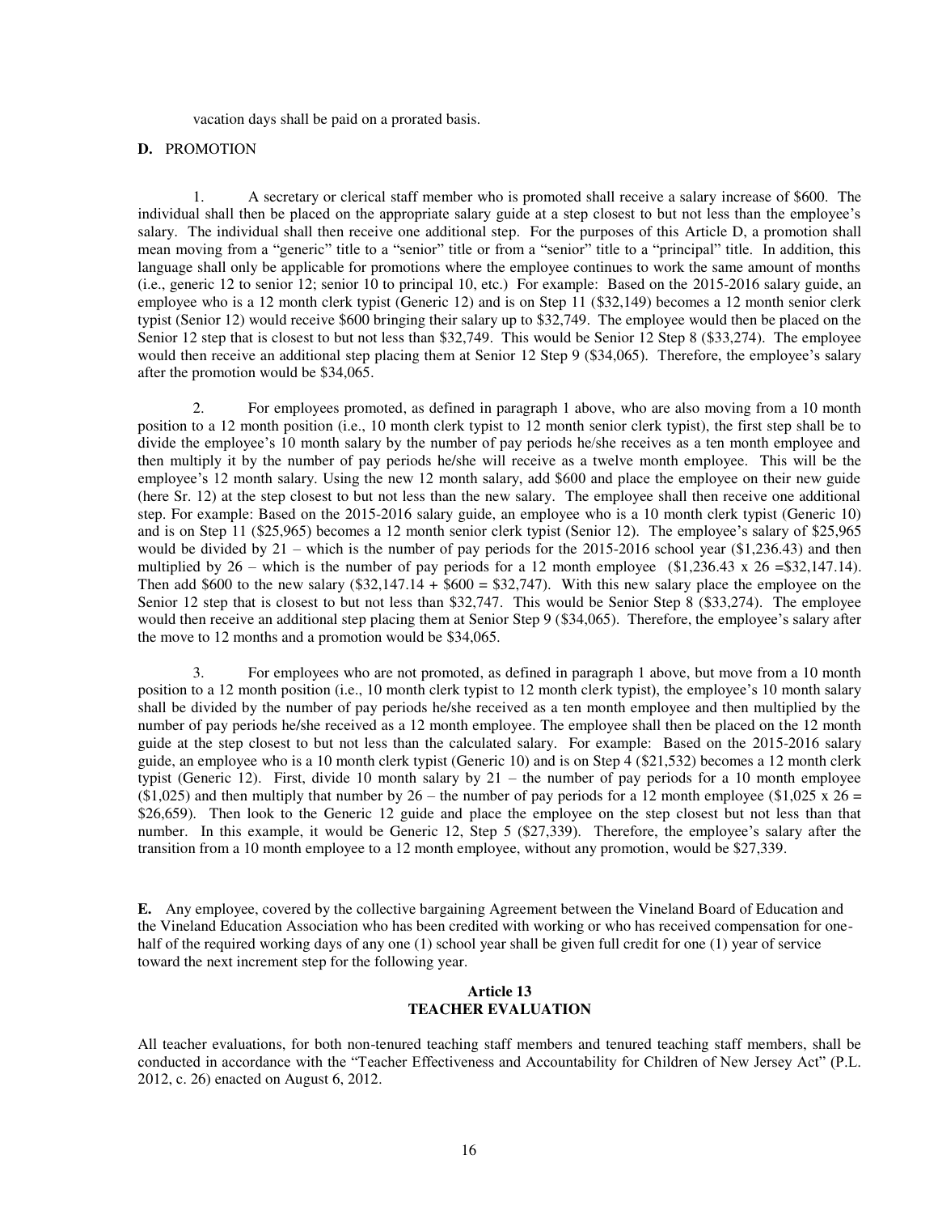vacation days shall be paid on a prorated basis.

**D.** PROMOTION

1. A secretary or clerical staff member who is promoted shall receive a salary increase of $600. The individual shall then be placed on the appropriate salary guide at a step closest to but not less than the employee's salary. The individual shall then receive one additional step. For the purposes of this Article D, a promotion shall mean moving from a "generic" title to a "senior" title or from a "senior" title to a "principal" title. In addition, this language shall only be applicable for promotions where the employee continues to work the same amount of months (i.e., generic 12 to senior 12; senior 10 to principal 10, etc.) For example: Based on the 2015-2016 salary guide, an employee who is a 12 month clerk typist (Generic 12) and is on Step 11 ($32,149) becomes a 12 month senior clerk typist (Senior 12) would receive $600 bringing their salary up to $32,749. The employee would then be placed on the Senior 12 step that is closest to but not less than $32,749. This would be Senior 12 Step 8 ($33,274). The employee would then receive an additional step placing them at Senior 12 Step 9 ($34,065). Therefore, the employee's salary after the promotion would be $34,065.

2. For employees promoted, as defined in paragraph 1 above, who are also moving from a 10 month position to a 12 month position (i.e., 10 month clerk typist to 12 month senior clerk typist), the first step shall be to divide the employee's 10 month salary by the number of pay periods he/she receives as a ten month employee and then multiply it by the number of pay periods he/she will receive as a twelve month employee. This will be the employee's 12 month salary. Using the new 12 month salary, add $600 and place the employee on their new guide (here Sr. 12) at the step closest to but not less than the new salary. The employee shall then receive one additional step. For example: Based on the 2015-2016 salary guide, an employee who is a 10 month clerk typist (Generic 10) and is on Step 11 ($25,965) becomes a 12 month senior clerk typist (Senior 12). The employee's salary of $25,965 would be divided by 21 – which is the number of pay periods for the 2015-2016 school year ($1,236.43) and then multiplied by 26 – which is the number of pay periods for a 12 month employee ($1,236.43 x 26 =$32,147.14). Then add $600 to the new salary ($32,147.14 + $600 = $32,747). With this new salary place the employee on the Senior 12 step that is closest to but not less than $32,747. This would be Senior Step 8 ($33,274). The employee would then receive an additional step placing them at Senior Step 9 ($34,065). Therefore, the employee's salary after the move to 12 months and a promotion would be $34,065.

3. For employees who are not promoted, as defined in paragraph 1 above, but move from a 10 month position to a 12 month position (i.e., 10 month clerk typist to 12 month clerk typist), the employee's 10 month salary shall be divided by the number of pay periods he/she received as a ten month employee and then multiplied by the number of pay periods he/she received as a 12 month employee. The employee shall then be placed on the 12 month guide at the step closest to but not less than the calculated salary. For example: Based on the 2015-2016 salary guide, an employee who is a 10 month clerk typist (Generic 10) and is on Step 4 ($21,532) becomes a 12 month clerk typist (Generic 12). First, divide 10 month salary by 21 – the number of pay periods for a 10 month employee ($1,025) and then multiply that number by 26 – the number of pay periods for a 12 month employee ($1,025 x 26 = $26,659). Then look to the Generic 12 guide and place the employee on the step closest but not less than that number. In this example, it would be Generic 12, Step 5 ($27,339). Therefore, the employee's salary after the transition from a 10 month employee to a 12 month employee, without any promotion, would be $27,339.

**E.** Any employee, covered by the collective bargaining Agreement between the Vineland Board of Education and the Vineland Education Association who has been credited with working or who has received compensation for one-half of the required working days of any one (1) school year shall be given full credit for one (1) year of service toward the next increment step for the following year.

## Article 13
## TEACHER EVALUATION

All teacher evaluations, for both non-tenured teaching staff members and tenured teaching staff members, shall be conducted in accordance with the "Teacher Effectiveness and Accountability for Children of New Jersey Act" (P.L. 2012, c. 26) enacted on August 6, 2012.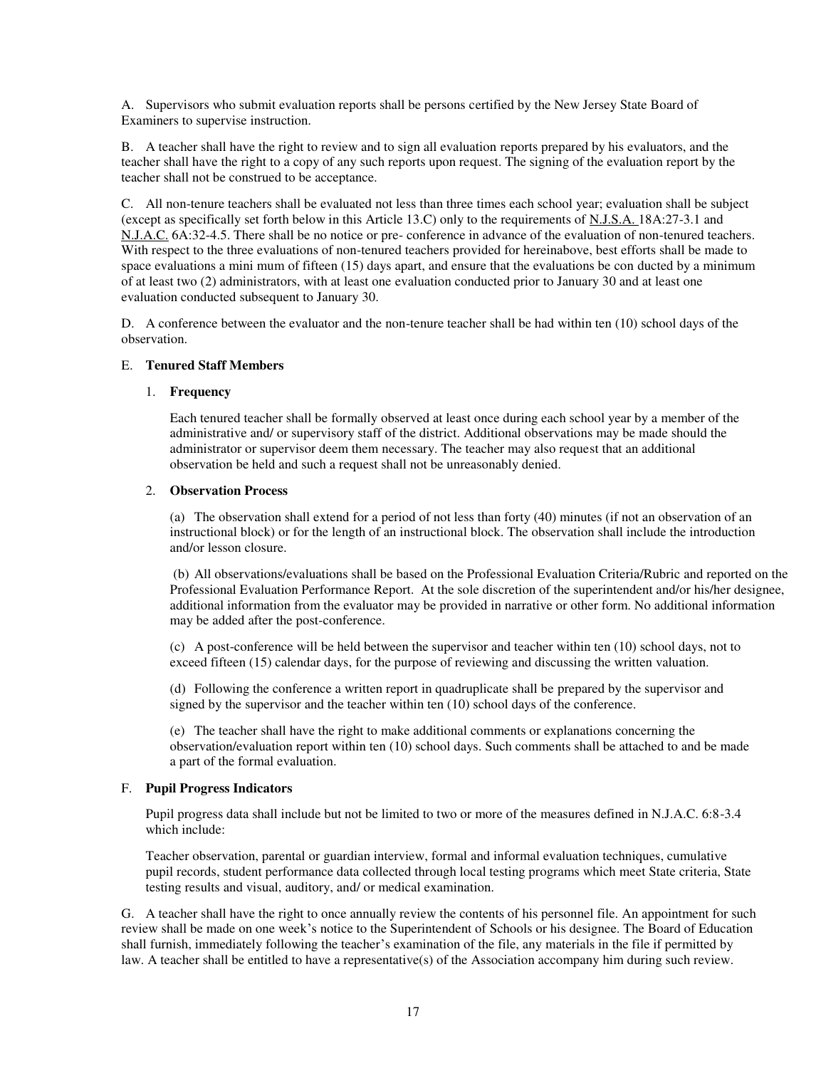A. Supervisors who submit evaluation reports shall be persons certified by the New Jersey State Board of Examiners to supervise instruction.

B. A teacher shall have the right to review and to sign all evaluation reports prepared by his evaluators, and the teacher shall have the right to a copy of any such reports upon request. The signing of the evaluation report by the teacher shall not be construed to be acceptance.

C. All non-tenure teachers shall be evaluated not less than three times each school year; evaluation shall be subject (except as specifically set forth below in this Article 13.C) only to the requirements of N.J.S.A. 18A:27-3.1 and N.J.A.C. 6A:32-4.5. There shall be no notice or pre- conference in advance of the evaluation of non-tenured teachers. With respect to the three evaluations of non-tenured teachers provided for hereinabove, best efforts shall be made to space evaluations a mini mum of fifteen (15) days apart, and ensure that the evaluations be con ducted by a minimum of at least two (2) administrators, with at least one evaluation conducted prior to January 30 and at least one evaluation conducted subsequent to January 30.

D. A conference between the evaluator and the non-tenure teacher shall be had within ten (10) school days of the observation.

E. **Tenured Staff Members**

1. **Frequency**

   Each tenured teacher shall be formally observed at least once during each school year by a member of the administrative and/ or supervisory staff of the district. Additional observations may be made should the administrator or supervisor deem them necessary. The teacher may also request that an additional observation be held and such a request shall not be unreasonably denied.

2. **Observation Process**

   (a) The observation shall extend for a period of not less than forty (40) minutes (if not an observation of an instructional block) or for the length of an instructional block. The observation shall include the introduction and/or lesson closure.

   (b) All observations/evaluations shall be based on the Professional Evaluation Criteria/Rubric and reported on the Professional Evaluation Performance Report. At the sole discretion of the superintendent and/or his/her designee, additional information from the evaluator may be provided in narrative or other form. No additional information may be added after the post-conference.

   (c) A post-conference will be held between the supervisor and teacher within ten (10) school days, not to exceed fifteen (15) calendar days, for the purpose of reviewing and discussing the written valuation.

   (d) Following the conference a written report in quadruplicate shall be prepared by the supervisor and signed by the supervisor and the teacher within ten (10) school days of the conference.

   (e) The teacher shall have the right to make additional comments or explanations concerning the observation/evaluation report within ten (10) school days. Such comments shall be attached to and be made a part of the formal evaluation.

F. **Pupil Progress Indicators**

Pupil progress data shall include but not be limited to two or more of the measures defined in N.J.A.C. 6:8-3.4 which include:

Teacher observation, parental or guardian interview, formal and informal evaluation techniques, cumulative pupil records, student performance data collected through local testing programs which meet State criteria, State testing results and visual, auditory, and/ or medical examination.

G. A teacher shall have the right to once annually review the contents of his personnel file. An appointment for such review shall be made on one week's notice to the Superintendent of Schools or his designee. The Board of Education shall furnish, immediately following the teacher's examination of the file, any materials in the file if permitted by law. A teacher shall be entitled to have a representative(s) of the Association accompany him during such review.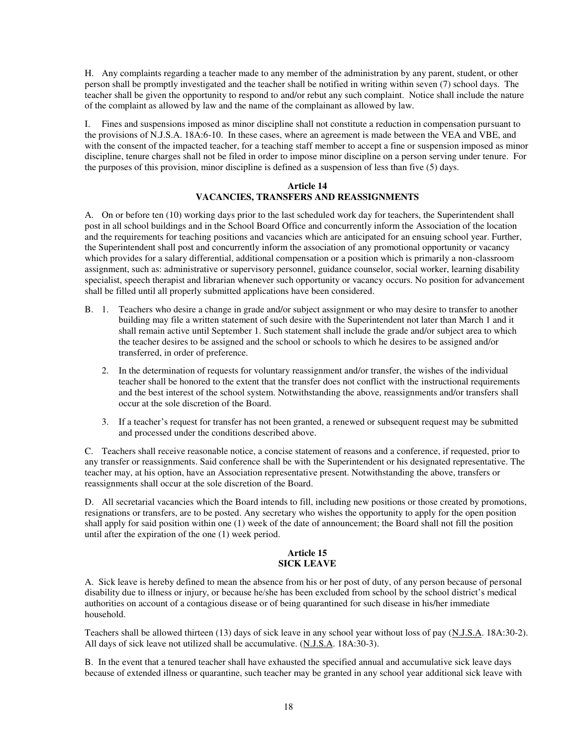H. Any complaints regarding a teacher made to any member of the administration by any parent, student, or other person shall be promptly investigated and the teacher shall be notified in writing within seven (7) school days. The teacher shall be given the opportunity to respond to and/or rebut any such complaint. Notice shall include the nature of the complaint as allowed by law and the name of the complainant as allowed by law.

I. Fines and suspensions imposed as minor discipline shall not constitute a reduction in compensation pursuant to the provisions of N.J.S.A. 18A:6-10. In these cases, where an agreement is made between the VEA and VBE, and with the consent of the impacted teacher, for a teaching staff member to accept a fine or suspension imposed as minor discipline, tenure charges shall not be filed in order to impose minor discipline on a person serving under tenure. For the purposes of this provision, minor discipline is defined as a suspension of less than five (5) days.

## Article 14
## VACANCIES, TRANSFERS AND REASSIGNMENTS

A. On or before ten (10) working days prior to the last scheduled work day for teachers, the Superintendent shall post in all school buildings and in the School Board Office and concurrently inform the Association of the location and the requirements for teaching positions and vacancies which are anticipated for an ensuing school year. Further, the Superintendent shall post and concurrently inform the association of any promotional opportunity or vacancy which provides for a salary differential, additional compensation or a position which is primarily a non-classroom assignment, such as: administrative or supervisory personnel, guidance counselor, social worker, learning disability specialist, speech therapist and librarian whenever such opportunity or vacancy occurs. No position for advancement shall be filled until all properly submitted applications have been considered.

B. 1. Teachers who desire a change in grade and/or subject assignment or who may desire to transfer to another building may file a written statement of such desire with the Superintendent not later than March 1 and it shall remain active until September 1. Such statement shall include the grade and/or subject area to which the teacher desires to be assigned and the school or schools to which he desires to be assigned and/or transferred, in order of preference.

2. In the determination of requests for voluntary reassignment and/or transfer, the wishes of the individual teacher shall be honored to the extent that the transfer does not conflict with the instructional requirements and the best interest of the school system. Notwithstanding the above, reassignments and/or transfers shall occur at the sole discretion of the Board.

3. If a teacher's request for transfer has not been granted, a renewed or subsequent request may be submitted and processed under the conditions described above.

C. Teachers shall receive reasonable notice, a concise statement of reasons and a conference, if requested, prior to any transfer or reassignments. Said conference shall be with the Superintendent or his designated representative. The teacher may, at his option, have an Association representative present. Notwithstanding the above, transfers or reassignments shall occur at the sole discretion of the Board.

D. All secretarial vacancies which the Board intends to fill, including new positions or those created by promotions, resignations or transfers, are to be posted. Any secretary who wishes the opportunity to apply for the open position shall apply for said position within one (1) week of the date of announcement; the Board shall not fill the position until after the expiration of the one (1) week period.

## Article 15
## SICK LEAVE

A. Sick leave is hereby defined to mean the absence from his or her post of duty, of any person because of personal disability due to illness or injury, or because he/she has been excluded from school by the school district's medical authorities on account of a contagious disease or of being quarantined for such disease in his/her immediate household.

Teachers shall be allowed thirteen (13) days of sick leave in any school year without loss of pay (N.J.S.A. 18A:30-2). All days of sick leave not utilized shall be accumulative. (N.J.S.A. 18A:30-3).

B. In the event that a tenured teacher shall have exhausted the specified annual and accumulative sick leave days because of extended illness or quarantine, such teacher may be granted in any school year additional sick leave with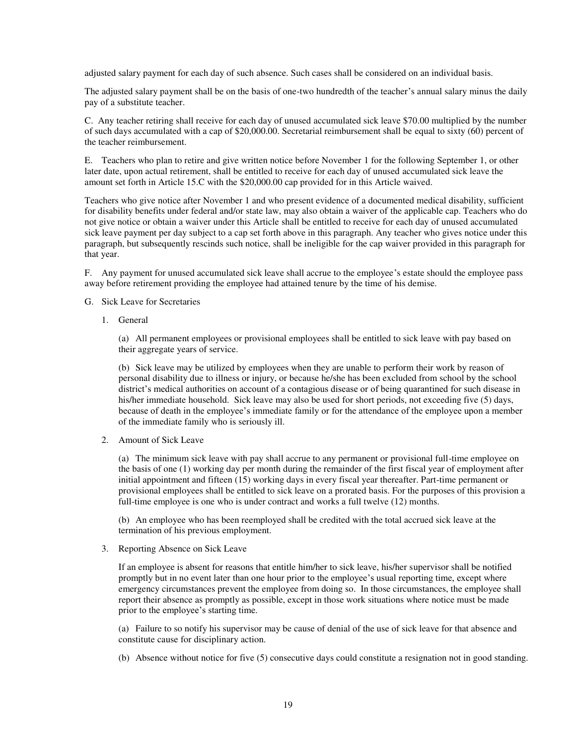adjusted salary payment for each day of such absence. Such cases shall be considered on an individual basis.

The adjusted salary payment shall be on the basis of one-two hundredth of the teacher's annual salary minus the daily pay of a substitute teacher.

C. Any teacher retiring shall receive for each day of unused accumulated sick leave $70.00 multiplied by the number of such days accumulated with a cap of $20,000.00. Secretarial reimbursement shall be equal to sixty (60) percent of the teacher reimbursement.

E. Teachers who plan to retire and give written notice before November 1 for the following September 1, or other later date, upon actual retirement, shall be entitled to receive for each day of unused accumulated sick leave the amount set forth in Article 15.C with the $20,000.00 cap provided for in this Article waived.

Teachers who give notice after November 1 and who present evidence of a documented medical disability, sufficient for disability benefits under federal and/or state law, may also obtain a waiver of the applicable cap. Teachers who do not give notice or obtain a waiver under this Article shall be entitled to receive for each day of unused accumulated sick leave payment per day subject to a cap set forth above in this paragraph. Any teacher who gives notice under this paragraph, but subsequently rescinds such notice, shall be ineligible for the cap waiver provided in this paragraph for that year.

F. Any payment for unused accumulated sick leave shall accrue to the employee's estate should the employee pass away before retirement providing the employee had attained tenure by the time of his demise.

G. Sick Leave for Secretaries

1. General

(a) All permanent employees or provisional employees shall be entitled to sick leave with pay based on their aggregate years of service.

(b) Sick leave may be utilized by employees when they are unable to perform their work by reason of personal disability due to illness or injury, or because he/she has been excluded from school by the school district's medical authorities on account of a contagious disease or of being quarantined for such disease in his/her immediate household. Sick leave may also be used for short periods, not exceeding five (5) days, because of death in the employee's immediate family or for the attendance of the employee upon a member of the immediate family who is seriously ill.

2. Amount of Sick Leave

(a) The minimum sick leave with pay shall accrue to any permanent or provisional full-time employee on the basis of one (1) working day per month during the remainder of the first fiscal year of employment after initial appointment and fifteen (15) working days in every fiscal year thereafter. Part-time permanent or provisional employees shall be entitled to sick leave on a prorated basis. For the purposes of this provision a full-time employee is one who is under contract and works a full twelve (12) months.

(b) An employee who has been reemployed shall be credited with the total accrued sick leave at the termination of his previous employment.

3. Reporting Absence on Sick Leave

If an employee is absent for reasons that entitle him/her to sick leave, his/her supervisor shall be notified promptly but in no event later than one hour prior to the employee's usual reporting time, except where emergency circumstances prevent the employee from doing so. In those circumstances, the employee shall report their absence as promptly as possible, except in those work situations where notice must be made prior to the employee's starting time.

(a) Failure to so notify his supervisor may be cause of denial of the use of sick leave for that absence and constitute cause for disciplinary action.

(b) Absence without notice for five (5) consecutive days could constitute a resignation not in good standing.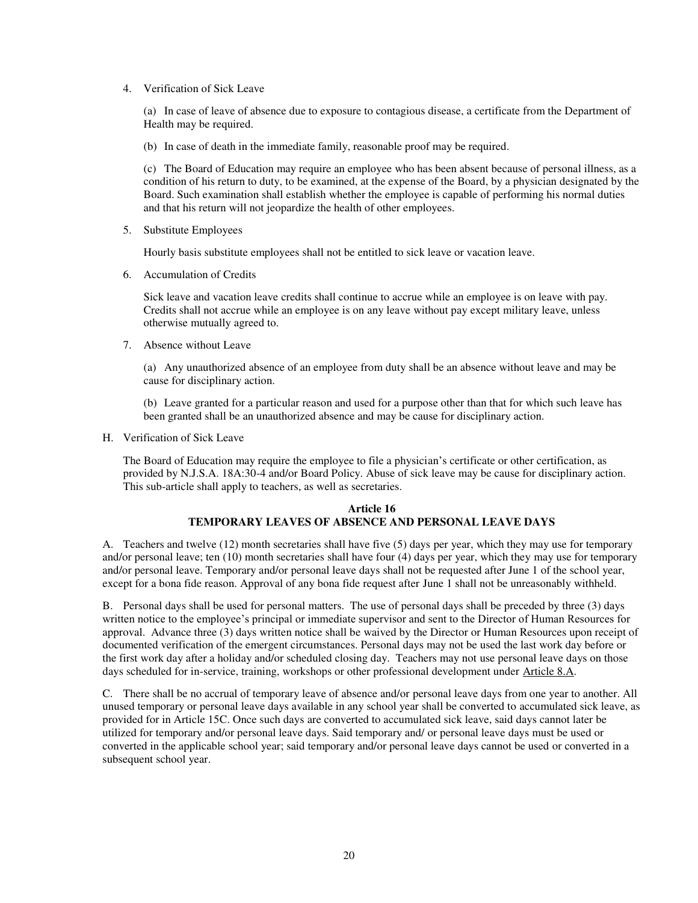4. Verification of Sick Leave

   (a) In case of leave of absence due to exposure to contagious disease, a certificate from the Department of Health may be required.

   (b) In case of death in the immediate family, reasonable proof may be required.

   (c) The Board of Education may require an employee who has been absent because of personal illness, as a condition of his return to duty, to be examined, at the expense of the Board, by a physician designated by the Board. Such examination shall establish whether the employee is capable of performing his normal duties and that his return will not jeopardize the health of other employees.

5. Substitute Employees

   Hourly basis substitute employees shall not be entitled to sick leave or vacation leave.

6. Accumulation of Credits

   Sick leave and vacation leave credits shall continue to accrue while an employee is on leave with pay. Credits shall not accrue while an employee is on any leave without pay except military leave, unless otherwise mutually agreed to.

7. Absence without Leave

   (a) Any unauthorized absence of an employee from duty shall be an absence without leave and may be cause for disciplinary action.

   (b) Leave granted for a particular reason and used for a purpose other than that for which such leave has been granted shall be an unauthorized absence and may be cause for disciplinary action.

H. Verification of Sick Leave

The Board of Education may require the employee to file a physician's certificate or other certification, as provided by N.J.S.A. 18A:30-4 and/or Board Policy. Abuse of sick leave may be cause for disciplinary action. This sub-article shall apply to teachers, as well as secretaries.

## Article 16
## TEMPORARY LEAVES OF ABSENCE AND PERSONAL LEAVE DAYS

A. Teachers and twelve (12) month secretaries shall have five (5) days per year, which they may use for temporary and/or personal leave; ten (10) month secretaries shall have four (4) days per year, which they may use for temporary and/or personal leave. Temporary and/or personal leave days shall not be requested after June 1 of the school year, except for a bona fide reason. Approval of any bona fide request after June 1 shall not be unreasonably withheld.

B. Personal days shall be used for personal matters. The use of personal days shall be preceded by three (3) days written notice to the employee's principal or immediate supervisor and sent to the Director of Human Resources for approval. Advance three (3) days written notice shall be waived by the Director or Human Resources upon receipt of documented verification of the emergent circumstances. Personal days may not be used the last work day before or the first work day after a holiday and/or scheduled closing day. Teachers may not use personal leave days on those days scheduled for in-service, training, workshops or other professional development under Article 8.A.

C. There shall be no accrual of temporary leave of absence and/or personal leave days from one year to another. All unused temporary or personal leave days available in any school year shall be converted to accumulated sick leave, as provided for in Article 15C. Once such days are converted to accumulated sick leave, said days cannot later be utilized for temporary and/or personal leave days. Said temporary and/ or personal leave days must be used or converted in the applicable school year; said temporary and/or personal leave days cannot be used or converted in a subsequent school year.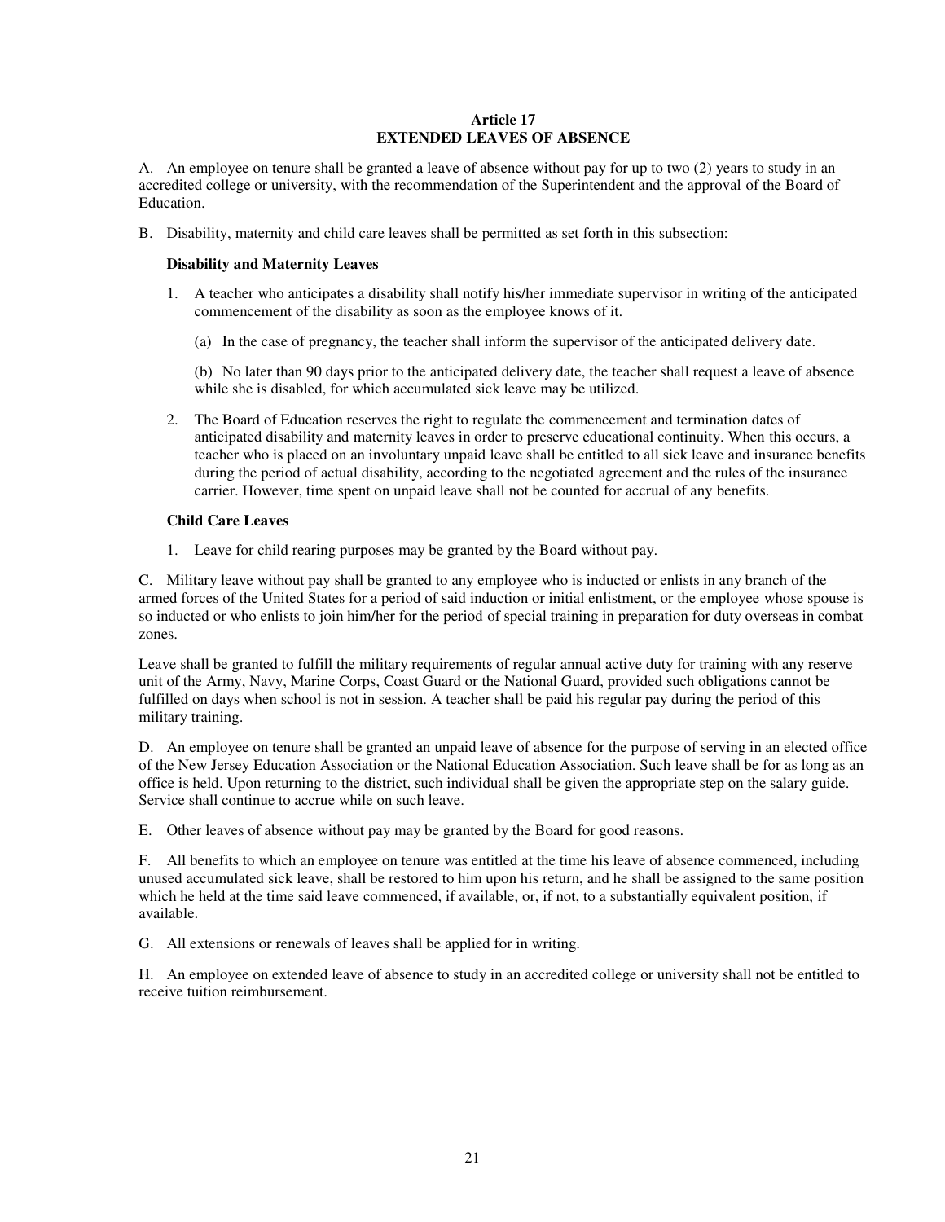# Article 17
# EXTENDED LEAVES OF ABSENCE

A. An employee on tenure shall be granted a leave of absence without pay for up to two (2) years to study in an accredited college or university, with the recommendation of the Superintendent and the approval of the Board of Education.

B. Disability, maternity and child care leaves shall be permitted as set forth in this subsection:

**Disability and Maternity Leaves**

1. A teacher who anticipates a disability shall notify his/her immediate supervisor in writing of the anticipated commencement of the disability as soon as the employee knows of it.

   (a) In the case of pregnancy, the teacher shall inform the supervisor of the anticipated delivery date.

   (b) No later than 90 days prior to the anticipated delivery date, the teacher shall request a leave of absence while she is disabled, for which accumulated sick leave may be utilized.

2. The Board of Education reserves the right to regulate the commencement and termination dates of anticipated disability and maternity leaves in order to preserve educational continuity. When this occurs, a teacher who is placed on an involuntary unpaid leave shall be entitled to all sick leave and insurance benefits during the period of actual disability, according to the negotiated agreement and the rules of the insurance carrier. However, time spent on unpaid leave shall not be counted for accrual of any benefits.

**Child Care Leaves**

1. Leave for child rearing purposes may be granted by the Board without pay.

C. Military leave without pay shall be granted to any employee who is inducted or enlists in any branch of the armed forces of the United States for a period of said induction or initial enlistment, or the employee whose spouse is so inducted or who enlists to join him/her for the period of special training in preparation for duty overseas in combat zones.

Leave shall be granted to fulfill the military requirements of regular annual active duty for training with any reserve unit of the Army, Navy, Marine Corps, Coast Guard or the National Guard, provided such obligations cannot be fulfilled on days when school is not in session. A teacher shall be paid his regular pay during the period of this military training.

D. An employee on tenure shall be granted an unpaid leave of absence for the purpose of serving in an elected office of the New Jersey Education Association or the National Education Association. Such leave shall be for as long as an office is held. Upon returning to the district, such individual shall be given the appropriate step on the salary guide. Service shall continue to accrue while on such leave.

E. Other leaves of absence without pay may be granted by the Board for good reasons.

F. All benefits to which an employee on tenure was entitled at the time his leave of absence commenced, including unused accumulated sick leave, shall be restored to him upon his return, and he shall be assigned to the same position which he held at the time said leave commenced, if available, or, if not, to a substantially equivalent position, if available.

G. All extensions or renewals of leaves shall be applied for in writing.

H. An employee on extended leave of absence to study in an accredited college or university shall not be entitled to receive tuition reimbursement.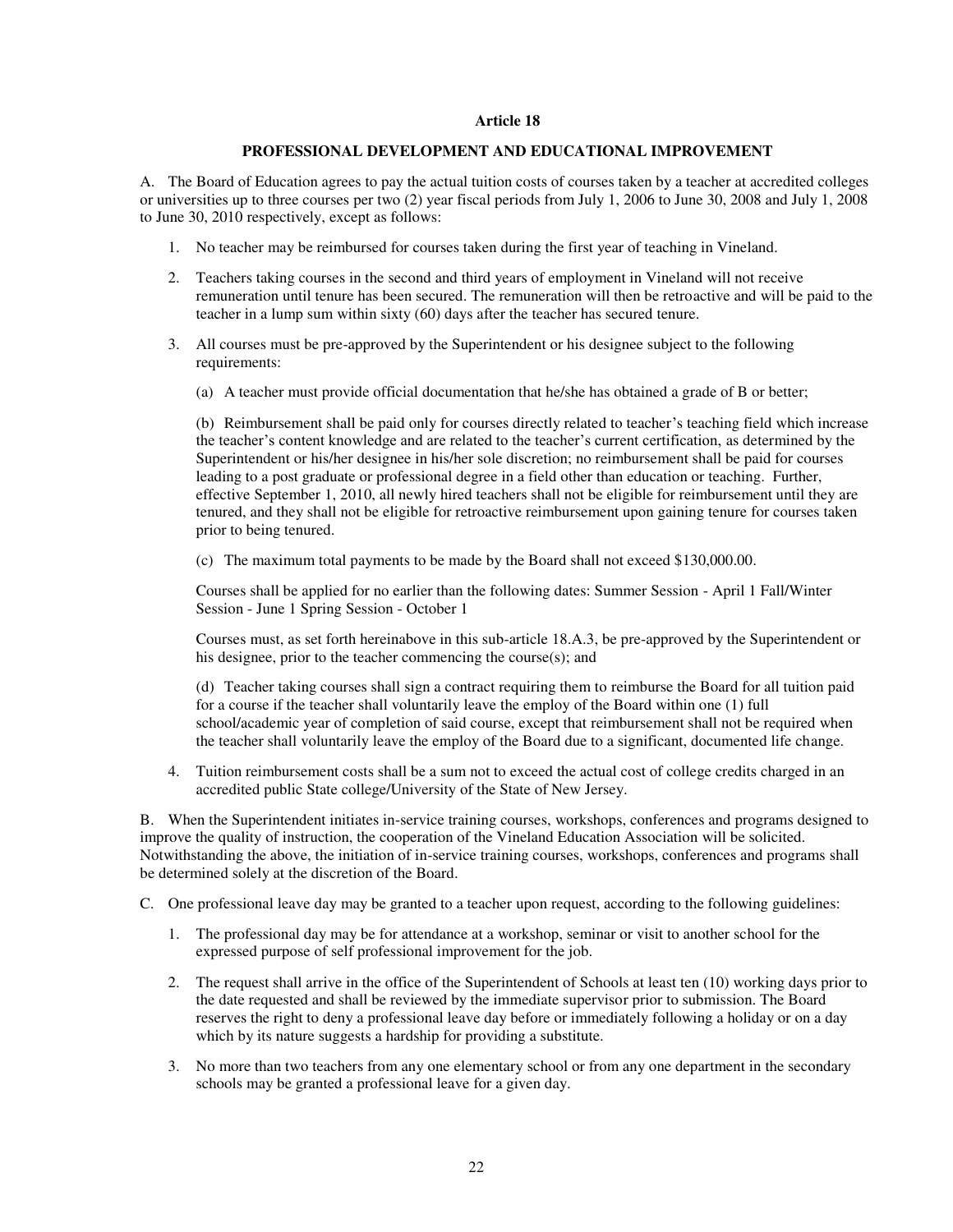## Article 18

### PROFESSIONAL DEVELOPMENT AND EDUCATIONAL IMPROVEMENT

A. The Board of Education agrees to pay the actual tuition costs of courses taken by a teacher at accredited colleges or universities up to three courses per two (2) year fiscal periods from July 1, 2006 to June 30, 2008 and July 1, 2008 to June 30, 2010 respectively, except as follows:

1. No teacher may be reimbursed for courses taken during the first year of teaching in Vineland.

2. Teachers taking courses in the second and third years of employment in Vineland will not receive remuneration until tenure has been secured. The remuneration will then be retroactive and will be paid to the teacher in a lump sum within sixty (60) days after the teacher has secured tenure.

3. All courses must be pre-approved by the Superintendent or his designee subject to the following requirements:

   (a) A teacher must provide official documentation that he/she has obtained a grade of B or better;

   (b) Reimbursement shall be paid only for courses directly related to teacher's teaching field which increase the teacher's content knowledge and are related to the teacher's current certification, as determined by the Superintendent or his/her designee in his/her sole discretion; no reimbursement shall be paid for courses leading to a post graduate or professional degree in a field other than education or teaching. Further, effective September 1, 2010, all newly hired teachers shall not be eligible for reimbursement until they are tenured, and they shall not be eligible for retroactive reimbursement upon gaining tenure for courses taken prior to being tenured.

   (c) The maximum total payments to be made by the Board shall not exceed $130,000.00.

   Courses shall be applied for no earlier than the following dates: Summer Session - April 1 Fall/Winter Session - June 1 Spring Session - October 1

   Courses must, as set forth hereinabove in this sub-article 18.A.3, be pre-approved by the Superintendent or his designee, prior to the teacher commencing the course(s); and

   (d) Teacher taking courses shall sign a contract requiring them to reimburse the Board for all tuition paid for a course if the teacher shall voluntarily leave the employ of the Board within one (1) full school/academic year of completion of said course, except that reimbursement shall not be required when the teacher shall voluntarily leave the employ of the Board due to a significant, documented life change.

4. Tuition reimbursement costs shall be a sum not to exceed the actual cost of college credits charged in an accredited public State college/University of the State of New Jersey.

B. When the Superintendent initiates in-service training courses, workshops, conferences and programs designed to improve the quality of instruction, the cooperation of the Vineland Education Association will be solicited. Notwithstanding the above, the initiation of in-service training courses, workshops, conferences and programs shall be determined solely at the discretion of the Board.

C. One professional leave day may be granted to a teacher upon request, according to the following guidelines:

1. The professional day may be for attendance at a workshop, seminar or visit to another school for the expressed purpose of self professional improvement for the job.

2. The request shall arrive in the office of the Superintendent of Schools at least ten (10) working days prior to the date requested and shall be reviewed by the immediate supervisor prior to submission. The Board reserves the right to deny a professional leave day before or immediately following a holiday or on a day which by its nature suggests a hardship for providing a substitute.

3. No more than two teachers from any one elementary school or from any one department in the secondary schools may be granted a professional leave for a given day.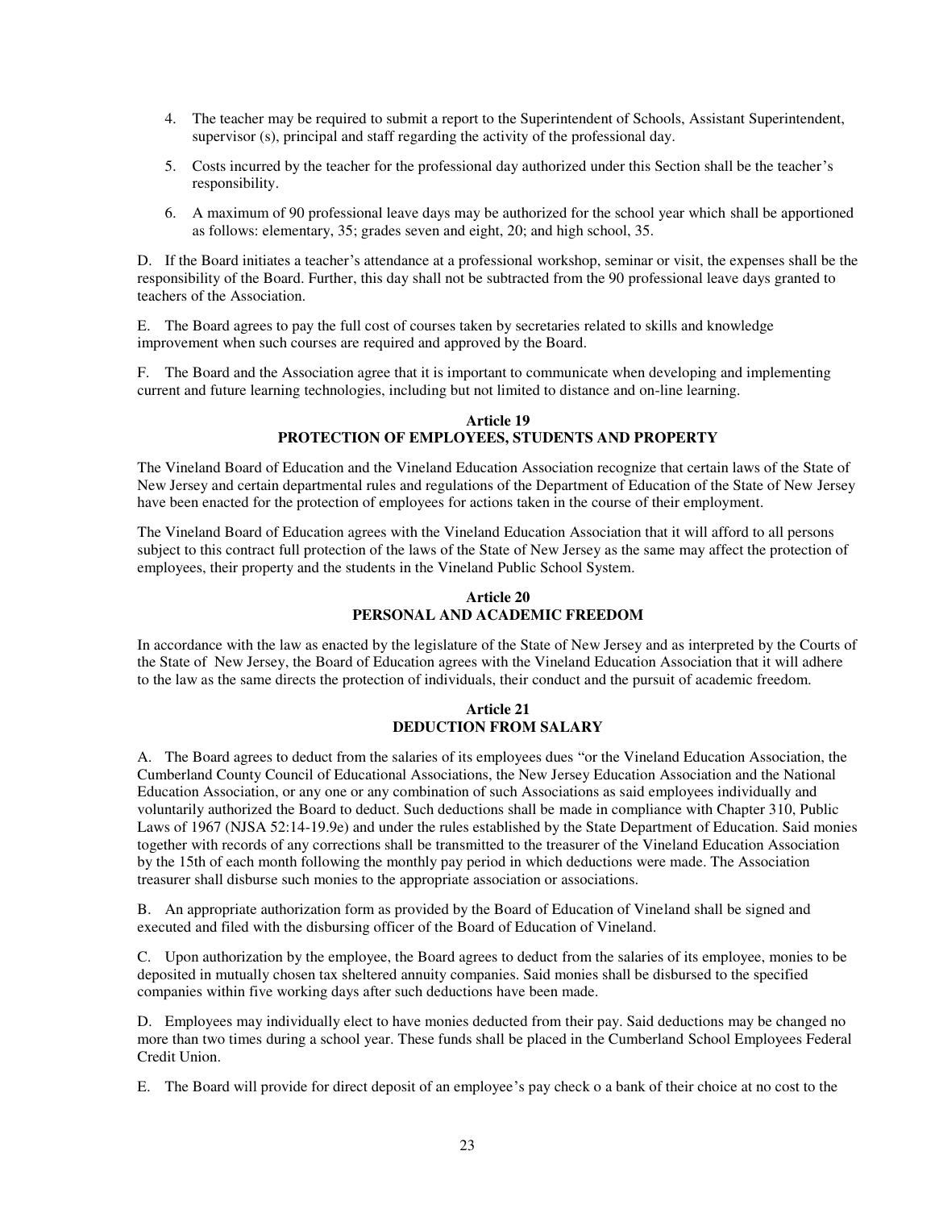4. The teacher may be required to submit a report to the Superintendent of Schools, Assistant Superintendent, supervisor (s), principal and staff regarding the activity of the professional day.

5. Costs incurred by the teacher for the professional day authorized under this Section shall be the teacher's responsibility.

6. A maximum of 90 professional leave days may be authorized for the school year which shall be apportioned as follows: elementary, 35; grades seven and eight, 20; and high school, 35.

D. If the Board initiates a teacher's attendance at a professional workshop, seminar or visit, the expenses shall be the responsibility of the Board. Further, this day shall not be subtracted from the 90 professional leave days granted to teachers of the Association.

E. The Board agrees to pay the full cost of courses taken by secretaries related to skills and knowledge improvement when such courses are required and approved by the Board.

F. The Board and the Association agree that it is important to communicate when developing and implementing current and future learning technologies, including but not limited to distance and on-line learning.

## Article 19
## PROTECTION OF EMPLOYEES, STUDENTS AND PROPERTY

The Vineland Board of Education and the Vineland Education Association recognize that certain laws of the State of New Jersey and certain departmental rules and regulations of the Department of Education of the State of New Jersey have been enacted for the protection of employees for actions taken in the course of their employment.

The Vineland Board of Education agrees with the Vineland Education Association that it will afford to all persons subject to this contract full protection of the laws of the State of New Jersey as the same may affect the protection of employees, their property and the students in the Vineland Public School System.

## Article 20
## PERSONAL AND ACADEMIC FREEDOM

In accordance with the law as enacted by the legislature of the State of New Jersey and as interpreted by the Courts of the State of New Jersey, the Board of Education agrees with the Vineland Education Association that it will adhere to the law as the same directs the protection of individuals, their conduct and the pursuit of academic freedom.

## Article 21
## DEDUCTION FROM SALARY

A. The Board agrees to deduct from the salaries of its employees dues "or the Vineland Education Association, the Cumberland County Council of Educational Associations, the New Jersey Education Association and the National Education Association, or any one or any combination of such Associations as said employees individually and voluntarily authorized the Board to deduct. Such deductions shall be made in compliance with Chapter 310, Public Laws of 1967 (NJSA 52:14-19.9e) and under the rules established by the State Department of Education. Said monies together with records of any corrections shall be transmitted to the treasurer of the Vineland Education Association by the 15th of each month following the monthly pay period in which deductions were made. The Association treasurer shall disburse such monies to the appropriate association or associations.

B. An appropriate authorization form as provided by the Board of Education of Vineland shall be signed and executed and filed with the disbursing officer of the Board of Education of Vineland.

C. Upon authorization by the employee, the Board agrees to deduct from the salaries of its employee, monies to be deposited in mutually chosen tax sheltered annuity companies. Said monies shall be disbursed to the specified companies within five working days after such deductions have been made.

D. Employees may individually elect to have monies deducted from their pay. Said deductions may be changed no more than two times during a school year. These funds shall be placed in the Cumberland School Employees Federal Credit Union.

E. The Board will provide for direct deposit of an employee's pay check o a bank of their choice at no cost to the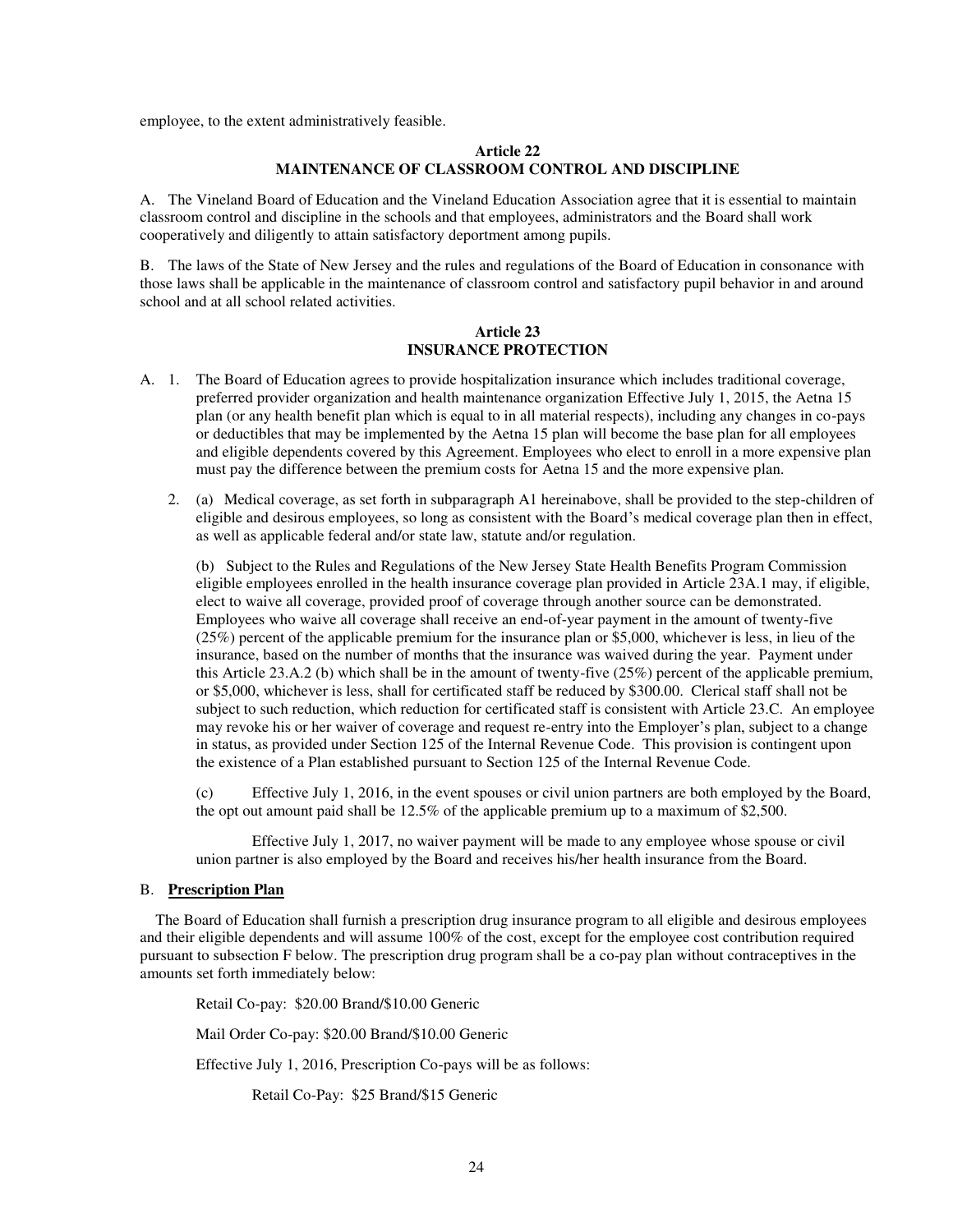employee, to the extent administratively feasible.

## Article 22
## MAINTENANCE OF CLASSROOM CONTROL AND DISCIPLINE

A. The Vineland Board of Education and the Vineland Education Association agree that it is essential to maintain classroom control and discipline in the schools and that employees, administrators and the Board shall work cooperatively and diligently to attain satisfactory deportment among pupils.

B. The laws of the State of New Jersey and the rules and regulations of the Board of Education in consonance with those laws shall be applicable in the maintenance of classroom control and satisfactory pupil behavior in and around school and at all school related activities.

## Article 23
## INSURANCE PROTECTION

A. 1. The Board of Education agrees to provide hospitalization insurance which includes traditional coverage, preferred provider organization and health maintenance organization Effective July 1, 2015, the Aetna 15 plan (or any health benefit plan which is equal to in all material respects), including any changes in co-pays or deductibles that may be implemented by the Aetna 15 plan will become the base plan for all employees and eligible dependents covered by this Agreement. Employees who elect to enroll in a more expensive plan must pay the difference between the premium costs for Aetna 15 and the more expensive plan.

2. (a) Medical coverage, as set forth in subparagraph A1 hereinabove, shall be provided to the step-children of eligible and desirous employees, so long as consistent with the Board's medical coverage plan then in effect, as well as applicable federal and/or state law, statute and/or regulation.

(b) Subject to the Rules and Regulations of the New Jersey State Health Benefits Program Commission eligible employees enrolled in the health insurance coverage plan provided in Article 23A.1 may, if eligible, elect to waive all coverage, provided proof of coverage through another source can be demonstrated. Employees who waive all coverage shall receive an end-of-year payment in the amount of twenty-five (25%) percent of the applicable premium for the insurance plan or $5,000, whichever is less, in lieu of the insurance, based on the number of months that the insurance was waived during the year. Payment under this Article 23.A.2 (b) which shall be in the amount of twenty-five (25%) percent of the applicable premium, or $5,000, whichever is less, shall for certificated staff be reduced by $300.00. Clerical staff shall not be subject to such reduction, which reduction for certificated staff is consistent with Article 23.C. An employee may revoke his or her waiver of coverage and request re-entry into the Employer's plan, subject to a change in status, as provided under Section 125 of the Internal Revenue Code. This provision is contingent upon the existence of a Plan established pursuant to Section 125 of the Internal Revenue Code.

(c) Effective July 1, 2016, in the event spouses or civil union partners are both employed by the Board, the opt out amount paid shall be 12.5% of the applicable premium up to a maximum of $2,500.

Effective July 1, 2017, no waiver payment will be made to any employee whose spouse or civil union partner is also employed by the Board and receives his/her health insurance from the Board.

B. **Prescription Plan**

The Board of Education shall furnish a prescription drug insurance program to all eligible and desirous employees and their eligible dependents and will assume 100% of the cost, except for the employee cost contribution required pursuant to subsection F below. The prescription drug program shall be a co-pay plan without contraceptives in the amounts set forth immediately below:

Retail Co-pay: $20.00 Brand/$10.00 Generic

Mail Order Co-pay: $20.00 Brand/$10.00 Generic

Effective July 1, 2016, Prescription Co-pays will be as follows:

Retail Co-Pay: $25 Brand/$15 Generic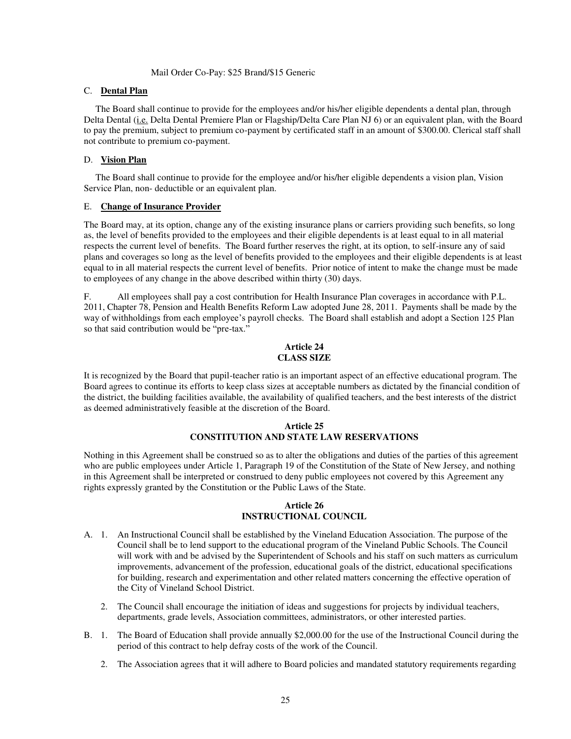Mail Order Co-Pay: $25 Brand/$15 Generic

C. **Dental Plan**

The Board shall continue to provide for the employees and/or his/her eligible dependents a dental plan, through Delta Dental (i.e. Delta Dental Premiere Plan or Flagship/Delta Care Plan NJ 6) or an equivalent plan, with the Board to pay the premium, subject to premium co-payment by certificated staff in an amount of $300.00. Clerical staff shall not contribute to premium co-payment.

D. **Vision Plan**

The Board shall continue to provide for the employee and/or his/her eligible dependents a vision plan, Vision Service Plan, non- deductible or an equivalent plan.

E. **Change of Insurance Provider**

The Board may, at its option, change any of the existing insurance plans or carriers providing such benefits, so long as, the level of benefits provided to the employees and their eligible dependents is at least equal to in all material respects the current level of benefits. The Board further reserves the right, at its option, to self-insure any of said plans and coverages so long as the level of benefits provided to the employees and their eligible dependents is at least equal to in all material respects the current level of benefits. Prior notice of intent to make the change must be made to employees of any change in the above described within thirty (30) days.

F. All employees shall pay a cost contribution for Health Insurance Plan coverages in accordance with P.L. 2011, Chapter 78, Pension and Health Benefits Reform Law adopted June 28, 2011. Payments shall be made by the way of withholdings from each employee's payroll checks. The Board shall establish and adopt a Section 125 Plan so that said contribution would be "pre-tax."

## Article 24
## CLASS SIZE

It is recognized by the Board that pupil-teacher ratio is an important aspect of an effective educational program. The Board agrees to continue its efforts to keep class sizes at acceptable numbers as dictated by the financial condition of the district, the building facilities available, the availability of qualified teachers, and the best interests of the district as deemed administratively feasible at the discretion of the Board.

## Article 25
## CONSTITUTION AND STATE LAW RESERVATIONS

Nothing in this Agreement shall be construed so as to alter the obligations and duties of the parties of this agreement who are public employees under Article 1, Paragraph 19 of the Constitution of the State of New Jersey, and nothing in this Agreement shall be interpreted or construed to deny public employees not covered by this Agreement any rights expressly granted by the Constitution or the Public Laws of the State.

## Article 26
## INSTRUCTIONAL COUNCIL

A. 1. An Instructional Council shall be established by the Vineland Education Association. The purpose of the Council shall be to lend support to the educational program of the Vineland Public Schools. The Council will work with and be advised by the Superintendent of Schools and his staff on such matters as curriculum improvements, advancement of the profession, educational goals of the district, educational specifications for building, research and experimentation and other related matters concerning the effective operation of the City of Vineland School District.

2. The Council shall encourage the initiation of ideas and suggestions for projects by individual teachers, departments, grade levels, Association committees, administrators, or other interested parties.

B. 1. The Board of Education shall provide annually $2,000.00 for the use of the Instructional Council during the period of this contract to help defray costs of the work of the Council.

2. The Association agrees that it will adhere to Board policies and mandated statutory requirements regarding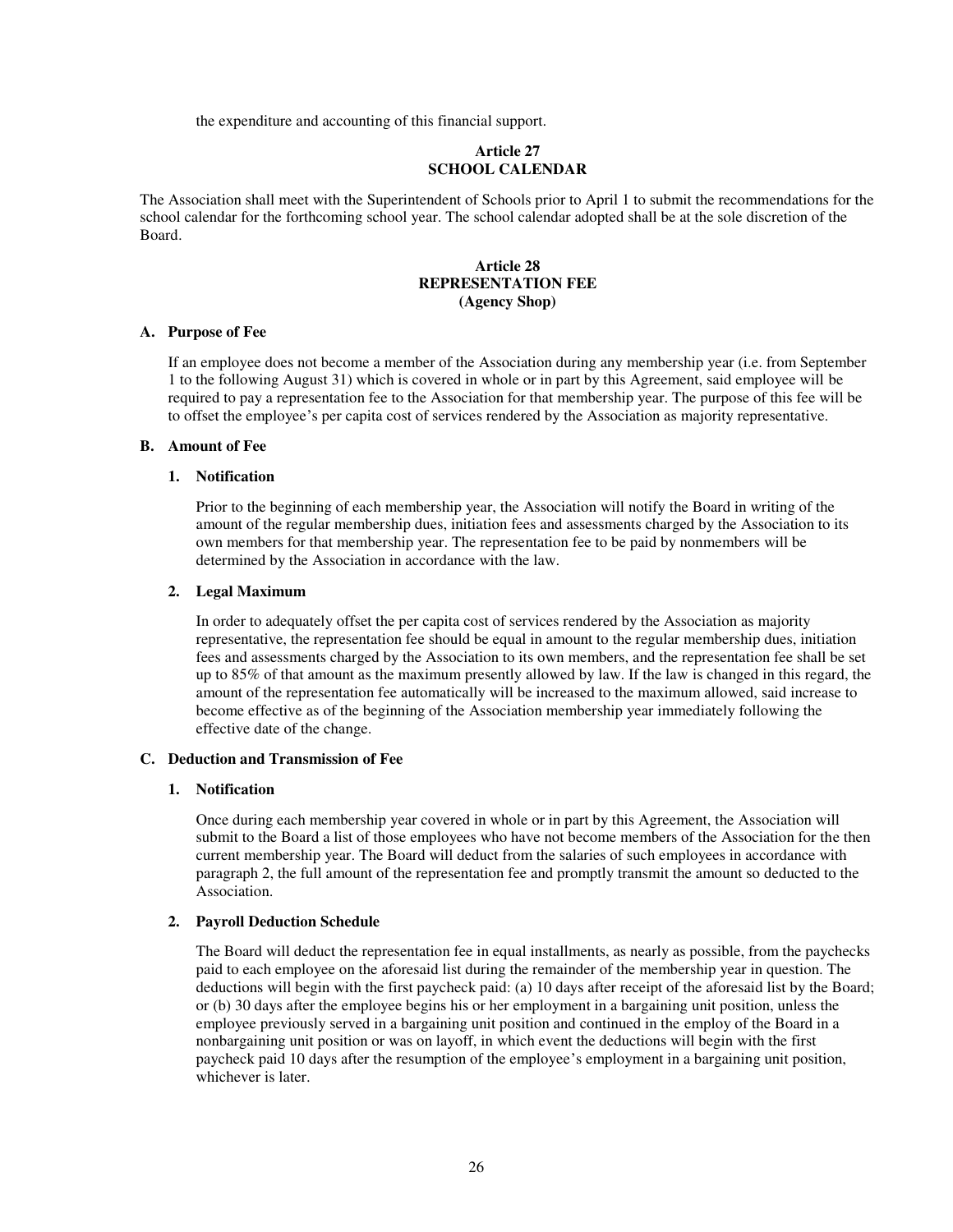the expenditure and accounting of this financial support.

## Article 27
## SCHOOL CALENDAR

The Association shall meet with the Superintendent of Schools prior to April 1 to submit the recommendations for the school calendar for the forthcoming school year. The school calendar adopted shall be at the sole discretion of the Board.

## Article 28
## REPRESENTATION FEE
## (Agency Shop)

### A. Purpose of Fee

If an employee does not become a member of the Association during any membership year (i.e. from September 1 to the following August 31) which is covered in whole or in part by this Agreement, said employee will be required to pay a representation fee to the Association for that membership year. The purpose of this fee will be to offset the employee's per capita cost of services rendered by the Association as majority representative.

### B. Amount of Fee

#### 1. Notification

Prior to the beginning of each membership year, the Association will notify the Board in writing of the amount of the regular membership dues, initiation fees and assessments charged by the Association to its own members for that membership year. The representation fee to be paid by nonmembers will be determined by the Association in accordance with the law.

#### 2. Legal Maximum

In order to adequately offset the per capita cost of services rendered by the Association as majority representative, the representation fee should be equal in amount to the regular membership dues, initiation fees and assessments charged by the Association to its own members, and the representation fee shall be set up to 85% of that amount as the maximum presently allowed by law. If the law is changed in this regard, the amount of the representation fee automatically will be increased to the maximum allowed, said increase to become effective as of the beginning of the Association membership year immediately following the effective date of the change.

### C. Deduction and Transmission of Fee

#### 1. Notification

Once during each membership year covered in whole or in part by this Agreement, the Association will submit to the Board a list of those employees who have not become members of the Association for the then current membership year. The Board will deduct from the salaries of such employees in accordance with paragraph 2, the full amount of the representation fee and promptly transmit the amount so deducted to the Association.

#### 2. Payroll Deduction Schedule

The Board will deduct the representation fee in equal installments, as nearly as possible, from the paychecks paid to each employee on the aforesaid list during the remainder of the membership year in question. The deductions will begin with the first paycheck paid: (a) 10 days after receipt of the aforesaid list by the Board; or (b) 30 days after the employee begins his or her employment in a bargaining unit position, unless the employee previously served in a bargaining unit position and continued in the employ of the Board in a nonbargaining unit position or was on layoff, in which event the deductions will begin with the first paycheck paid 10 days after the resumption of the employee's employment in a bargaining unit position, whichever is later.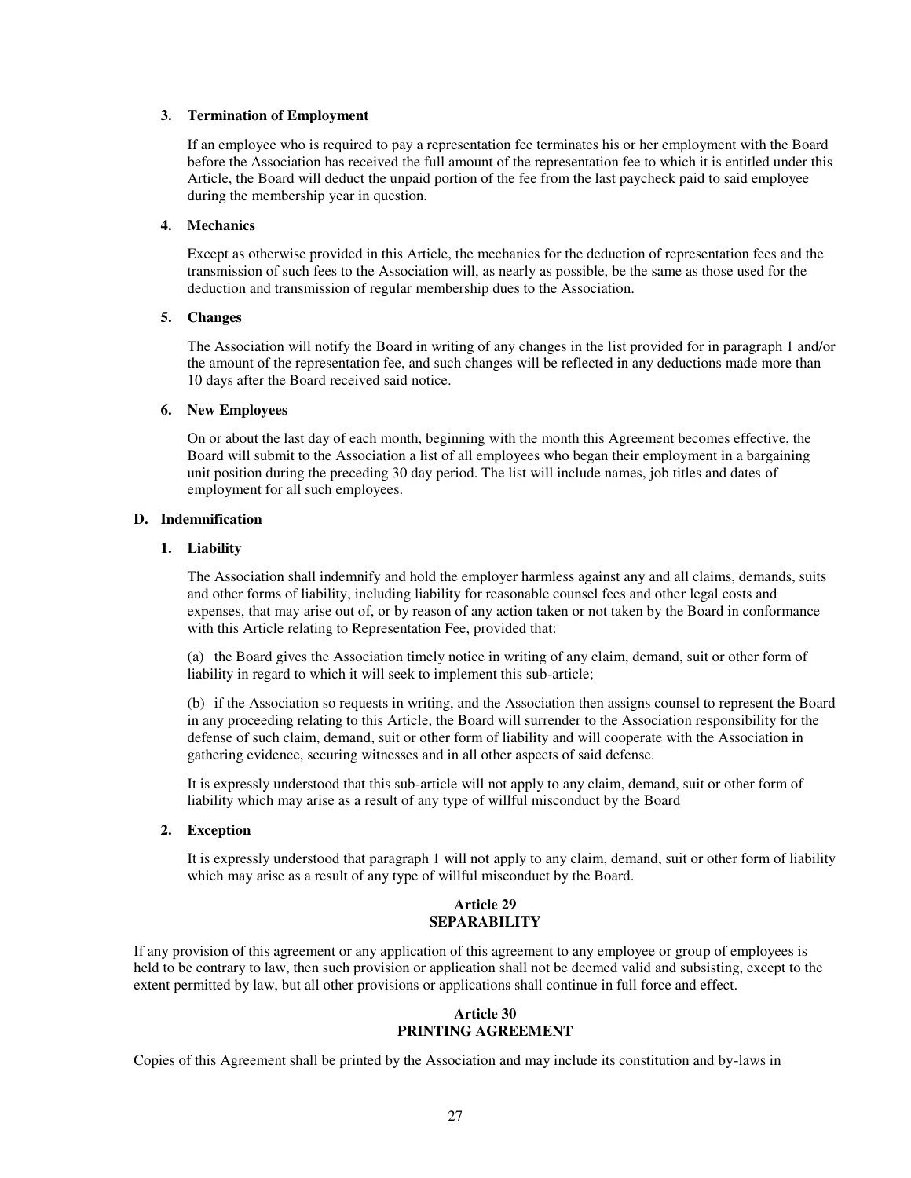**3. Termination of Employment**

If an employee who is required to pay a representation fee terminates his or her employment with the Board before the Association has received the full amount of the representation fee to which it is entitled under this Article, the Board will deduct the unpaid portion of the fee from the last paycheck paid to said employee during the membership year in question.

**4. Mechanics**

Except as otherwise provided in this Article, the mechanics for the deduction of representation fees and the transmission of such fees to the Association will, as nearly as possible, be the same as those used for the deduction and transmission of regular membership dues to the Association.

**5. Changes**

The Association will notify the Board in writing of any changes in the list provided for in paragraph 1 and/or the amount of the representation fee, and such changes will be reflected in any deductions made more than 10 days after the Board received said notice.

**6. New Employees**

On or about the last day of each month, beginning with the month this Agreement becomes effective, the Board will submit to the Association a list of all employees who began their employment in a bargaining unit position during the preceding 30 day period. The list will include names, job titles and dates of employment for all such employees.

**D. Indemnification**

**1. Liability**

The Association shall indemnify and hold the employer harmless against any and all claims, demands, suits and other forms of liability, including liability for reasonable counsel fees and other legal costs and expenses, that may arise out of, or by reason of any action taken or not taken by the Board in conformance with this Article relating to Representation Fee, provided that:

(a) the Board gives the Association timely notice in writing of any claim, demand, suit or other form of liability in regard to which it will seek to implement this sub-article;

(b) if the Association so requests in writing, and the Association then assigns counsel to represent the Board in any proceeding relating to this Article, the Board will surrender to the Association responsibility for the defense of such claim, demand, suit or other form of liability and will cooperate with the Association in gathering evidence, securing witnesses and in all other aspects of said defense.

It is expressly understood that this sub-article will not apply to any claim, demand, suit or other form of liability which may arise as a result of any type of willful misconduct by the Board

**2. Exception**

It is expressly understood that paragraph 1 will not apply to any claim, demand, suit or other form of liability which may arise as a result of any type of willful misconduct by the Board.

## Article 29
## SEPARABILITY

If any provision of this agreement or any application of this agreement to any employee or group of employees is held to be contrary to law, then such provision or application shall not be deemed valid and subsisting, except to the extent permitted by law, but all other provisions or applications shall continue in full force and effect.

## Article 30
## PRINTING AGREEMENT

Copies of this Agreement shall be printed by the Association and may include its constitution and by-laws in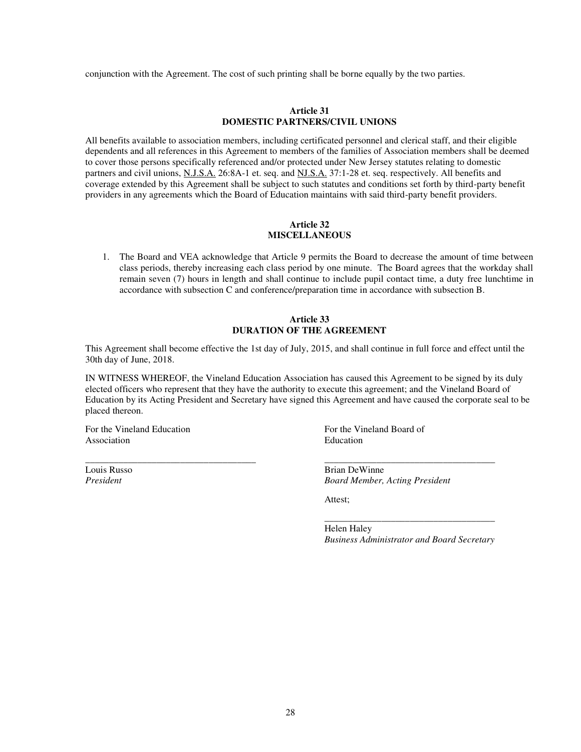conjunction with the Agreement. The cost of such printing shall be borne equally by the two parties.

## Article 31
## DOMESTIC PARTNERS/CIVIL UNIONS

All benefits available to association members, including certificated personnel and clerical staff, and their eligible dependents and all references in this Agreement to members of the families of Association members shall be deemed to cover those persons specifically referenced and/or protected under New Jersey statutes relating to domestic partners and civil unions, N.J.S.A. 26:8A-1 et. seq. and NJ.S.A. 37:1-28 et. seq. respectively. All benefits and coverage extended by this Agreement shall be subject to such statutes and conditions set forth by third-party benefit providers in any agreements which the Board of Education maintains with said third-party benefit providers.

## Article 32
## MISCELLANEOUS

1. The Board and VEA acknowledge that Article 9 permits the Board to decrease the amount of time between class periods, thereby increasing each class period by one minute. The Board agrees that the workday shall remain seven (7) hours in length and shall continue to include pupil contact time, a duty free lunchtime in accordance with subsection C and conference/preparation time in accordance with subsection B.

## Article 33
## DURATION OF THE AGREEMENT

This Agreement shall become effective the 1st day of July, 2015, and shall continue in full force and effect until the 30th day of June, 2018.

IN WITNESS WHEREOF, the Vineland Education Association has caused this Agreement to be signed by its duly elected officers who represent that they have the authority to execute this agreement; and the Vineland Board of Education by its Acting President and Secretary have signed this Agreement and have caused the corporate seal to be placed thereon.

For the Vineland Education Association

\_\_\_\_\_\_\_\_\_\_\_\_\_\_\_\_\_\_\_\_\_\_\_\_\_\_\_\_\_\_\_\_\_\_\_\_

Louis Russo
*President*

For the Vineland Board of Education

\_\_\_\_\_\_\_\_\_\_\_\_\_\_\_\_\_\_\_\_\_\_\_\_\_\_\_\_\_\_\_\_\_\_\_\_

Brian DeWinne
*Board Member, Acting President*

Attest;

\_\_\_\_\_\_\_\_\_\_\_\_\_\_\_\_\_\_\_\_\_\_\_\_\_\_\_\_\_\_\_\_\_\_\_\_

Helen Haley
*Business Administrator and Board Secretary*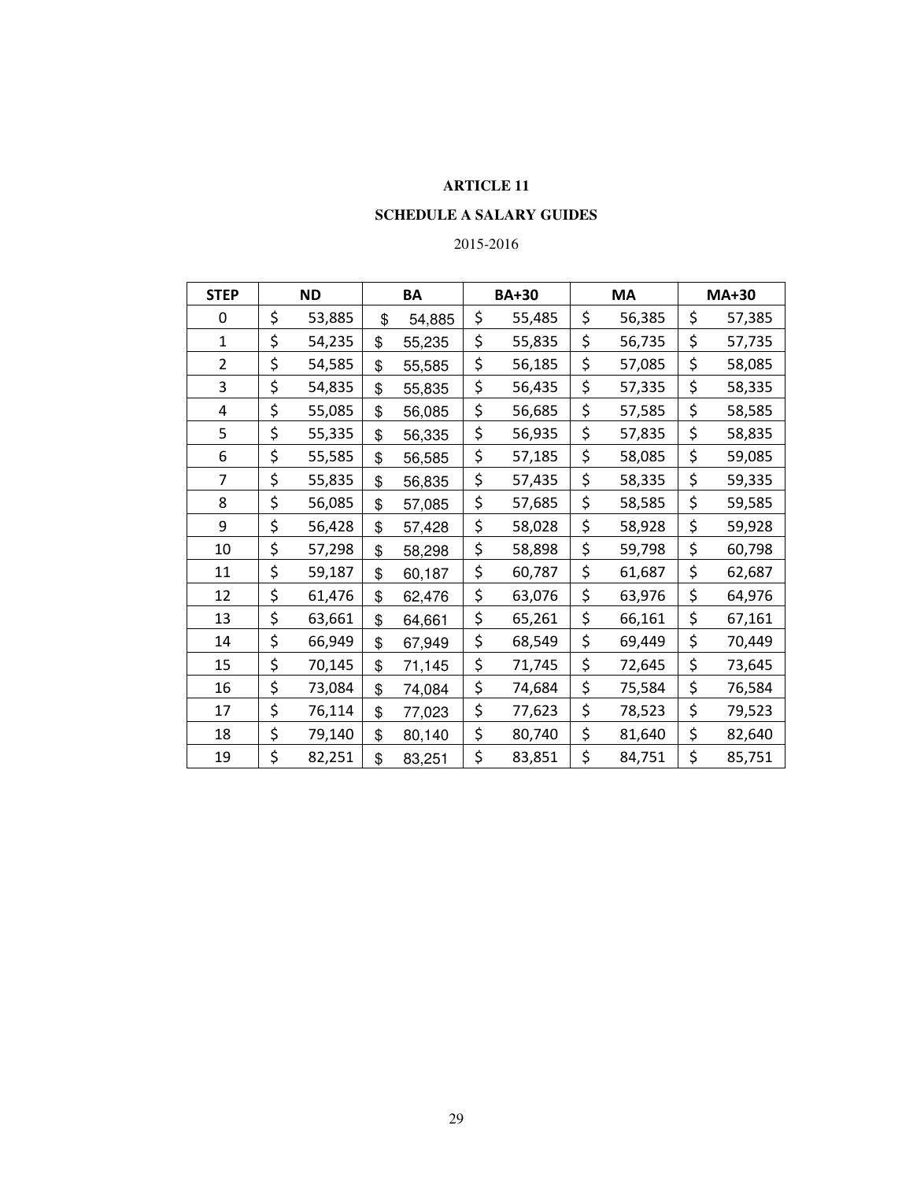**ARTICLE 11**

**SCHEDULE A SALARY GUIDES**

2015-2016

| STEP | ND | BA | BA+30 | MA | MA+30 |
|---|---|---|---|---|---|
| 0 | $ 53,885 | $ 54,885 | $ 55,485 | $ 56,385 | $ 57,385 |
| 1 | $ 54,235 | $ 55,235 | $ 55,835 | $ 56,735 | $ 57,735 |
| 2 | $ 54,585 | $ 55,585 | $ 56,185 | $ 57,085 | $ 58,085 |
| 3 | $ 54,835 | $ 55,835 | $ 56,435 | $ 57,335 | $ 58,335 |
| 4 | $ 55,085 | $ 56,085 | $ 56,685 | $ 57,585 | $ 58,585 |
| 5 | $ 55,335 | $ 56,335 | $ 56,935 | $ 57,835 | $ 58,835 |
| 6 | $ 55,585 | $ 56,585 | $ 57,185 | $ 58,085 | $ 59,085 |
| 7 | $ 55,835 | $ 56,835 | $ 57,435 | $ 58,335 | $ 59,335 |
| 8 | $ 56,085 | $ 57,085 | $ 57,685 | $ 58,585 | $ 59,585 |
| 9 | $ 56,428 | $ 57,428 | $ 58,028 | $ 58,928 | $ 59,928 |
| 10 | $ 57,298 | $ 58,298 | $ 58,898 | $ 59,798 | $ 60,798 |
| 11 | $ 59,187 | $ 60,187 | $ 60,787 | $ 61,687 | $ 62,687 |
| 12 | $ 61,476 | $ 62,476 | $ 63,076 | $ 63,976 | $ 64,976 |
| 13 | $ 63,661 | $ 64,661 | $ 65,261 | $ 66,161 | $ 67,161 |
| 14 | $ 66,949 | $ 67,949 | $ 68,549 | $ 69,449 | $ 70,449 |
| 15 | $ 70,145 | $ 71,145 | $ 71,745 | $ 72,645 | $ 73,645 |
| 16 | $ 73,084 | $ 74,084 | $ 74,684 | $ 75,584 | $ 76,584 |
| 17 | $ 76,114 | $ 77,023 | $ 77,623 | $ 78,523 | $ 79,523 |
| 18 | $ 79,140 | $ 80,140 | $ 80,740 | $ 81,640 | $ 82,640 |
| 19 | $ 82,251 | $ 83,251 | $ 83,851 | $ 84,751 | $ 85,751 |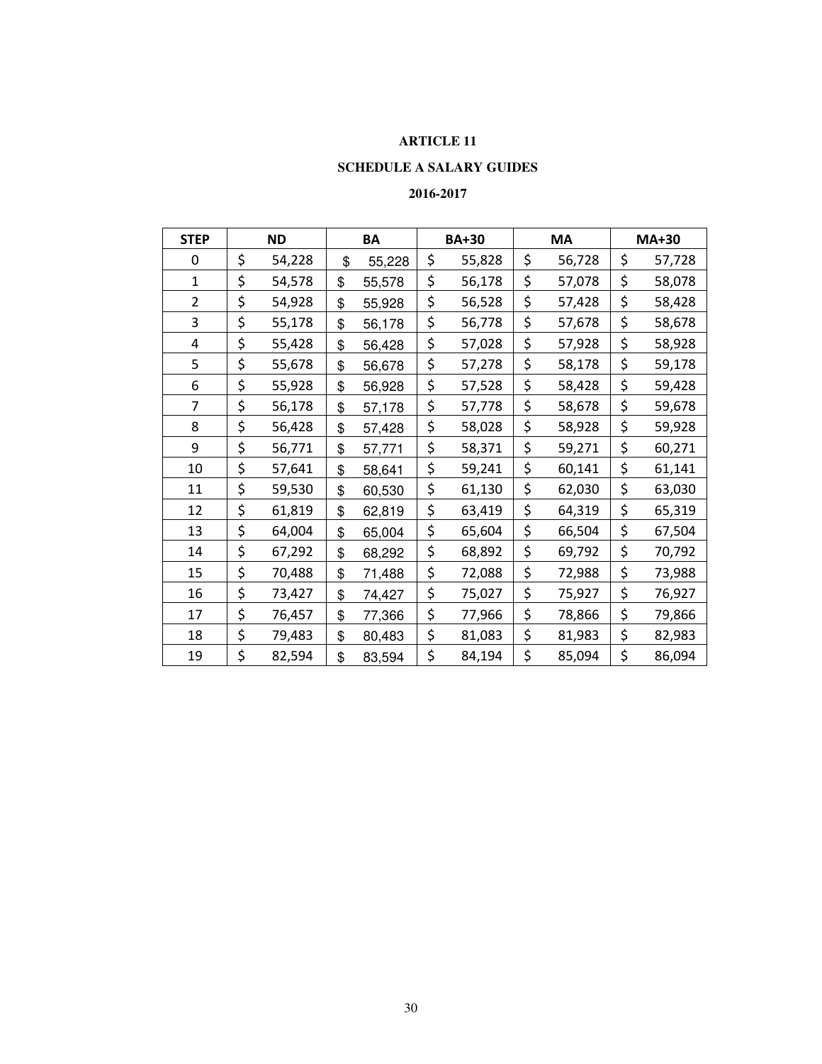# ARTICLE 11

## SCHEDULE A SALARY GUIDES

### 2016-2017

| STEP | ND | BA | BA+30 | MA | MA+30 |
|---|---|---|---|---|---|
| 0 | $ 54,228 | $ 55,228 | $ 55,828 | $ 56,728 | $ 57,728 |
| 1 | $ 54,578 | $ 55,578 | $ 56,178 | $ 57,078 | $ 58,078 |
| 2 | $ 54,928 | $ 55,928 | $ 56,528 | $ 57,428 | $ 58,428 |
| 3 | $ 55,178 | $ 56,178 | $ 56,778 | $ 57,678 | $ 58,678 |
| 4 | $ 55,428 | $ 56,428 | $ 57,028 | $ 57,928 | $ 58,928 |
| 5 | $ 55,678 | $ 56,678 | $ 57,278 | $ 58,178 | $ 59,178 |
| 6 | $ 55,928 | $ 56,928 | $ 57,528 | $ 58,428 | $ 59,428 |
| 7 | $ 56,178 | $ 57,178 | $ 57,778 | $ 58,678 | $ 59,678 |
| 8 | $ 56,428 | $ 57,428 | $ 58,028 | $ 58,928 | $ 59,928 |
| 9 | $ 56,771 | $ 57,771 | $ 58,371 | $ 59,271 | $ 60,271 |
| 10 | $ 57,641 | $ 58,641 | $ 59,241 | $ 60,141 | $ 61,141 |
| 11 | $ 59,530 | $ 60,530 | $ 61,130 | $ 62,030 | $ 63,030 |
| 12 | $ 61,819 | $ 62,819 | $ 63,419 | $ 64,319 | $ 65,319 |
| 13 | $ 64,004 | $ 65,004 | $ 65,604 | $ 66,504 | $ 67,504 |
| 14 | $ 67,292 | $ 68,292 | $ 68,892 | $ 69,792 | $ 70,792 |
| 15 | $ 70,488 | $ 71,488 | $ 72,088 | $ 72,988 | $ 73,988 |
| 16 | $ 73,427 | $ 74,427 | $ 75,027 | $ 75,927 | $ 76,927 |
| 17 | $ 76,457 | $ 77,366 | $ 77,966 | $ 78,866 | $ 79,866 |
| 18 | $ 79,483 | $ 80,483 | $ 81,083 | $ 81,983 | $ 82,983 |
| 19 | $ 82,594 | $ 83,594 | $ 84,194 | $ 85,094 | $ 86,094 |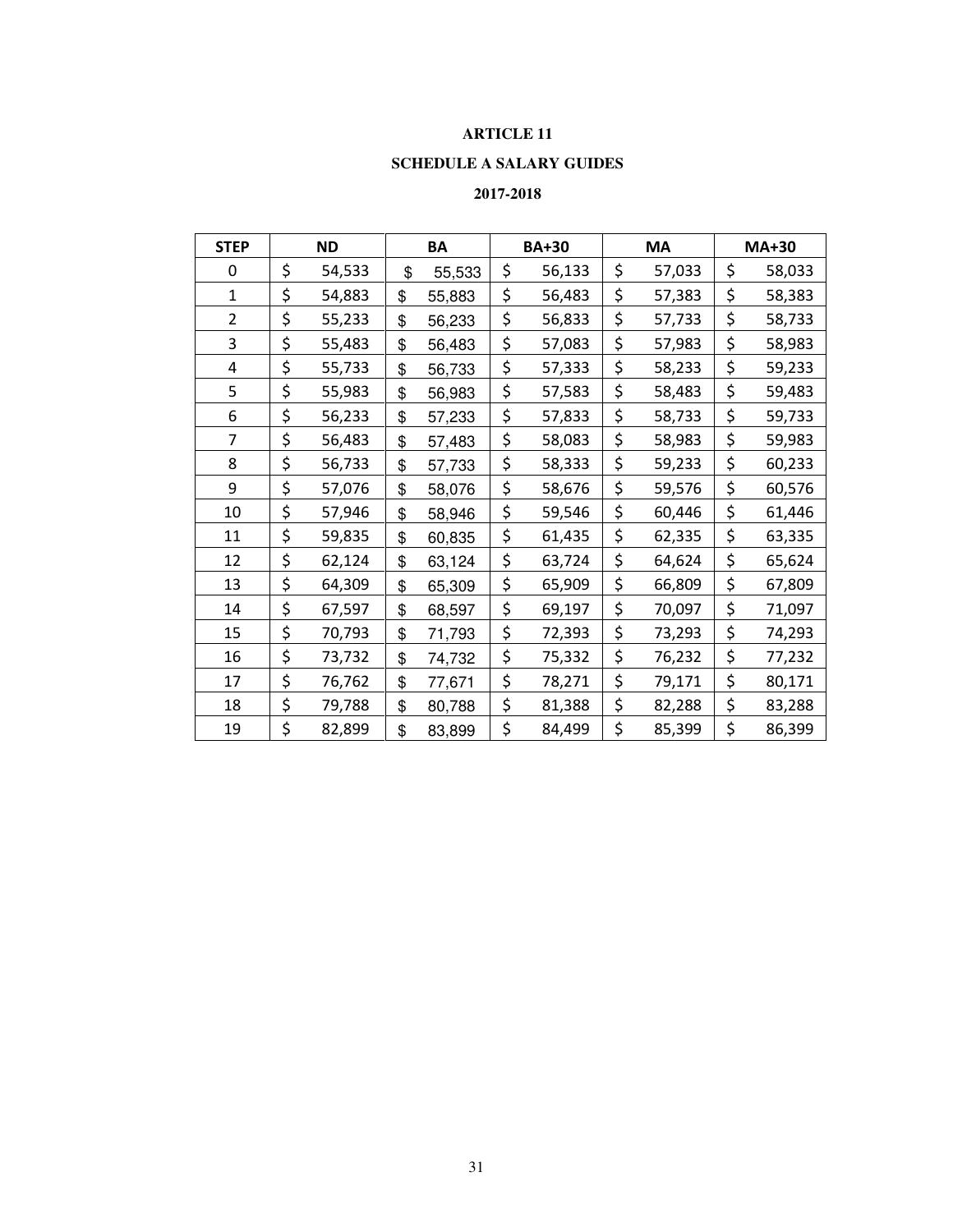**ARTICLE 11**

**SCHEDULE A SALARY GUIDES**

**2017-2018**

| STEP | ND | BA | BA+30 | MA | MA+30 |
|---|---|---|---|---|---|
| 0 | $ 54,533 | $ 55,533 | $ 56,133 | $ 57,033 | $ 58,033 |
| 1 | $ 54,883 | $ 55,883 | $ 56,483 | $ 57,383 | $ 58,383 |
| 2 | $ 55,233 | $ 56,233 | $ 56,833 | $ 57,733 | $ 58,733 |
| 3 | $ 55,483 | $ 56,483 | $ 57,083 | $ 57,983 | $ 58,983 |
| 4 | $ 55,733 | $ 56,733 | $ 57,333 | $ 58,233 | $ 59,233 |
| 5 | $ 55,983 | $ 56,983 | $ 57,583 | $ 58,483 | $ 59,483 |
| 6 | $ 56,233 | $ 57,233 | $ 57,833 | $ 58,733 | $ 59,733 |
| 7 | $ 56,483 | $ 57,483 | $ 58,083 | $ 58,983 | $ 59,983 |
| 8 | $ 56,733 | $ 57,733 | $ 58,333 | $ 59,233 | $ 60,233 |
| 9 | $ 57,076 | $ 58,076 | $ 58,676 | $ 59,576 | $ 60,576 |
| 10 | $ 57,946 | $ 58,946 | $ 59,546 | $ 60,446 | $ 61,446 |
| 11 | $ 59,835 | $ 60,835 | $ 61,435 | $ 62,335 | $ 63,335 |
| 12 | $ 62,124 | $ 63,124 | $ 63,724 | $ 64,624 | $ 65,624 |
| 13 | $ 64,309 | $ 65,309 | $ 65,909 | $ 66,809 | $ 67,809 |
| 14 | $ 67,597 | $ 68,597 | $ 69,197 | $ 70,097 | $ 71,097 |
| 15 | $ 70,793 | $ 71,793 | $ 72,393 | $ 73,293 | $ 74,293 |
| 16 | $ 73,732 | $ 74,732 | $ 75,332 | $ 76,232 | $ 77,232 |
| 17 | $ 76,762 | $ 77,671 | $ 78,271 | $ 79,171 | $ 80,171 |
| 18 | $ 79,788 | $ 80,788 | $ 81,388 | $ 82,288 | $ 83,288 |
| 19 | $ 82,899 | $ 83,899 | $ 84,499 | $ 85,399 | $ 86,399 |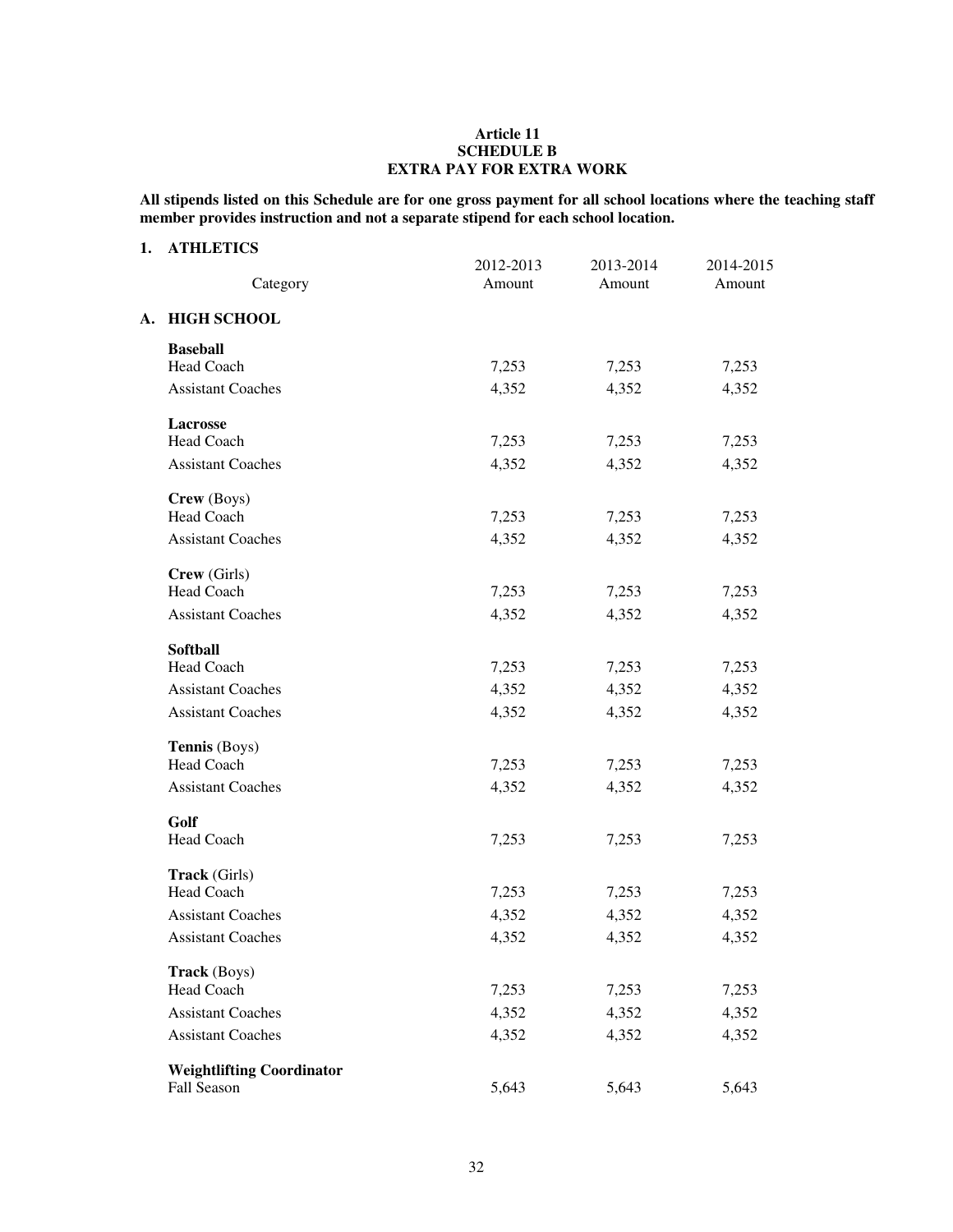**Article 11**
**SCHEDULE B**
**EXTRA PAY FOR EXTRA WORK**

**All stipends listed on this Schedule are for one gross payment for all school locations where the teaching staff member provides instruction and not a separate stipend for each school location.**

## 1. ATHLETICS

| Category | 2012-2013 Amount | 2013-2014 Amount | 2014-2015 Amount |
|---|---|---|---|
| **A. HIGH SCHOOL** | | | |
| **Baseball** | | | |
| Head Coach | 7,253 | 7,253 | 7,253 |
| Assistant Coaches | 4,352 | 4,352 | 4,352 |
| **Lacrosse** | | | |
| Head Coach | 7,253 | 7,253 | 7,253 |
| Assistant Coaches | 4,352 | 4,352 | 4,352 |
| **Crew** (Boys) | | | |
| Head Coach | 7,253 | 7,253 | 7,253 |
| Assistant Coaches | 4,352 | 4,352 | 4,352 |
| **Crew** (Girls) | | | |
| Head Coach | 7,253 | 7,253 | 7,253 |
| Assistant Coaches | 4,352 | 4,352 | 4,352 |
| **Softball** | | | |
| Head Coach | 7,253 | 7,253 | 7,253 |
| Assistant Coaches | 4,352 | 4,352 | 4,352 |
| Assistant Coaches | 4,352 | 4,352 | 4,352 |
| **Tennis** (Boys) | | | |
| Head Coach | 7,253 | 7,253 | 7,253 |
| Assistant Coaches | 4,352 | 4,352 | 4,352 |
| **Golf** | | | |
| Head Coach | 7,253 | 7,253 | 7,253 |
| **Track** (Girls) | | | |
| Head Coach | 7,253 | 7,253 | 7,253 |
| Assistant Coaches | 4,352 | 4,352 | 4,352 |
| Assistant Coaches | 4,352 | 4,352 | 4,352 |
| **Track** (Boys) | | | |
| Head Coach | 7,253 | 7,253 | 7,253 |
| Assistant Coaches | 4,352 | 4,352 | 4,352 |
| Assistant Coaches | 4,352 | 4,352 | 4,352 |
| **Weightlifting Coordinator** | | | |
| Fall Season | 5,643 | 5,643 | 5,643 |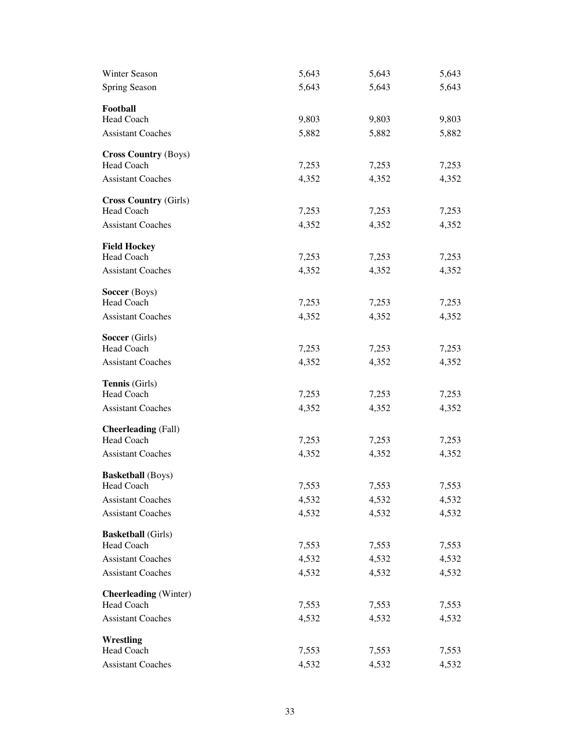| | | | |
|---|---|---|---|
| Winter Season | 5,643 | 5,643 | 5,643 |
| Spring Season | 5,643 | 5,643 | 5,643 |
| **Football** | | | |
| Head Coach | 9,803 | 9,803 | 9,803 |
| Assistant Coaches | 5,882 | 5,882 | 5,882 |
| **Cross Country** (Boys) | | | |
| Head Coach | 7,253 | 7,253 | 7,253 |
| Assistant Coaches | 4,352 | 4,352 | 4,352 |
| **Cross Country** (Girls) | | | |
| Head Coach | 7,253 | 7,253 | 7,253 |
| Assistant Coaches | 4,352 | 4,352 | 4,352 |
| **Field Hockey** | | | |
| Head Coach | 7,253 | 7,253 | 7,253 |
| Assistant Coaches | 4,352 | 4,352 | 4,352 |
| **Soccer** (Boys) | | | |
| Head Coach | 7,253 | 7,253 | 7,253 |
| Assistant Coaches | 4,352 | 4,352 | 4,352 |
| **Soccer** (Girls) | | | |
| Head Coach | 7,253 | 7,253 | 7,253 |
| Assistant Coaches | 4,352 | 4,352 | 4,352 |
| **Tennis** (Girls) | | | |
| Head Coach | 7,253 | 7,253 | 7,253 |
| Assistant Coaches | 4,352 | 4,352 | 4,352 |
| **Cheerleading** (Fall) | | | |
| Head Coach | 7,253 | 7,253 | 7,253 |
| Assistant Coaches | 4,352 | 4,352 | 4,352 |
| **Basketball** (Boys) | | | |
| Head Coach | 7,553 | 7,553 | 7,553 |
| Assistant Coaches | 4,532 | 4,532 | 4,532 |
| Assistant Coaches | 4,532 | 4,532 | 4,532 |
| **Basketball** (Girls) | | | |
| Head Coach | 7,553 | 7,553 | 7,553 |
| Assistant Coaches | 4,532 | 4,532 | 4,532 |
| Assistant Coaches | 4,532 | 4,532 | 4,532 |
| **Cheerleading** (Winter) | | | |
| Head Coach | 7,553 | 7,553 | 7,553 |
| Assistant Coaches | 4,532 | 4,532 | 4,532 |
| **Wrestling** | | | |
| Head Coach | 7,553 | 7,553 | 7,553 |
| Assistant Coaches | 4,532 | 4,532 | 4,532 |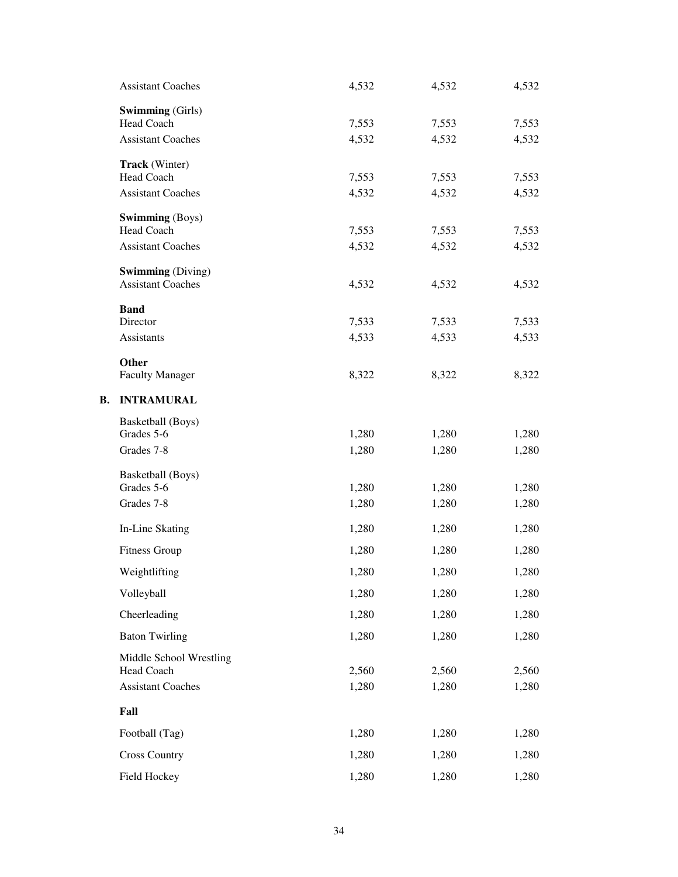| | | | |
|---|---|---|---|
| Assistant Coaches | 4,532 | 4,532 | 4,532 |
| **Swimming** (Girls) | | | |
| Head Coach | 7,553 | 7,553 | 7,553 |
| Assistant Coaches | 4,532 | 4,532 | 4,532 |
| **Track** (Winter) | | | |
| Head Coach | 7,553 | 7,553 | 7,553 |
| Assistant Coaches | 4,532 | 4,532 | 4,532 |
| **Swimming** (Boys) | | | |
| Head Coach | 7,553 | 7,553 | 7,553 |
| Assistant Coaches | 4,532 | 4,532 | 4,532 |
| **Swimming** (Diving) | | | |
| Assistant Coaches | 4,532 | 4,532 | 4,532 |
| **Band** | | | |
| Director | 7,533 | 7,533 | 7,533 |
| Assistants | 4,533 | 4,533 | 4,533 |
| **Other** | | | |
| Faculty Manager | 8,322 | 8,322 | 8,322 |

**B. INTRAMURAL**

| | | | |
|---|---|---|---|
| Basketball (Boys) | | | |
| Grades 5-6 | 1,280 | 1,280 | 1,280 |
| Grades 7-8 | 1,280 | 1,280 | 1,280 |
| Basketball (Boys) | | | |
| Grades 5-6 | 1,280 | 1,280 | 1,280 |
| Grades 7-8 | 1,280 | 1,280 | 1,280 |
| In-Line Skating | 1,280 | 1,280 | 1,280 |
| Fitness Group | 1,280 | 1,280 | 1,280 |
| Weightlifting | 1,280 | 1,280 | 1,280 |
| Volleyball | 1,280 | 1,280 | 1,280 |
| Cheerleading | 1,280 | 1,280 | 1,280 |
| Baton Twirling | 1,280 | 1,280 | 1,280 |
| Middle School Wrestling | | | |
| Head Coach | 2,560 | 2,560 | 2,560 |
| Assistant Coaches | 1,280 | 1,280 | 1,280 |
| **Fall** | | | |
| Football (Tag) | 1,280 | 1,280 | 1,280 |
| Cross Country | 1,280 | 1,280 | 1,280 |
| Field Hockey | 1,280 | 1,280 | 1,280 |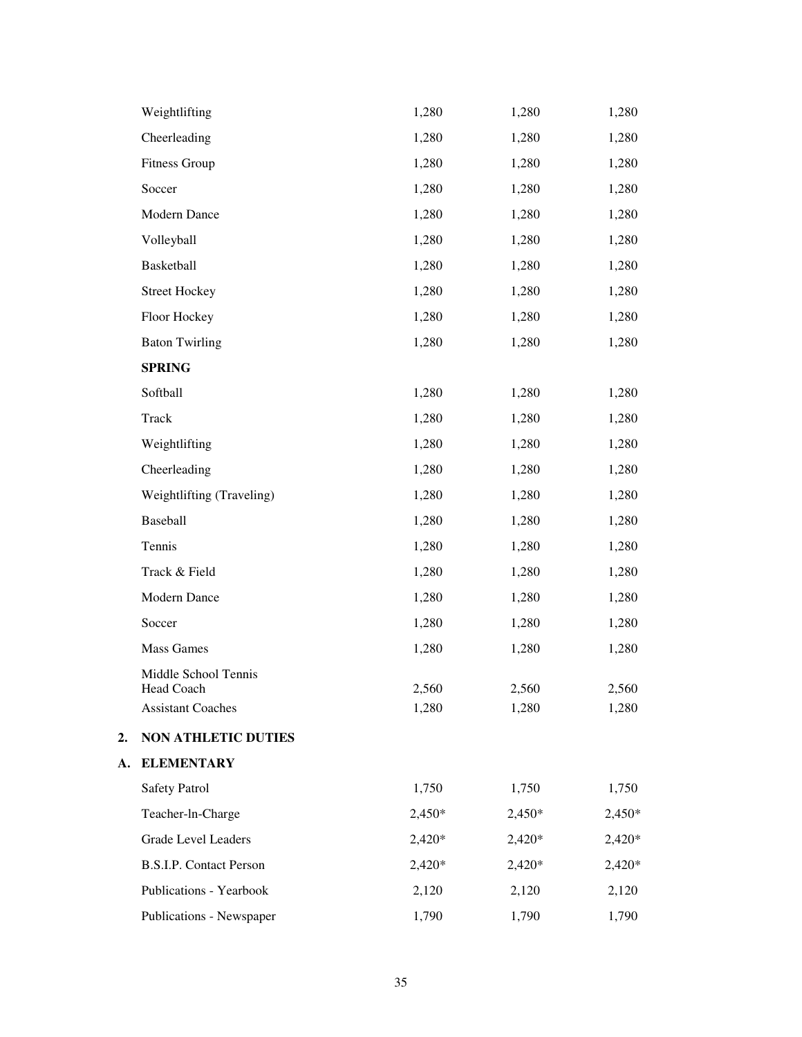| | | | |
|---|---|---|---|
| Weightlifting | 1,280 | 1,280 | 1,280 |
| Cheerleading | 1,280 | 1,280 | 1,280 |
| Fitness Group | 1,280 | 1,280 | 1,280 |
| Soccer | 1,280 | 1,280 | 1,280 |
| Modern Dance | 1,280 | 1,280 | 1,280 |
| Volleyball | 1,280 | 1,280 | 1,280 |
| Basketball | 1,280 | 1,280 | 1,280 |
| Street Hockey | 1,280 | 1,280 | 1,280 |
| Floor Hockey | 1,280 | 1,280 | 1,280 |
| Baton Twirling | 1,280 | 1,280 | 1,280 |
| **SPRING** | | | |
| Softball | 1,280 | 1,280 | 1,280 |
| Track | 1,280 | 1,280 | 1,280 |
| Weightlifting | 1,280 | 1,280 | 1,280 |
| Cheerleading | 1,280 | 1,280 | 1,280 |
| Weightlifting (Traveling) | 1,280 | 1,280 | 1,280 |
| Baseball | 1,280 | 1,280 | 1,280 |
| Tennis | 1,280 | 1,280 | 1,280 |
| Track & Field | 1,280 | 1,280 | 1,280 |
| Modern Dance | 1,280 | 1,280 | 1,280 |
| Soccer | 1,280 | 1,280 | 1,280 |
| Mass Games | 1,280 | 1,280 | 1,280 |
| Middle School Tennis Head Coach | 2,560 | 2,560 | 2,560 |
| Assistant Coaches | 1,280 | 1,280 | 1,280 |

**2. NON ATHLETIC DUTIES**

**A. ELEMENTARY**

| | | | |
|---|---|---|---|
| Safety Patrol | 1,750 | 1,750 | 1,750 |
| Teacher-In-Charge | 2,450* | 2,450* | 2,450* |
| Grade Level Leaders | 2,420* | 2,420* | 2,420* |
| B.S.I.P. Contact Person | 2,420* | 2,420* | 2,420* |
| Publications - Yearbook | 2,120 | 2,120 | 2,120 |
| Publications - Newspaper | 1,790 | 1,790 | 1,790 |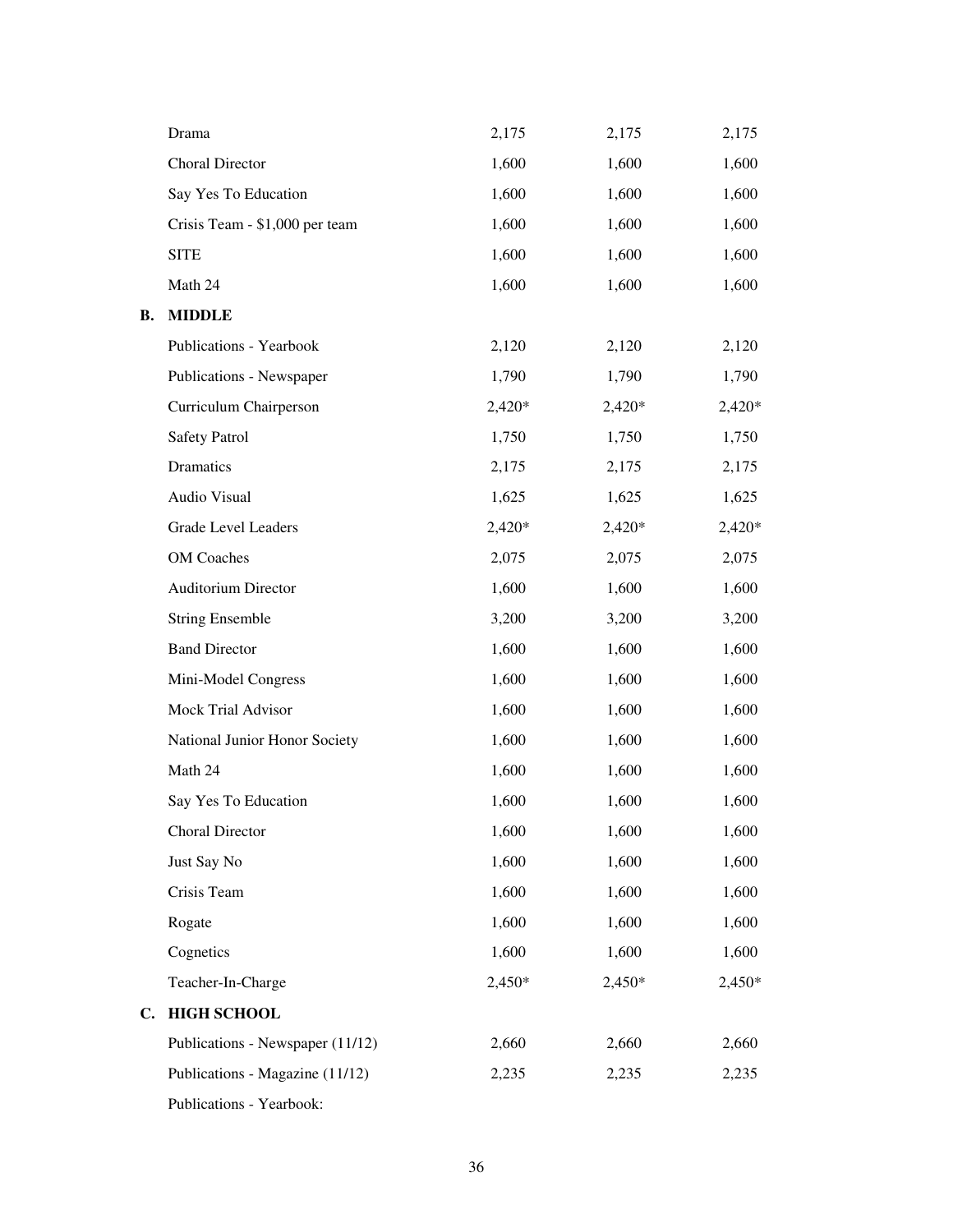| | | | |
|---|---|---|---|
| Drama | 2,175 | 2,175 | 2,175 |
| Choral Director | 1,600 | 1,600 | 1,600 |
| Say Yes To Education | 1,600 | 1,600 | 1,600 |
| Crisis Team - $1,000 per team | 1,600 | 1,600 | 1,600 |
| SITE | 1,600 | 1,600 | 1,600 |
| Math 24 | 1,600 | 1,600 | 1,600 |

**B. MIDDLE**

| | | | |
|---|---|---|---|
| Publications - Yearbook | 2,120 | 2,120 | 2,120 |
| Publications - Newspaper | 1,790 | 1,790 | 1,790 |
| Curriculum Chairperson | 2,420* | 2,420* | 2,420* |
| Safety Patrol | 1,750 | 1,750 | 1,750 |
| Dramatics | 2,175 | 2,175 | 2,175 |
| Audio Visual | 1,625 | 1,625 | 1,625 |
| Grade Level Leaders | 2,420* | 2,420* | 2,420* |
| OM Coaches | 2,075 | 2,075 | 2,075 |
| Auditorium Director | 1,600 | 1,600 | 1,600 |
| String Ensemble | 3,200 | 3,200 | 3,200 |
| Band Director | 1,600 | 1,600 | 1,600 |
| Mini-Model Congress | 1,600 | 1,600 | 1,600 |
| Mock Trial Advisor | 1,600 | 1,600 | 1,600 |
| National Junior Honor Society | 1,600 | 1,600 | 1,600 |
| Math 24 | 1,600 | 1,600 | 1,600 |
| Say Yes To Education | 1,600 | 1,600 | 1,600 |
| Choral Director | 1,600 | 1,600 | 1,600 |
| Just Say No | 1,600 | 1,600 | 1,600 |
| Crisis Team | 1,600 | 1,600 | 1,600 |
| Rogate | 1,600 | 1,600 | 1,600 |
| Cognetics | 1,600 | 1,600 | 1,600 |
| Teacher-In-Charge | 2,450* | 2,450* | 2,450* |

**C. HIGH SCHOOL**

| | | | |
|---|---|---|---|
| Publications - Newspaper (11/12) | 2,660 | 2,660 | 2,660 |
| Publications - Magazine (11/12) | 2,235 | 2,235 | 2,235 |
| Publications - Yearbook: | | | |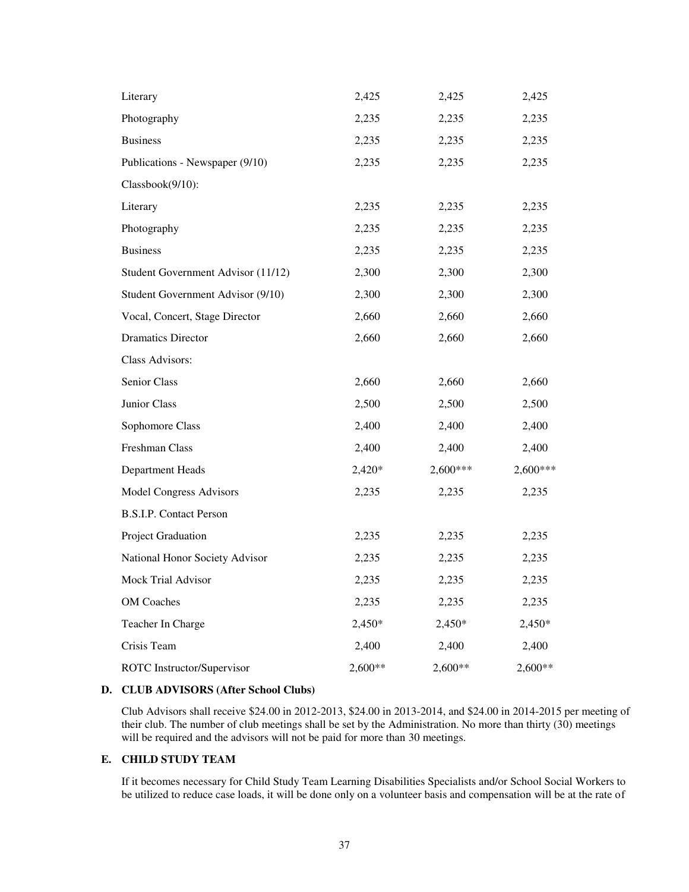| | | | |
|---|---|---|---|
| Literary | 2,425 | 2,425 | 2,425 |
| Photography | 2,235 | 2,235 | 2,235 |
| Business | 2,235 | 2,235 | 2,235 |
| Publications - Newspaper (9/10) | 2,235 | 2,235 | 2,235 |
| Classbook(9/10): | | | |
| Literary | 2,235 | 2,235 | 2,235 |
| Photography | 2,235 | 2,235 | 2,235 |
| Business | 2,235 | 2,235 | 2,235 |
| Student Government Advisor (11/12) | 2,300 | 2,300 | 2,300 |
| Student Government Advisor (9/10) | 2,300 | 2,300 | 2,300 |
| Vocal, Concert, Stage Director | 2,660 | 2,660 | 2,660 |
| Dramatics Director | 2,660 | 2,660 | 2,660 |
| Class Advisors: | | | |
| Senior Class | 2,660 | 2,660 | 2,660 |
| Junior Class | 2,500 | 2,500 | 2,500 |
| Sophomore Class | 2,400 | 2,400 | 2,400 |
| Freshman Class | 2,400 | 2,400 | 2,400 |
| Department Heads | 2,420* | 2,600*** | 2,600*** |
| Model Congress Advisors | 2,235 | 2,235 | 2,235 |
| B.S.I.P. Contact Person | | | |
| Project Graduation | 2,235 | 2,235 | 2,235 |
| National Honor Society Advisor | 2,235 | 2,235 | 2,235 |
| Mock Trial Advisor | 2,235 | 2,235 | 2,235 |
| OM Coaches | 2,235 | 2,235 | 2,235 |
| Teacher In Charge | 2,450* | 2,450* | 2,450* |
| Crisis Team | 2,400 | 2,400 | 2,400 |
| ROTC Instructor/Supervisor | 2,600** | 2,600** | 2,600** |

**D. CLUB ADVISORS (After School Clubs)**

Club Advisors shall receive $24.00 in 2012-2013, $24.00 in 2013-2014, and $24.00 in 2014-2015 per meeting of their club. The number of club meetings shall be set by the Administration. No more than thirty (30) meetings will be required and the advisors will not be paid for more than 30 meetings.

**E. CHILD STUDY TEAM**

If it becomes necessary for Child Study Team Learning Disabilities Specialists and/or School Social Workers to be utilized to reduce case loads, it will be done only on a volunteer basis and compensation will be at the rate of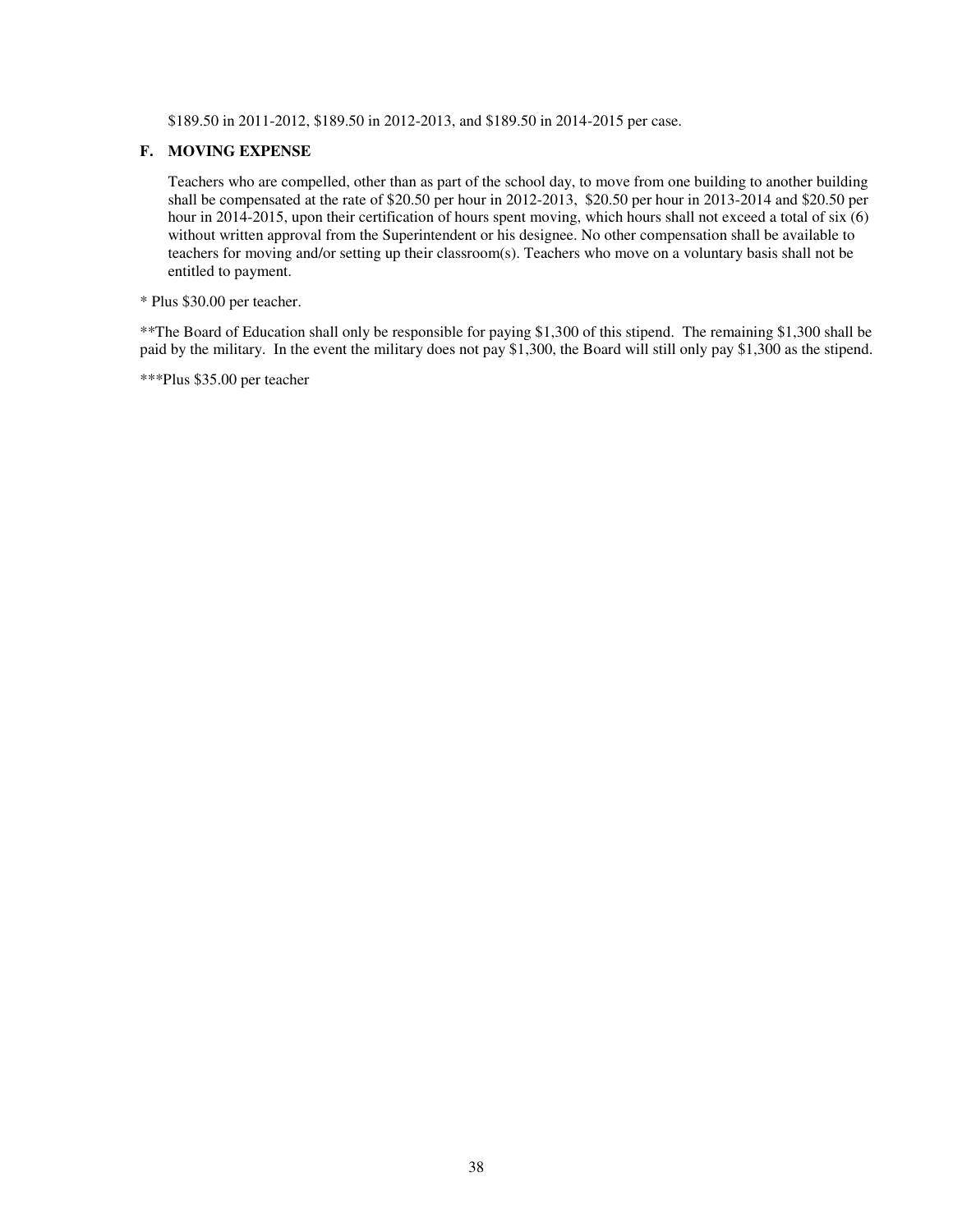$189.50 in 2011-2012, $189.50 in 2012-2013, and $189.50 in 2014-2015 per case.

**F. MOVING EXPENSE**

Teachers who are compelled, other than as part of the school day, to move from one building to another building shall be compensated at the rate of $20.50 per hour in 2012-2013, $20.50 per hour in 2013-2014 and $20.50 per hour in 2014-2015, upon their certification of hours spent moving, which hours shall not exceed a total of six (6) without written approval from the Superintendent or his designee. No other compensation shall be available to teachers for moving and/or setting up their classroom(s). Teachers who move on a voluntary basis shall not be entitled to payment.

* Plus $30.00 per teacher.

**The Board of Education shall only be responsible for paying $1,300 of this stipend. The remaining $1,300 shall be paid by the military. In the event the military does not pay $1,300, the Board will still only pay $1,300 as the stipend.

***Plus $35.00 per teacher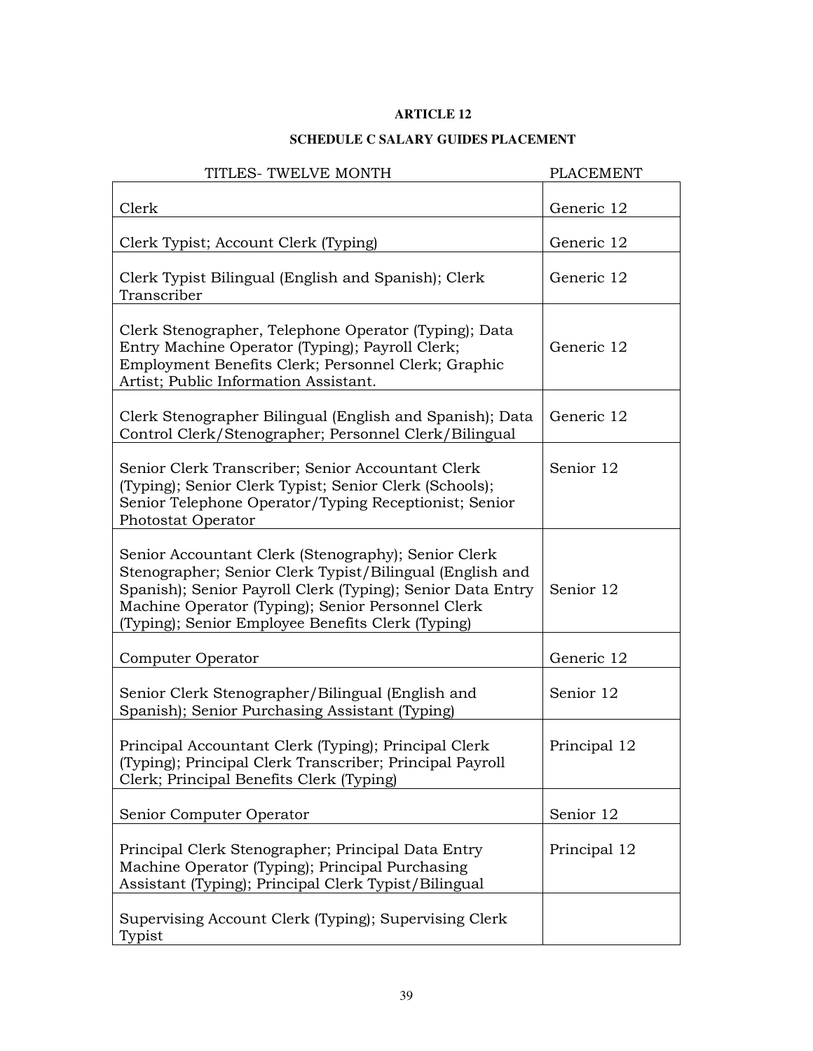# ARTICLE 12

## SCHEDULE C SALARY GUIDES PLACEMENT

| TITLES- TWELVE MONTH | PLACEMENT |
|---|---|
| Clerk | Generic 12 |
| Clerk Typist; Account Clerk (Typing) | Generic 12 |
| Clerk Typist Bilingual (English and Spanish); Clerk Transcriber | Generic 12 |
| Clerk Stenographer, Telephone Operator (Typing); Data Entry Machine Operator (Typing); Payroll Clerk; Employment Benefits Clerk; Personnel Clerk; Graphic Artist; Public Information Assistant. | Generic 12 |
| Clerk Stenographer Bilingual (English and Spanish); Data Control Clerk/Stenographer; Personnel Clerk/Bilingual | Generic 12 |
| Senior Clerk Transcriber; Senior Accountant Clerk (Typing); Senior Clerk Typist; Senior Clerk (Schools); Senior Telephone Operator/Typing Receptionist; Senior Photostat Operator | Senior 12 |
| Senior Accountant Clerk (Stenography); Senior Clerk Stenographer; Senior Clerk Typist/Bilingual (English and Spanish); Senior Payroll Clerk (Typing); Senior Data Entry Machine Operator (Typing); Senior Personnel Clerk (Typing); Senior Employee Benefits Clerk (Typing) | Senior 12 |
| Computer Operator | Generic 12 |
| Senior Clerk Stenographer/Bilingual (English and Spanish); Senior Purchasing Assistant (Typing) | Senior 12 |
| Principal Accountant Clerk (Typing); Principal Clerk (Typing); Principal Clerk Transcriber; Principal Payroll Clerk; Principal Benefits Clerk (Typing) | Principal 12 |
| Senior Computer Operator | Senior 12 |
| Principal Clerk Stenographer; Principal Data Entry Machine Operator (Typing); Principal Purchasing Assistant (Typing); Principal Clerk Typist/Bilingual | Principal 12 |
| Supervising Account Clerk (Typing); Supervising Clerk Typist | |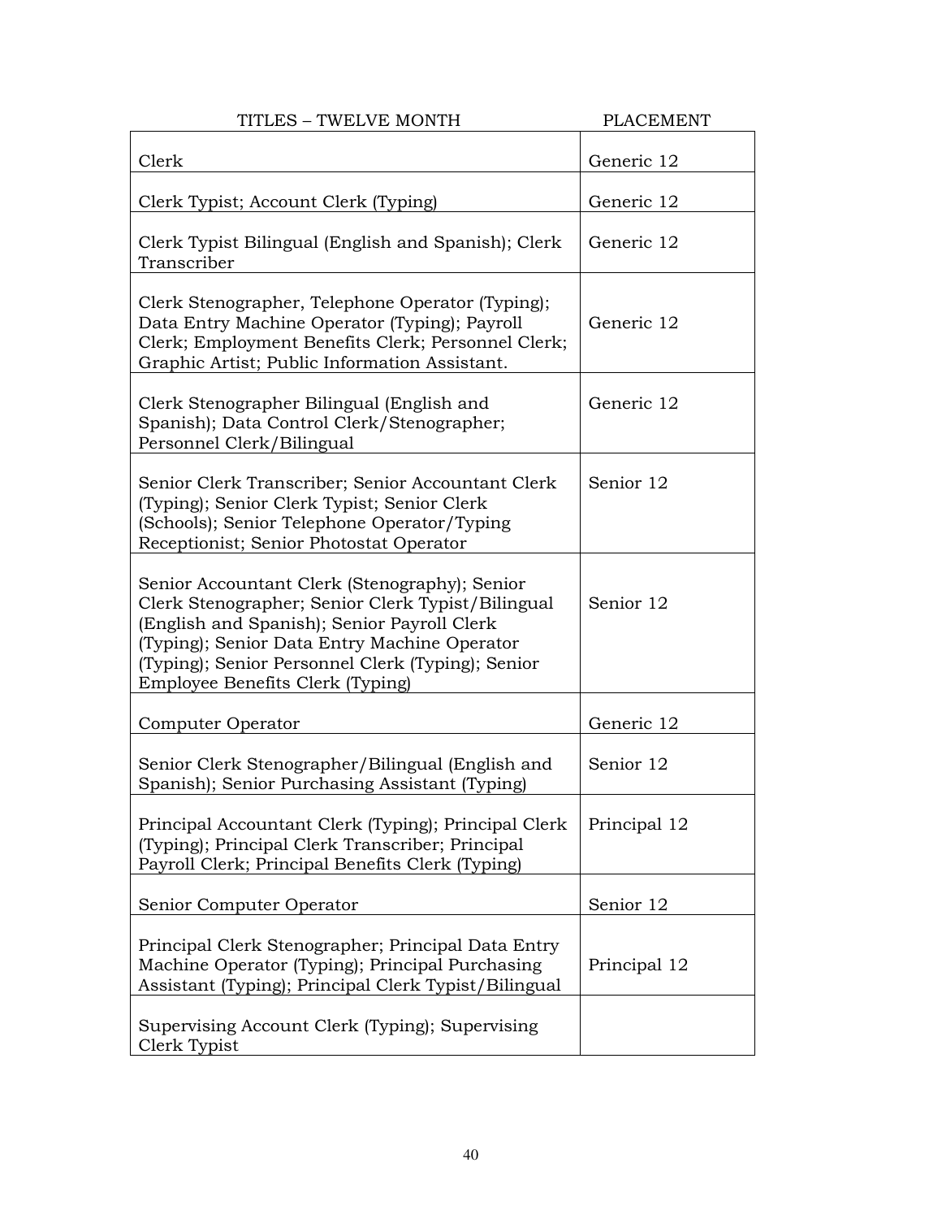| TITLES – TWELVE MONTH | PLACEMENT |
|---|---|
| Clerk | Generic 12 |
| Clerk Typist; Account Clerk (Typing) | Generic 12 |
| Clerk Typist Bilingual (English and Spanish); Clerk Transcriber | Generic 12 |
| Clerk Stenographer, Telephone Operator (Typing); Data Entry Machine Operator (Typing); Payroll Clerk; Employment Benefits Clerk; Personnel Clerk; Graphic Artist; Public Information Assistant. | Generic 12 |
| Clerk Stenographer Bilingual (English and Spanish); Data Control Clerk/Stenographer; Personnel Clerk/Bilingual | Generic 12 |
| Senior Clerk Transcriber; Senior Accountant Clerk (Typing); Senior Clerk Typist; Senior Clerk (Schools); Senior Telephone Operator/Typing Receptionist; Senior Photostat Operator | Senior 12 |
| Senior Accountant Clerk (Stenography); Senior Clerk Stenographer; Senior Clerk Typist/Bilingual (English and Spanish); Senior Payroll Clerk (Typing); Senior Data Entry Machine Operator (Typing); Senior Personnel Clerk (Typing); Senior Employee Benefits Clerk (Typing) | Senior 12 |
| Computer Operator | Generic 12 |
| Senior Clerk Stenographer/Bilingual (English and Spanish); Senior Purchasing Assistant (Typing) | Senior 12 |
| Principal Accountant Clerk (Typing); Principal Clerk (Typing); Principal Clerk Transcriber; Principal Payroll Clerk; Principal Benefits Clerk (Typing) | Principal 12 |
| Senior Computer Operator | Senior 12 |
| Principal Clerk Stenographer; Principal Data Entry Machine Operator (Typing); Principal Purchasing Assistant (Typing); Principal Clerk Typist/Bilingual | Principal 12 |
| Supervising Account Clerk (Typing); Supervising Clerk Typist | |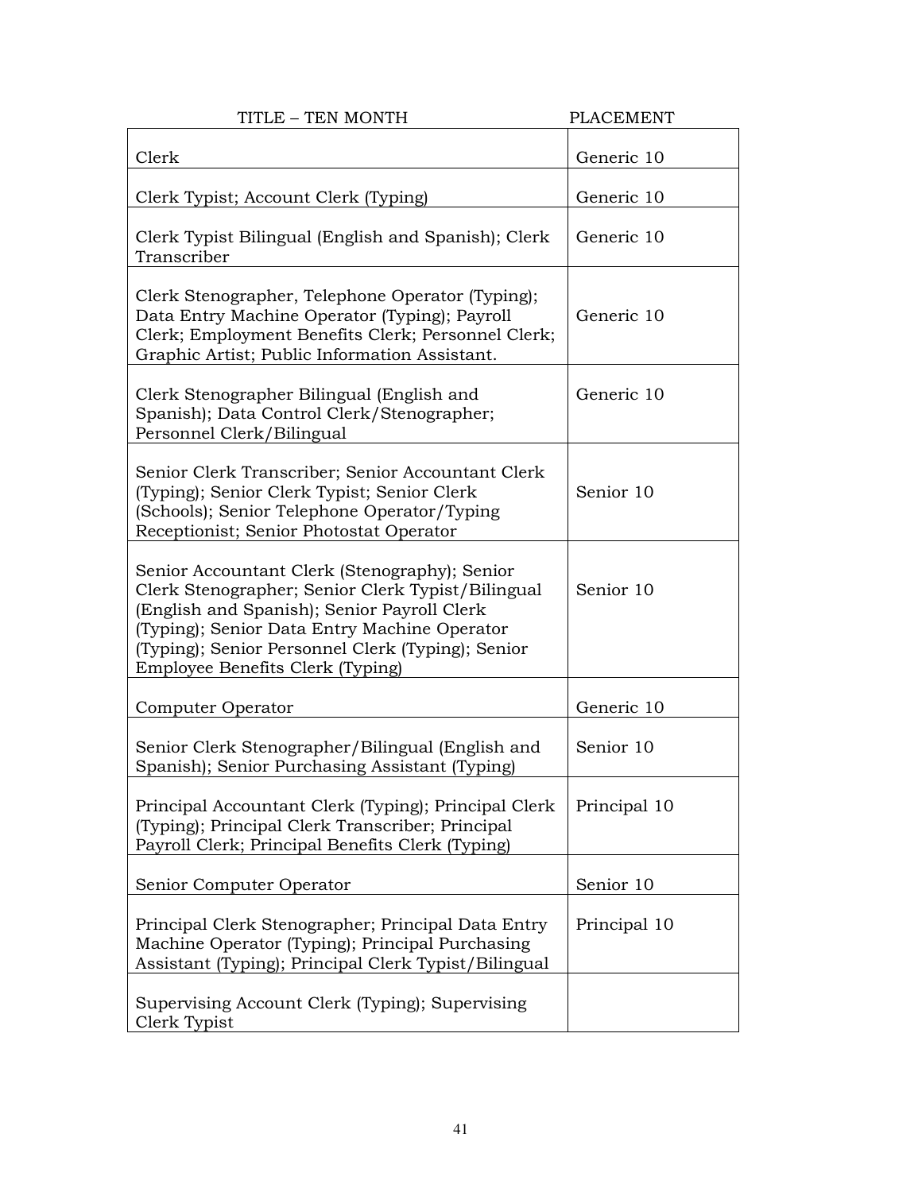| TITLE – TEN MONTH | PLACEMENT |
|---|---|
| Clerk | Generic 10 |
| Clerk Typist; Account Clerk (Typing) | Generic 10 |
| Clerk Typist Bilingual (English and Spanish); Clerk Transcriber | Generic 10 |
| Clerk Stenographer, Telephone Operator (Typing); Data Entry Machine Operator (Typing); Payroll Clerk; Employment Benefits Clerk; Personnel Clerk; Graphic Artist; Public Information Assistant. | Generic 10 |
| Clerk Stenographer Bilingual (English and Spanish); Data Control Clerk/Stenographer; Personnel Clerk/Bilingual | Generic 10 |
| Senior Clerk Transcriber; Senior Accountant Clerk (Typing); Senior Clerk Typist; Senior Clerk (Schools); Senior Telephone Operator/Typing Receptionist; Senior Photostat Operator | Senior 10 |
| Senior Accountant Clerk (Stenography); Senior Clerk Stenographer; Senior Clerk Typist/Bilingual (English and Spanish); Senior Payroll Clerk (Typing); Senior Data Entry Machine Operator (Typing); Senior Personnel Clerk (Typing); Senior Employee Benefits Clerk (Typing) | Senior 10 |
| Computer Operator | Generic 10 |
| Senior Clerk Stenographer/Bilingual (English and Spanish); Senior Purchasing Assistant (Typing) | Senior 10 |
| Principal Accountant Clerk (Typing); Principal Clerk (Typing); Principal Clerk Transcriber; Principal Payroll Clerk; Principal Benefits Clerk (Typing) | Principal 10 |
| Senior Computer Operator | Senior 10 |
| Principal Clerk Stenographer; Principal Data Entry Machine Operator (Typing); Principal Purchasing Assistant (Typing); Principal Clerk Typist/Bilingual | Principal 10 |
| Supervising Account Clerk (Typing); Supervising Clerk Typist | |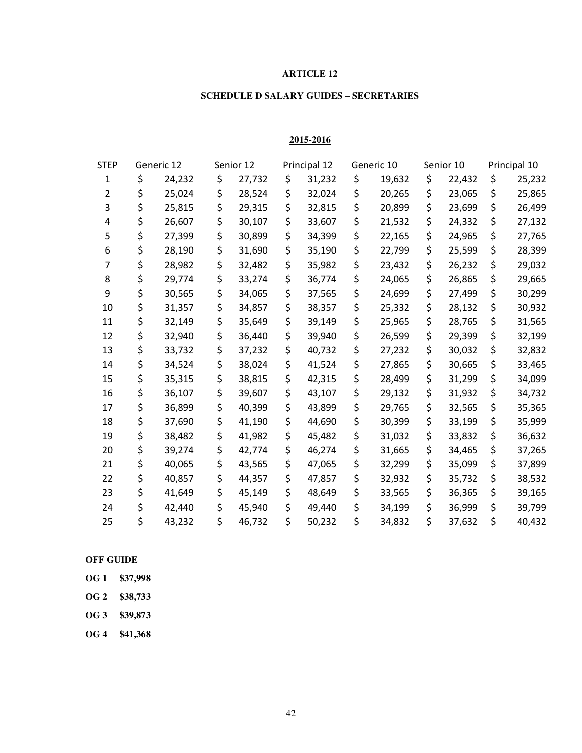**ARTICLE 12**

**SCHEDULE D SALARY GUIDES – SECRETARIES**

**2015-2016**

| STEP | Generic 12 | Senior 12 | Principal 12 | Generic 10 | Senior 10 | Principal 10 |
|---|---|---|---|---|---|---|
| 1 | $ 24,232 | $ 27,732 | $ 31,232 | $ 19,632 | $ 22,432 | $ 25,232 |
| 2 | $ 25,024 | $ 28,524 | $ 32,024 | $ 20,265 | $ 23,065 | $ 25,865 |
| 3 | $ 25,815 | $ 29,315 | $ 32,815 | $ 20,899 | $ 23,699 | $ 26,499 |
| 4 | $ 26,607 | $ 30,107 | $ 33,607 | $ 21,532 | $ 24,332 | $ 27,132 |
| 5 | $ 27,399 | $ 30,899 | $ 34,399 | $ 22,165 | $ 24,965 | $ 27,765 |
| 6 | $ 28,190 | $ 31,690 | $ 35,190 | $ 22,799 | $ 25,599 | $ 28,399 |
| 7 | $ 28,982 | $ 32,482 | $ 35,982 | $ 23,432 | $ 26,232 | $ 29,032 |
| 8 | $ 29,774 | $ 33,274 | $ 36,774 | $ 24,065 | $ 26,865 | $ 29,665 |
| 9 | $ 30,565 | $ 34,065 | $ 37,565 | $ 24,699 | $ 27,499 | $ 30,299 |
| 10 | $ 31,357 | $ 34,857 | $ 38,357 | $ 25,332 | $ 28,132 | $ 30,932 |
| 11 | $ 32,149 | $ 35,649 | $ 39,149 | $ 25,965 | $ 28,765 | $ 31,565 |
| 12 | $ 32,940 | $ 36,440 | $ 39,940 | $ 26,599 | $ 29,399 | $ 32,199 |
| 13 | $ 33,732 | $ 37,232 | $ 40,732 | $ 27,232 | $ 30,032 | $ 32,832 |
| 14 | $ 34,524 | $ 38,024 | $ 41,524 | $ 27,865 | $ 30,665 | $ 33,465 |
| 15 | $ 35,315 | $ 38,815 | $ 42,315 | $ 28,499 | $ 31,299 | $ 34,099 |
| 16 | $ 36,107 | $ 39,607 | $ 43,107 | $ 29,132 | $ 31,932 | $ 34,732 |
| 17 | $ 36,899 | $ 40,399 | $ 43,899 | $ 29,765 | $ 32,565 | $ 35,365 |
| 18 | $ 37,690 | $ 41,190 | $ 44,690 | $ 30,399 | $ 33,199 | $ 35,999 |
| 19 | $ 38,482 | $ 41,982 | $ 45,482 | $ 31,032 | $ 33,832 | $ 36,632 |
| 20 | $ 39,274 | $ 42,774 | $ 46,274 | $ 31,665 | $ 34,465 | $ 37,265 |
| 21 | $ 40,065 | $ 43,565 | $ 47,065 | $ 32,299 | $ 35,099 | $ 37,899 |
| 22 | $ 40,857 | $ 44,357 | $ 47,857 | $ 32,932 | $ 35,732 | $ 38,532 |
| 23 | $ 41,649 | $ 45,149 | $ 48,649 | $ 33,565 | $ 36,365 | $ 39,165 |
| 24 | $ 42,440 | $ 45,940 | $ 49,440 | $ 34,199 | $ 36,999 | $ 39,799 |
| 25 | $ 43,232 | $ 46,732 | $ 50,232 | $ 34,832 | $ 37,632 | $ 40,432 |

**OFF GUIDE**

**OG 1 $37,998**

**OG 2 $38,733**

**OG 3 $39,873**

**OG 4 $41,368**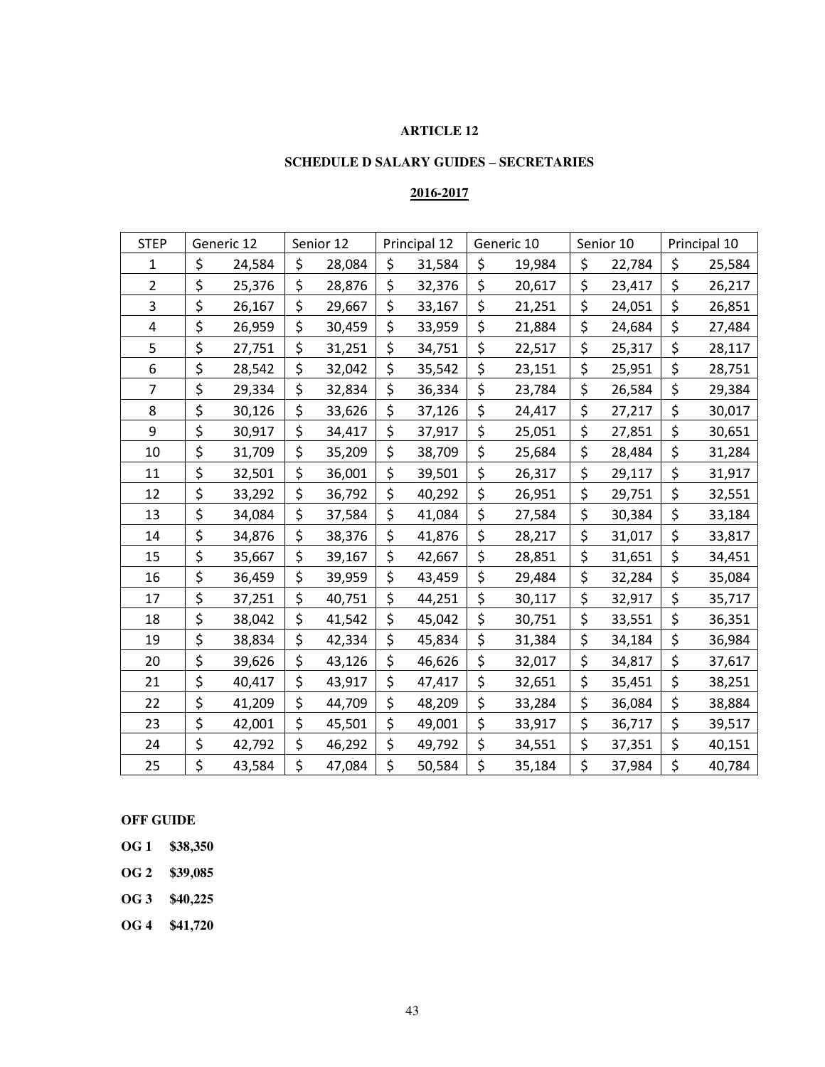# ARTICLE 12

## SCHEDULE D SALARY GUIDES – SECRETARIES

### 2016-2017

| STEP | Generic 12 | Senior 12 | Principal 12 | Generic 10 | Senior 10 | Principal 10 |
|---|---|---|---|---|---|---|
| 1 | $ 24,584 | $ 28,084 | $ 31,584 | $ 19,984 | $ 22,784 | $ 25,584 |
| 2 | $ 25,376 | $ 28,876 | $ 32,376 | $ 20,617 | $ 23,417 | $ 26,217 |
| 3 | $ 26,167 | $ 29,667 | $ 33,167 | $ 21,251 | $ 24,051 | $ 26,851 |
| 4 | $ 26,959 | $ 30,459 | $ 33,959 | $ 21,884 | $ 24,684 | $ 27,484 |
| 5 | $ 27,751 | $ 31,251 | $ 34,751 | $ 22,517 | $ 25,317 | $ 28,117 |
| 6 | $ 28,542 | $ 32,042 | $ 35,542 | $ 23,151 | $ 25,951 | $ 28,751 |
| 7 | $ 29,334 | $ 32,834 | $ 36,334 | $ 23,784 | $ 26,584 | $ 29,384 |
| 8 | $ 30,126 | $ 33,626 | $ 37,126 | $ 24,417 | $ 27,217 | $ 30,017 |
| 9 | $ 30,917 | $ 34,417 | $ 37,917 | $ 25,051 | $ 27,851 | $ 30,651 |
| 10 | $ 31,709 | $ 35,209 | $ 38,709 | $ 25,684 | $ 28,484 | $ 31,284 |
| 11 | $ 32,501 | $ 36,001 | $ 39,501 | $ 26,317 | $ 29,117 | $ 31,917 |
| 12 | $ 33,292 | $ 36,792 | $ 40,292 | $ 26,951 | $ 29,751 | $ 32,551 |
| 13 | $ 34,084 | $ 37,584 | $ 41,084 | $ 27,584 | $ 30,384 | $ 33,184 |
| 14 | $ 34,876 | $ 38,376 | $ 41,876 | $ 28,217 | $ 31,017 | $ 33,817 |
| 15 | $ 35,667 | $ 39,167 | $ 42,667 | $ 28,851 | $ 31,651 | $ 34,451 |
| 16 | $ 36,459 | $ 39,959 | $ 43,459 | $ 29,484 | $ 32,284 | $ 35,084 |
| 17 | $ 37,251 | $ 40,751 | $ 44,251 | $ 30,117 | $ 32,917 | $ 35,717 |
| 18 | $ 38,042 | $ 41,542 | $ 45,042 | $ 30,751 | $ 33,551 | $ 36,351 |
| 19 | $ 38,834 | $ 42,334 | $ 45,834 | $ 31,384 | $ 34,184 | $ 36,984 |
| 20 | $ 39,626 | $ 43,126 | $ 46,626 | $ 32,017 | $ 34,817 | $ 37,617 |
| 21 | $ 40,417 | $ 43,917 | $ 47,417 | $ 32,651 | $ 35,451 | $ 38,251 |
| 22 | $ 41,209 | $ 44,709 | $ 48,209 | $ 33,284 | $ 36,084 | $ 38,884 |
| 23 | $ 42,001 | $ 45,501 | $ 49,001 | $ 33,917 | $ 36,717 | $ 39,517 |
| 24 | $ 42,792 | $ 46,292 | $ 49,792 | $ 34,551 | $ 37,351 | $ 40,151 |
| 25 | $ 43,584 | $ 47,084 | $ 50,584 | $ 35,184 | $ 37,984 | $ 40,784 |

**OFF GUIDE**

**OG 1 $38,350**

**OG 2 $39,085**

**OG 3 $40,225**

**OG 4 $41,720**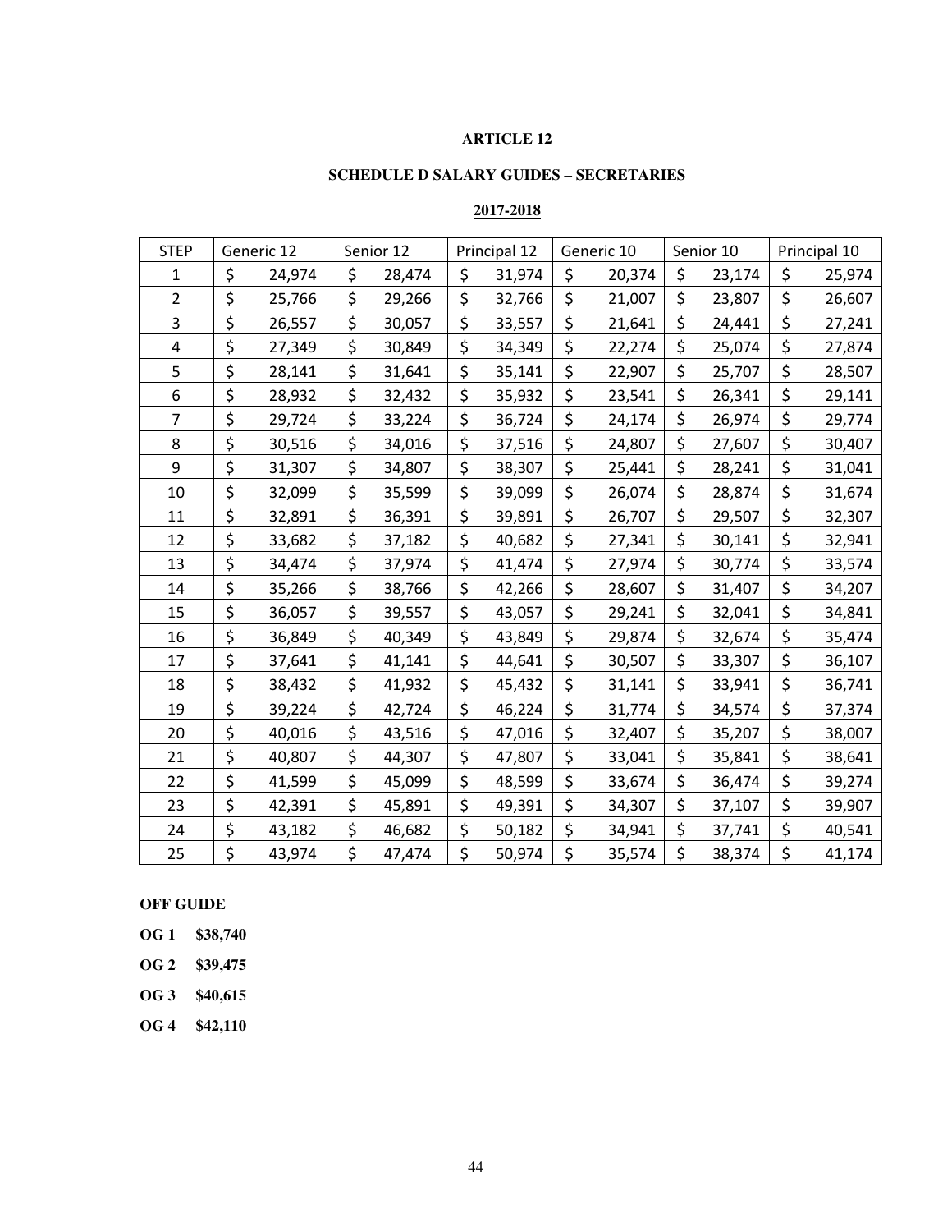**ARTICLE 12**

**SCHEDULE D SALARY GUIDES – SECRETARIES**

**2017-2018**

| STEP | Generic 12 | Senior 12 | Principal 12 | Generic 10 | Senior 10 | Principal 10 |
|---|---|---|---|---|---|---|
| 1 | $ 24,974 | $ 28,474 | $ 31,974 | $ 20,374 | $ 23,174 | $ 25,974 |
| 2 | $ 25,766 | $ 29,266 | $ 32,766 | $ 21,007 | $ 23,807 | $ 26,607 |
| 3 | $ 26,557 | $ 30,057 | $ 33,557 | $ 21,641 | $ 24,441 | $ 27,241 |
| 4 | $ 27,349 | $ 30,849 | $ 34,349 | $ 22,274 | $ 25,074 | $ 27,874 |
| 5 | $ 28,141 | $ 31,641 | $ 35,141 | $ 22,907 | $ 25,707 | $ 28,507 |
| 6 | $ 28,932 | $ 32,432 | $ 35,932 | $ 23,541 | $ 26,341 | $ 29,141 |
| 7 | $ 29,724 | $ 33,224 | $ 36,724 | $ 24,174 | $ 26,974 | $ 29,774 |
| 8 | $ 30,516 | $ 34,016 | $ 37,516 | $ 24,807 | $ 27,607 | $ 30,407 |
| 9 | $ 31,307 | $ 34,807 | $ 38,307 | $ 25,441 | $ 28,241 | $ 31,041 |
| 10 | $ 32,099 | $ 35,599 | $ 39,099 | $ 26,074 | $ 28,874 | $ 31,674 |
| 11 | $ 32,891 | $ 36,391 | $ 39,891 | $ 26,707 | $ 29,507 | $ 32,307 |
| 12 | $ 33,682 | $ 37,182 | $ 40,682 | $ 27,341 | $ 30,141 | $ 32,941 |
| 13 | $ 34,474 | $ 37,974 | $ 41,474 | $ 27,974 | $ 30,774 | $ 33,574 |
| 14 | $ 35,266 | $ 38,766 | $ 42,266 | $ 28,607 | $ 31,407 | $ 34,207 |
| 15 | $ 36,057 | $ 39,557 | $ 43,057 | $ 29,241 | $ 32,041 | $ 34,841 |
| 16 | $ 36,849 | $ 40,349 | $ 43,849 | $ 29,874 | $ 32,674 | $ 35,474 |
| 17 | $ 37,641 | $ 41,141 | $ 44,641 | $ 30,507 | $ 33,307 | $ 36,107 |
| 18 | $ 38,432 | $ 41,932 | $ 45,432 | $ 31,141 | $ 33,941 | $ 36,741 |
| 19 | $ 39,224 | $ 42,724 | $ 46,224 | $ 31,774 | $ 34,574 | $ 37,374 |
| 20 | $ 40,016 | $ 43,516 | $ 47,016 | $ 32,407 | $ 35,207 | $ 38,007 |
| 21 | $ 40,807 | $ 44,307 | $ 47,807 | $ 33,041 | $ 35,841 | $ 38,641 |
| 22 | $ 41,599 | $ 45,099 | $ 48,599 | $ 33,674 | $ 36,474 | $ 39,274 |
| 23 | $ 42,391 | $ 45,891 | $ 49,391 | $ 34,307 | $ 37,107 | $ 39,907 |
| 24 | $ 43,182 | $ 46,682 | $ 50,182 | $ 34,941 | $ 37,741 | $ 40,541 |
| 25 | $ 43,974 | $ 47,474 | $ 50,974 | $ 35,574 | $ 38,374 | $ 41,174 |

**OFF GUIDE**

**OG 1 $38,740**

**OG 2 $39,475**

**OG 3 $40,615**

**OG 4 $42,110**